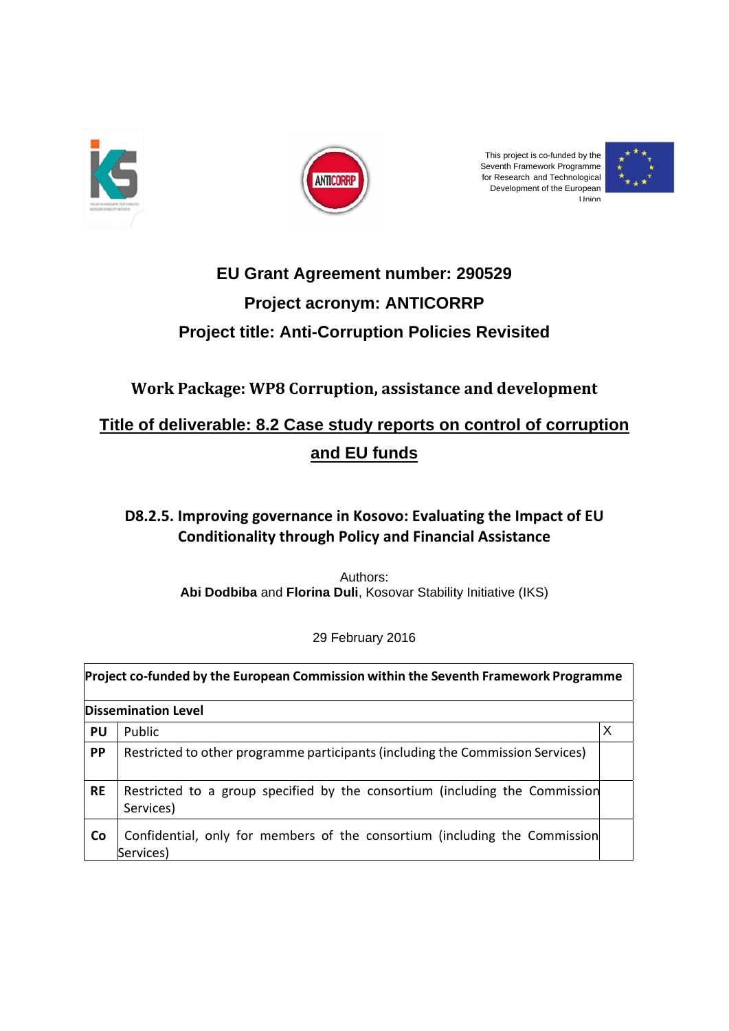This project is co-funded by the Seventh Framework Programme for Research and Technological Development of the European Union

# EU Grant Agreement number: 290529

# Project acronym: ANTICORRP

# Project title: Anti-Corruption Policies Revisited

## Work Package: WP8 Corruption, assistance and development

## Title of deliverable: 8.2 Case study reports on control of corruption and EU funds

### D8.2.5. Improving governance in Kosovo: Evaluating the Impact of EU Conditionality through Policy and Financial Assistance

Authors:
**Abi Dodbiba** and **Florina Duli**, Kosovar Stability Initiative (IKS)

29 February 2016

| **Project co-funded by the European Commission within the Seventh Framework Programme** | | |
|---|---|---|
| **Dissemination Level** | | |
| **PU** | Public | X |
| **PP** | Restricted to other programme participants (including the Commission Services) | |
| **RE** | Restricted to a group specified by the consortium (including the Commission Services) | |
| **Co** | Confidential, only for members of the consortium (including the Commission Services) | |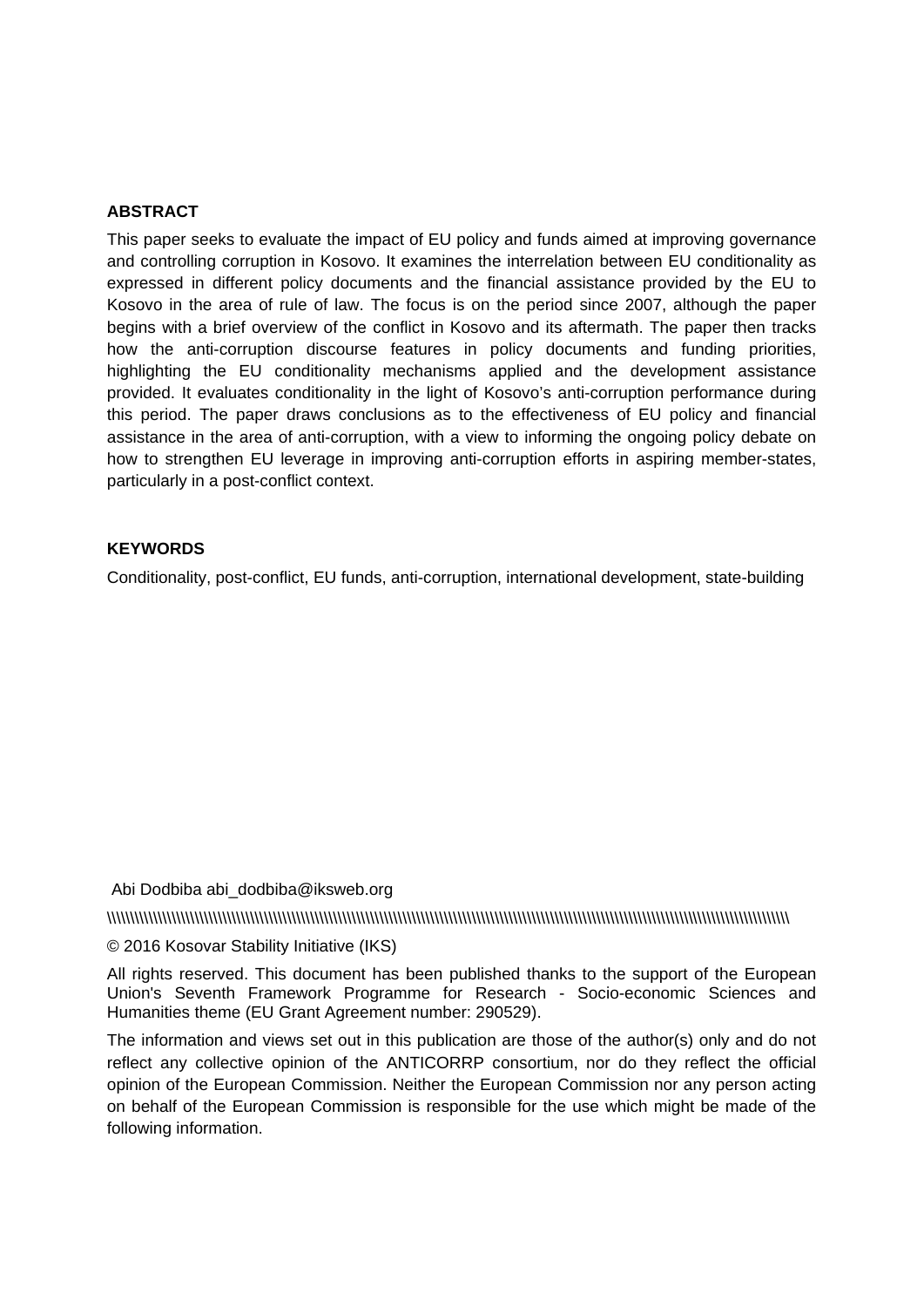**ABSTRACT**

This paper seeks to evaluate the impact of EU policy and funds aimed at improving governance and controlling corruption in Kosovo. It examines the interrelation between EU conditionality as expressed in different policy documents and the financial assistance provided by the EU to Kosovo in the area of rule of law. The focus is on the period since 2007, although the paper begins with a brief overview of the conflict in Kosovo and its aftermath. The paper then tracks how the anti-corruption discourse features in policy documents and funding priorities, highlighting the EU conditionality mechanisms applied and the development assistance provided. It evaluates conditionality in the light of Kosovo's anti-corruption performance during this period. The paper draws conclusions as to the effectiveness of EU policy and financial assistance in the area of anti-corruption, with a view to informing the ongoing policy debate on how to strengthen EU leverage in improving anti-corruption efforts in aspiring member-states, particularly in a post-conflict context.

**KEYWORDS**

Conditionality, post-conflict, EU funds, anti-corruption, international development, state-building

Abi Dodbiba abi_dodbiba@iksweb.org

\\\\\\\\\\\\\\\\\\\\\\\\\\\\\\\\\\\\\\\\\\\\\\\\\\\\\\\\\\\\\\\\\\\\\\\\\\\\\\\\\\\\\\\\\\\\\\\\\\\\\\\\\\\\\\\\\\\\\\\\\\\\\\\\\\\\\\\\\\\\\\\\\\\\\\\\\\\\\\\\\\\\\\\\\\\\\\\\\\\

© 2016 Kosovar Stability Initiative (IKS)

All rights reserved. This document has been published thanks to the support of the European Union's Seventh Framework Programme for Research - Socio-economic Sciences and Humanities theme (EU Grant Agreement number: 290529).

The information and views set out in this publication are those of the author(s) only and do not reflect any collective opinion of the ANTICORRP consortium, nor do they reflect the official opinion of the European Commission. Neither the European Commission nor any person acting on behalf of the European Commission is responsible for the use which might be made of the following information.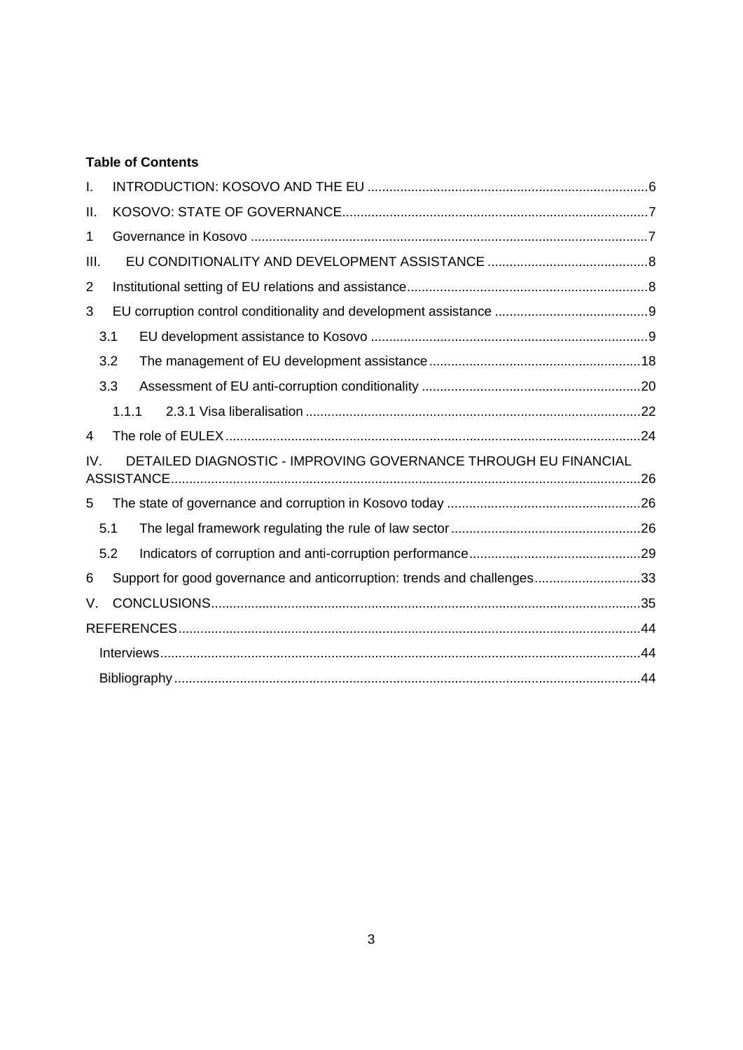**Table of Contents**

I. INTRODUCTION: KOSOVO AND THE EU ....6

II. KOSOVO: STATE OF GOVERNANCE....7

1 Governance in Kosovo ....7

III. EU CONDITIONALITY AND DEVELOPMENT ASSISTANCE ....8

2 Institutional setting of EU relations and assistance....8

3 EU corruption control conditionality and development assistance ....9

- 3.1 EU development assistance to Kosovo ....9
- 3.2 The management of EU development assistance....18
- 3.3 Assessment of EU anti-corruption conditionality ....20
  - 1.1.1 2.3.1 Visa liberalisation ....22

4 The role of EULEX....24

IV. DETAILED DIAGNOSTIC - IMPROVING GOVERNANCE THROUGH EU FINANCIAL ASSISTANCE....26

5 The state of governance and corruption in Kosovo today ....26

- 5.1 The legal framework regulating the rule of law sector....26
- 5.2 Indicators of corruption and anti-corruption performance....29

6 Support for good governance and anticorruption: trends and challenges....33

V. CONCLUSIONS....35

REFERENCES....44

- Interviews....44
- Bibliography....44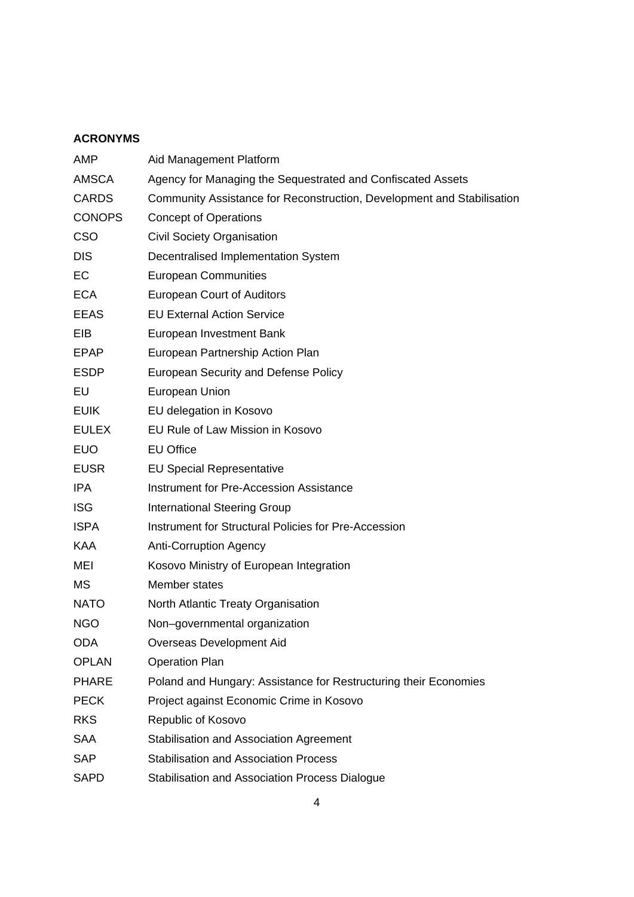**ACRONYMS**

| | |
|---|---|
| AMP | Aid Management Platform |
| AMSCA | Agency for Managing the Sequestrated and Confiscated Assets |
| CARDS | Community Assistance for Reconstruction, Development and Stabilisation |
| CONOPS | Concept of Operations |
| CSO | Civil Society Organisation |
| DIS | Decentralised Implementation System |
| EC | European Communities |
| ECA | European Court of Auditors |
| EEAS | EU External Action Service |
| EIB | European Investment Bank |
| EPAP | European Partnership Action Plan |
| ESDP | European Security and Defense Policy |
| EU | European Union |
| EUIK | EU delegation in Kosovo |
| EULEX | EU Rule of Law Mission in Kosovo |
| EUO | EU Office |
| EUSR | EU Special Representative |
| IPA | Instrument for Pre-Accession Assistance |
| ISG | International Steering Group |
| ISPA | Instrument for Structural Policies for Pre-Accession |
| KAA | Anti-Corruption Agency |
| MEI | Kosovo Ministry of European Integration |
| MS | Member states |
| NATO | North Atlantic Treaty Organisation |
| NGO | Non–governmental organization |
| ODA | Overseas Development Aid |
| OPLAN | Operation Plan |
| PHARE | Poland and Hungary: Assistance for Restructuring their Economies |
| PECK | Project against Economic Crime in Kosovo |
| RKS | Republic of Kosovo |
| SAA | Stabilisation and Association Agreement |
| SAP | Stabilisation and Association Process |
| SAPD | Stabilisation and Association Process Dialogue |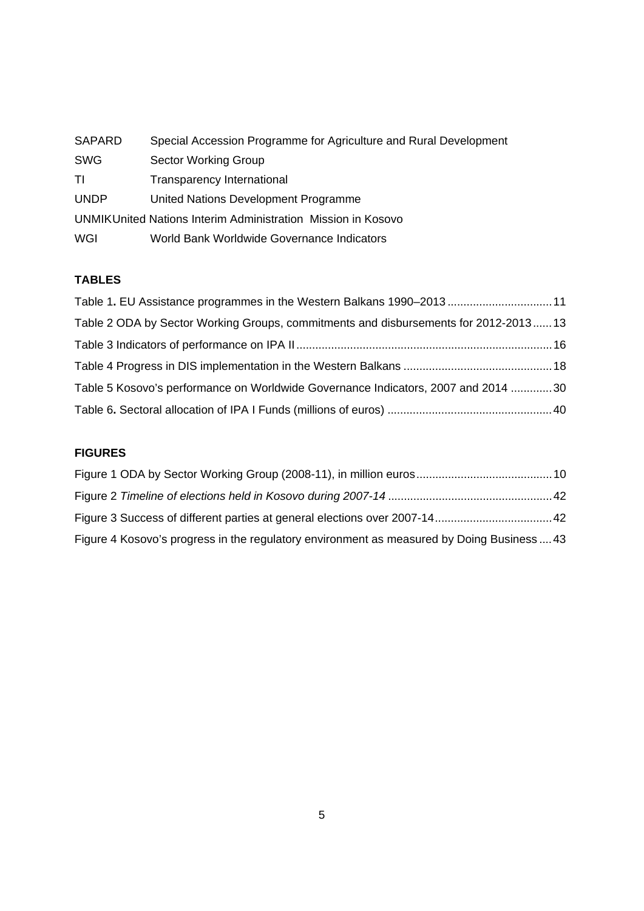| | |
|---|---|
| SAPARD | Special Accession Programme for Agriculture and Rural Development |
| SWG | Sector Working Group |
| TI | Transparency International |
| UNDP | United Nations Development Programme |
| UNMIK | United Nations Interim Administration Mission in Kosovo |
| WGI | World Bank Worldwide Governance Indicators |

**TABLES**

Table 1**.** EU Assistance programmes in the Western Balkans 1990–2013 ................................ 11
Table 2 ODA by Sector Working Groups, commitments and disbursements for 2012-2013 ...... 13
Table 3 Indicators of performance on IPA II ................................................................................ 16
Table 4 Progress in DIS implementation in the Western Balkans .............................................. 18
Table 5 Kosovo's performance on Worldwide Governance Indicators, 2007 and 2014 ............. 30
Table 6**.** Sectoral allocation of IPA I Funds (millions of euros) .................................................. 40

**FIGURES**

Figure 1 ODA by Sector Working Group (2008-11), in million euros ........................................... 10
Figure 2 *Timeline of elections held in Kosovo during 2007-14* .................................................. 42
Figure 3 Success of different parties at general elections over 2007-14 .................................... 42
Figure 4 Kosovo's progress in the regulatory environment as measured by Doing Business .... 43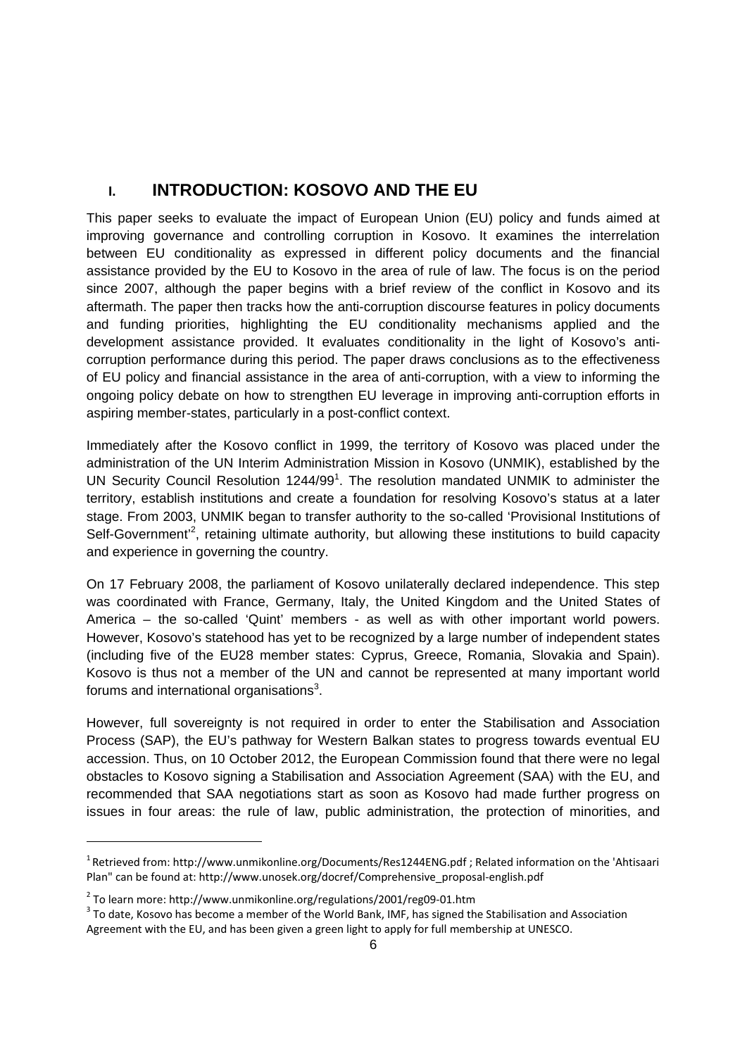# I. INTRODUCTION: KOSOVO AND THE EU

This paper seeks to evaluate the impact of European Union (EU) policy and funds aimed at improving governance and controlling corruption in Kosovo. It examines the interrelation between EU conditionality as expressed in different policy documents and the financial assistance provided by the EU to Kosovo in the area of rule of law. The focus is on the period since 2007, although the paper begins with a brief review of the conflict in Kosovo and its aftermath. The paper then tracks how the anti-corruption discourse features in policy documents and funding priorities, highlighting the EU conditionality mechanisms applied and the development assistance provided. It evaluates conditionality in the light of Kosovo's anti-corruption performance during this period. The paper draws conclusions as to the effectiveness of EU policy and financial assistance in the area of anti-corruption, with a view to informing the ongoing policy debate on how to strengthen EU leverage in improving anti-corruption efforts in aspiring member-states, particularly in a post-conflict context.

Immediately after the Kosovo conflict in 1999, the territory of Kosovo was placed under the administration of the UN Interim Administration Mission in Kosovo (UNMIK), established by the UN Security Council Resolution 1244/99[1]. The resolution mandated UNMIK to administer the territory, establish institutions and create a foundation for resolving Kosovo's status at a later stage. From 2003, UNMIK began to transfer authority to the so-called 'Provisional Institutions of Self-Government'[2], retaining ultimate authority, but allowing these institutions to build capacity and experience in governing the country.

On 17 February 2008, the parliament of Kosovo unilaterally declared independence. This step was coordinated with France, Germany, Italy, the United Kingdom and the United States of America – the so-called 'Quint' members - as well as with other important world powers. However, Kosovo's statehood has yet to be recognized by a large number of independent states (including five of the EU28 member states: Cyprus, Greece, Romania, Slovakia and Spain). Kosovo is thus not a member of the UN and cannot be represented at many important world forums and international organisations[3].

However, full sovereignty is not required in order to enter the Stabilisation and Association Process (SAP), the EU's pathway for Western Balkan states to progress towards eventual EU accession. Thus, on 10 October 2012, the European Commission found that there were no legal obstacles to Kosovo signing a Stabilisation and Association Agreement (SAA) with the EU, and recommended that SAA negotiations start as soon as Kosovo had made further progress on issues in four areas: the rule of law, public administration, the protection of minorities, and

---

[1] Retrieved from: http://www.unmikonline.org/Documents/Res1244ENG.pdf ; Related information on the 'Ahtisaari Plan" can be found at: http://www.unosek.org/docref/Comprehensive_proposal-english.pdf

[2] To learn more: http://www.unmikonline.org/regulations/2001/reg09-01.htm

[3] To date, Kosovo has become a member of the World Bank, IMF, has signed the Stabilisation and Association Agreement with the EU, and has been given a green light to apply for full membership at UNESCO.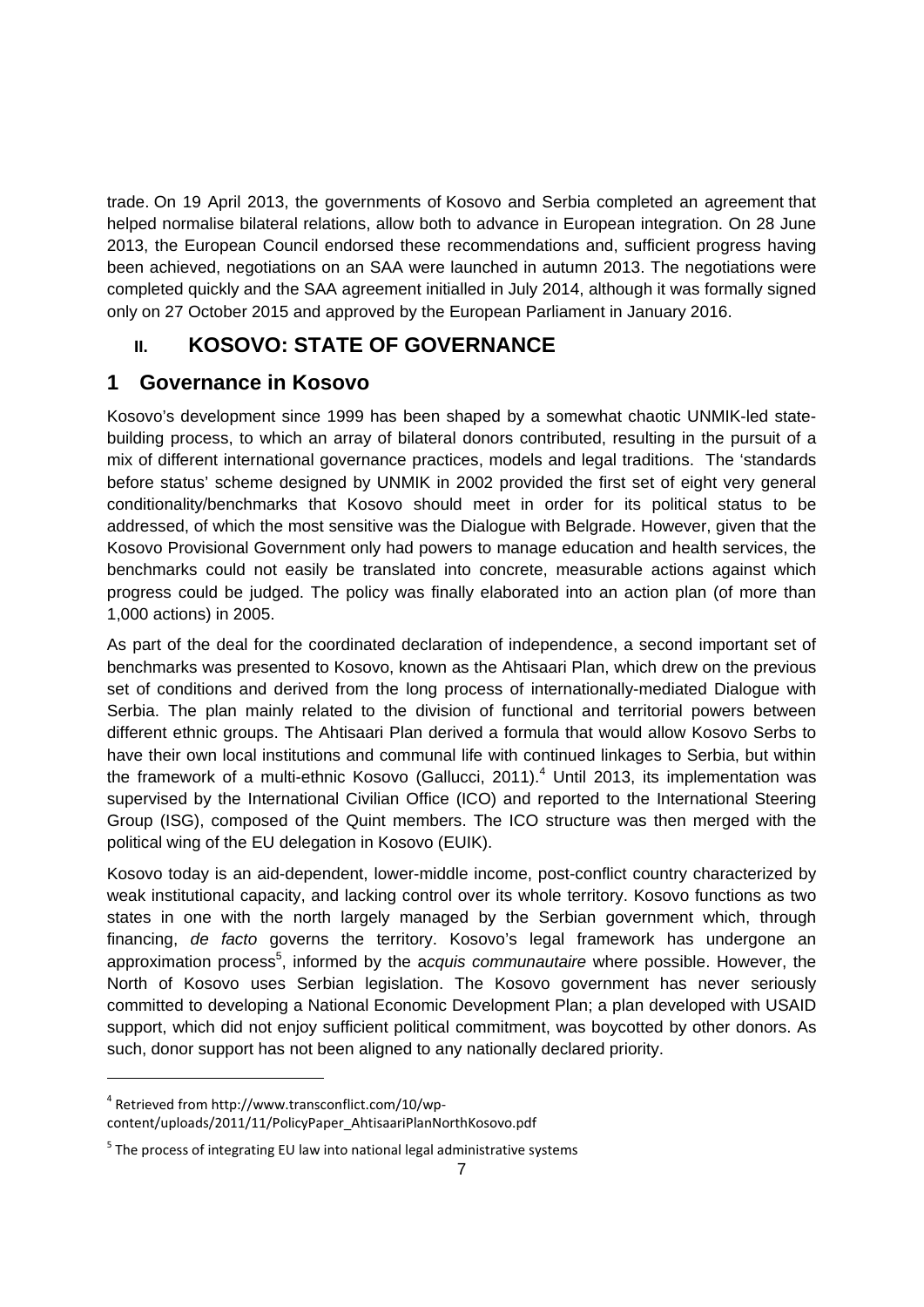trade. On 19 April 2013, the governments of Kosovo and Serbia completed an agreement that helped normalise bilateral relations, allow both to advance in European integration. On 28 June 2013, the European Council endorsed these recommendations and, sufficient progress having been achieved, negotiations on an SAA were launched in autumn 2013. The negotiations were completed quickly and the SAA agreement initialled in July 2014, although it was formally signed only on 27 October 2015 and approved by the European Parliament in January 2016.

# II. KOSOVO: STATE OF GOVERNANCE

## 1 Governance in Kosovo

Kosovo's development since 1999 has been shaped by a somewhat chaotic UNMIK-led state-building process, to which an array of bilateral donors contributed, resulting in the pursuit of a mix of different international governance practices, models and legal traditions. The 'standards before status' scheme designed by UNMIK in 2002 provided the first set of eight very general conditionality/benchmarks that Kosovo should meet in order for its political status to be addressed, of which the most sensitive was the Dialogue with Belgrade. However, given that the Kosovo Provisional Government only had powers to manage education and health services, the benchmarks could not easily be translated into concrete, measurable actions against which progress could be judged. The policy was finally elaborated into an action plan (of more than 1,000 actions) in 2005.

As part of the deal for the coordinated declaration of independence, a second important set of benchmarks was presented to Kosovo, known as the Ahtisaari Plan, which drew on the previous set of conditions and derived from the long process of internationally-mediated Dialogue with Serbia. The plan mainly related to the division of functional and territorial powers between different ethnic groups. The Ahtisaari Plan derived a formula that would allow Kosovo Serbs to have their own local institutions and communal life with continued linkages to Serbia, but within the framework of a multi-ethnic Kosovo (Gallucci, 2011).[4] Until 2013, its implementation was supervised by the International Civilian Office (ICO) and reported to the International Steering Group (ISG), composed of the Quint members. The ICO structure was then merged with the political wing of the EU delegation in Kosovo (EUIK).

Kosovo today is an aid-dependent, lower-middle income, post-conflict country characterized by weak institutional capacity, and lacking control over its whole territory. Kosovo functions as two states in one with the north largely managed by the Serbian government which, through financing, *de facto* governs the territory. Kosovo's legal framework has undergone an approximation process[5], informed by the a*cquis communautaire* where possible. However, the North of Kosovo uses Serbian legislation. The Kosovo government has never seriously committed to developing a National Economic Development Plan; a plan developed with USAID support, which did not enjoy sufficient political commitment, was boycotted by other donors. As such, donor support has not been aligned to any nationally declared priority.

---

[4] Retrieved from http://www.transconflict.com/10/wp-content/uploads/2011/11/PolicyPaper_AhtisaariPlanNorthKosovo.pdf

[5] The process of integrating EU law into national legal administrative systems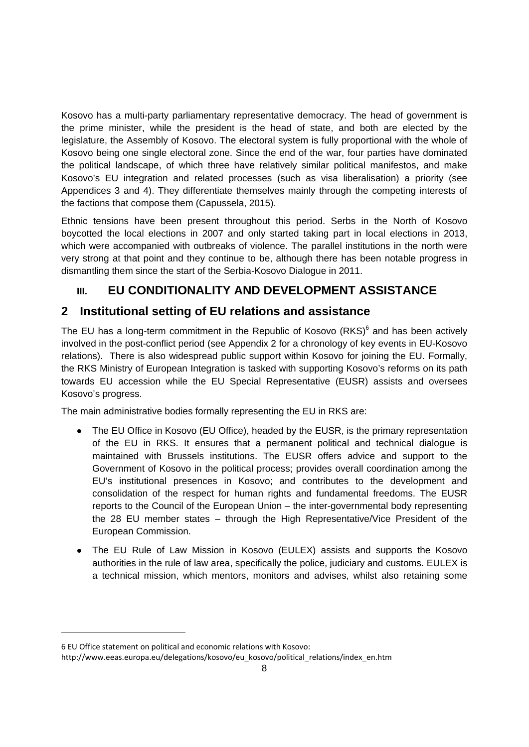Kosovo has a multi-party parliamentary representative democracy. The head of government is the prime minister, while the president is the head of state, and both are elected by the legislature, the Assembly of Kosovo. The electoral system is fully proportional with the whole of Kosovo being one single electoral zone. Since the end of the war, four parties have dominated the political landscape, of which three have relatively similar political manifestos, and make Kosovo's EU integration and related processes (such as visa liberalisation) a priority (see Appendices 3 and 4). They differentiate themselves mainly through the competing interests of the factions that compose them (Capussela, 2015).

Ethnic tensions have been present throughout this period. Serbs in the North of Kosovo boycotted the local elections in 2007 and only started taking part in local elections in 2013, which were accompanied with outbreaks of violence. The parallel institutions in the north were very strong at that point and they continue to be, although there has been notable progress in dismantling them since the start of the Serbia-Kosovo Dialogue in 2011.

# III. EU CONDITIONALITY AND DEVELOPMENT ASSISTANCE

## 2 Institutional setting of EU relations and assistance

The EU has a long-term commitment in the Republic of Kosovo (RKS)[6] and has been actively involved in the post-conflict period (see Appendix 2 for a chronology of key events in EU-Kosovo relations). There is also widespread public support within Kosovo for joining the EU. Formally, the RKS Ministry of European Integration is tasked with supporting Kosovo's reforms on its path towards EU accession while the EU Special Representative (EUSR) assists and oversees Kosovo's progress.

The main administrative bodies formally representing the EU in RKS are:

- The EU Office in Kosovo (EU Office), headed by the EUSR, is the primary representation of the EU in RKS. It ensures that a permanent political and technical dialogue is maintained with Brussels institutions. The EUSR offers advice and support to the Government of Kosovo in the political process; provides overall coordination among the EU's institutional presences in Kosovo; and contributes to the development and consolidation of the respect for human rights and fundamental freedoms. The EUSR reports to the Council of the European Union – the inter-governmental body representing the 28 EU member states – through the High Representative/Vice President of the European Commission.
- The EU Rule of Law Mission in Kosovo (EULEX) assists and supports the Kosovo authorities in the rule of law area, specifically the police, judiciary and customs. EULEX is a technical mission, which mentors, monitors and advises, whilst also retaining some

6 EU Office statement on political and economic relations with Kosovo: http://www.eeas.europa.eu/delegations/kosovo/eu_kosovo/political_relations/index_en.htm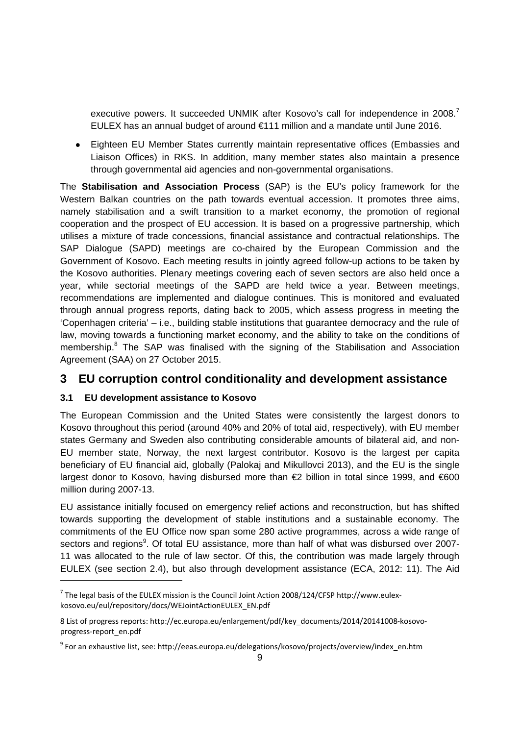executive powers. It succeeded UNMIK after Kosovo's call for independence in 2008.[7] EULEX has an annual budget of around €111 million and a mandate until June 2016.

- Eighteen EU Member States currently maintain representative offices (Embassies and Liaison Offices) in RKS. In addition, many member states also maintain a presence through governmental aid agencies and non-governmental organisations.

The **Stabilisation and Association Process** (SAP) is the EU's policy framework for the Western Balkan countries on the path towards eventual accession. It promotes three aims, namely stabilisation and a swift transition to a market economy, the promotion of regional cooperation and the prospect of EU accession. It is based on a progressive partnership, which utilises a mixture of trade concessions, financial assistance and contractual relationships. The SAP Dialogue (SAPD) meetings are co-chaired by the European Commission and the Government of Kosovo. Each meeting results in jointly agreed follow-up actions to be taken by the Kosovo authorities. Plenary meetings covering each of seven sectors are also held once a year, while sectorial meetings of the SAPD are held twice a year. Between meetings, recommendations are implemented and dialogue continues. This is monitored and evaluated through annual progress reports, dating back to 2005, which assess progress in meeting the 'Copenhagen criteria' – i.e., building stable institutions that guarantee democracy and the rule of law, moving towards a functioning market economy, and the ability to take on the conditions of membership.[8] The SAP was finalised with the signing of the Stabilisation and Association Agreement (SAA) on 27 October 2015.

## 3 EU corruption control conditionality and development assistance

### 3.1 EU development assistance to Kosovo

The European Commission and the United States were consistently the largest donors to Kosovo throughout this period (around 40% and 20% of total aid, respectively), with EU member states Germany and Sweden also contributing considerable amounts of bilateral aid, and non-EU member state, Norway, the next largest contributor. Kosovo is the largest per capita beneficiary of EU financial aid, globally (Palokaj and Mikullovci 2013), and the EU is the single largest donor to Kosovo, having disbursed more than €2 billion in total since 1999, and €600 million during 2007-13.

EU assistance initially focused on emergency relief actions and reconstruction, but has shifted towards supporting the development of stable institutions and a sustainable economy. The commitments of the EU Office now span some 280 active programmes, across a wide range of sectors and regions[9]. Of total EU assistance, more than half of what was disbursed over 2007-11 was allocated to the rule of law sector. Of this, the contribution was made largely through EULEX (see section 2.4), but also through development assistance (ECA, 2012: 11). The Aid

---

[7] The legal basis of the EULEX mission is the Council Joint Action 2008/124/CFSP http://www.eulex-kosovo.eu/eul/repository/docs/WEJointActionEULEX_EN.pdf

[8] List of progress reports: http://ec.europa.eu/enlargement/pdf/key_documents/2014/20141008-kosovo-progress-report_en.pdf

[9] For an exhaustive list, see: http://eeas.europa.eu/delegations/kosovo/projects/overview/index_en.htm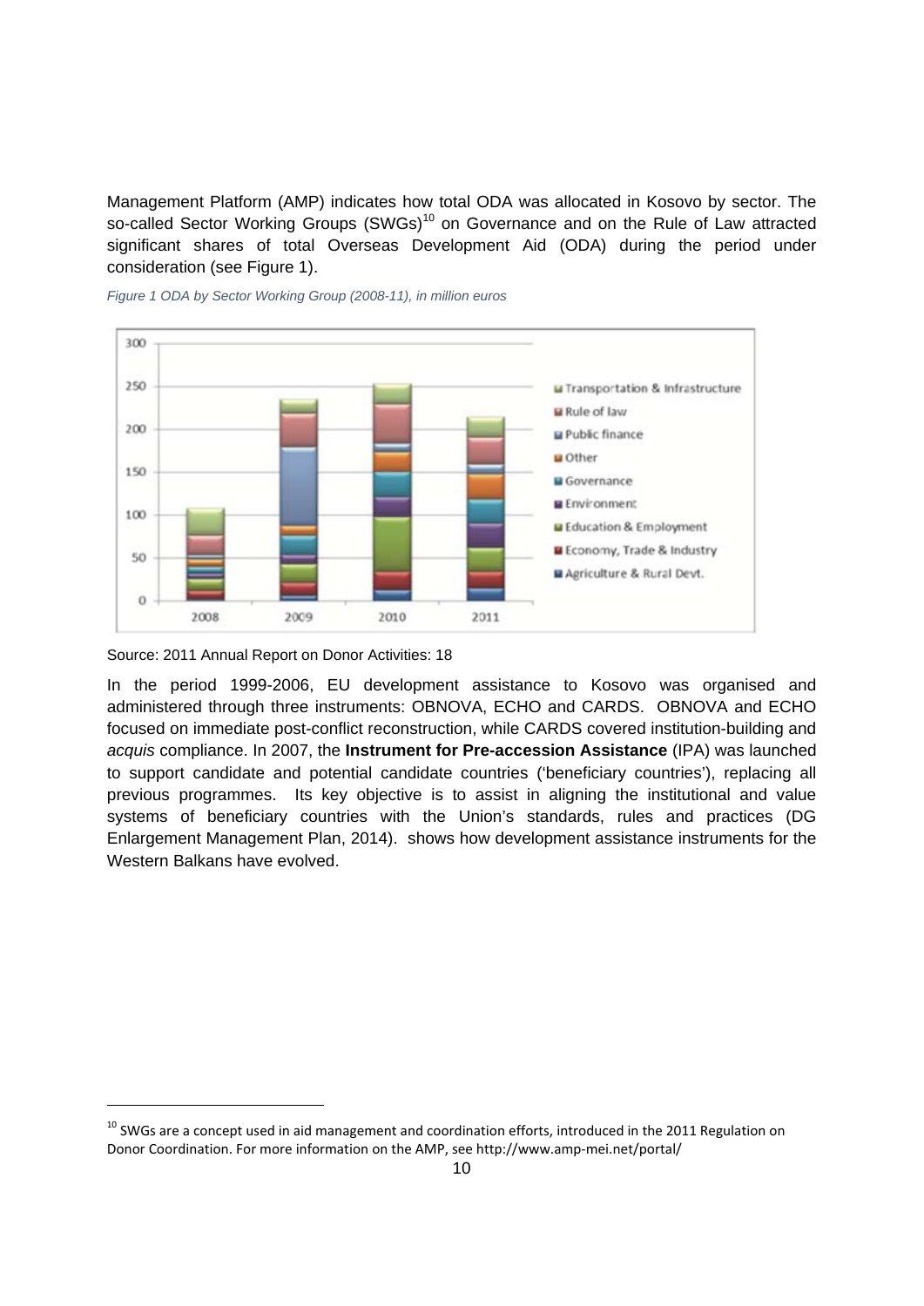Management Platform (AMP) indicates how total ODA was allocated in Kosovo by sector. The so-called Sector Working Groups (SWGs)[10] on Governance and on the Rule of Law attracted significant shares of total Overseas Development Aid (ODA) during the period under consideration (see Figure 1).

*Figure 1 ODA by Sector Working Group (2008-11), in million euros*

Source: 2011 Annual Report on Donor Activities: 18

In the period 1999-2006, EU development assistance to Kosovo was organised and administered through three instruments: OBNOVA, ECHO and CARDS. OBNOVA and ECHO focused on immediate post-conflict reconstruction, while CARDS covered institution-building and *acquis* compliance. In 2007, the **Instrument for Pre-accession Assistance** (IPA) was launched to support candidate and potential candidate countries ('beneficiary countries'), replacing all previous programmes. Its key objective is to assist in aligning the institutional and value systems of beneficiary countries with the Union's standards, rules and practices (DG Enlargement Management Plan, 2014). shows how development assistance instruments for the Western Balkans have evolved.

[10] SWGs are a concept used in aid management and coordination efforts, introduced in the 2011 Regulation on Donor Coordination. For more information on the AMP, see http://www.amp-mei.net/portal/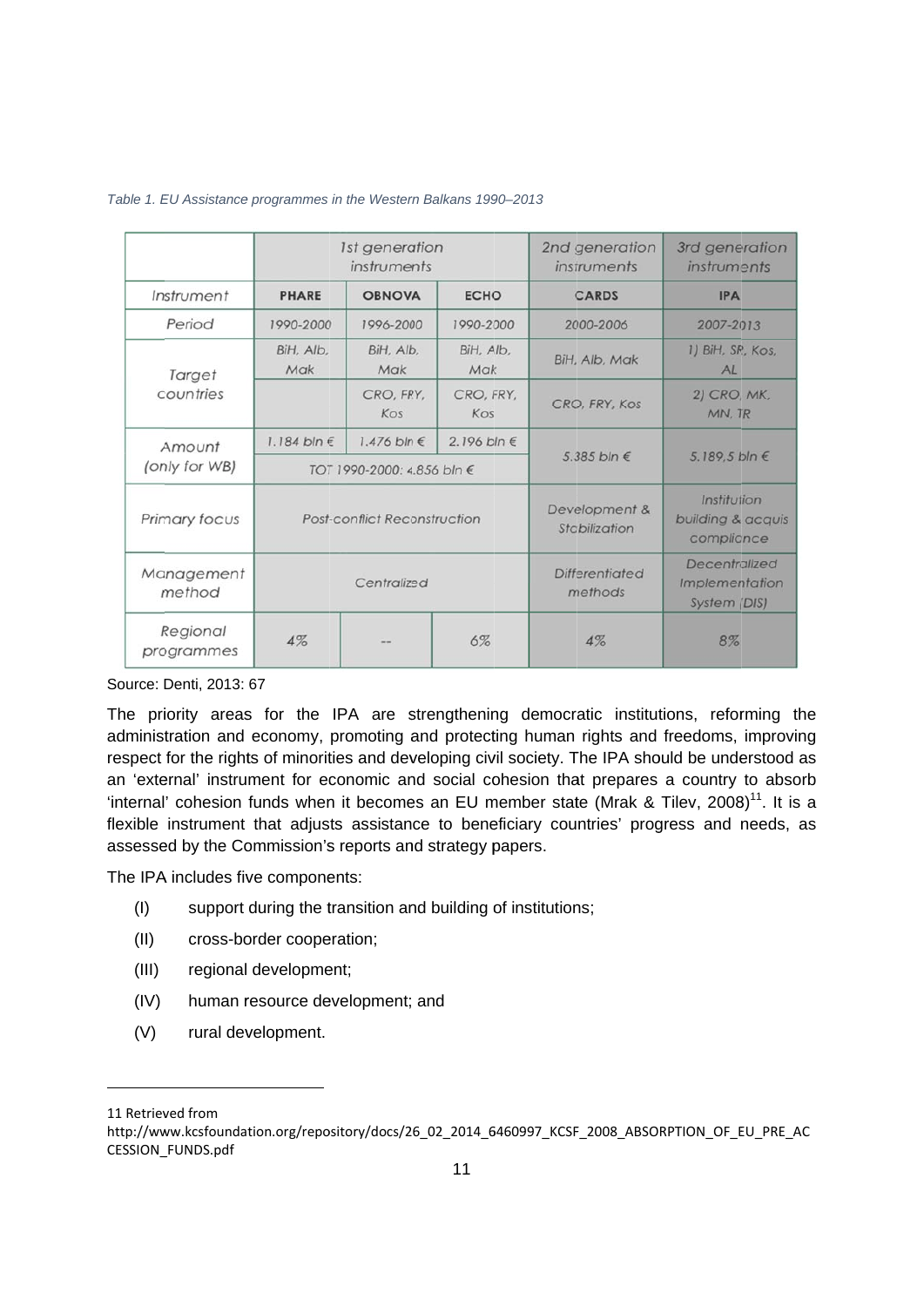*Table 1. EU Assistance programmes in the Western Balkans 1990–2013*

| | 1st generation instruments | | | 2nd generation instruments | 3rd generation instruments |
|---|---|---|---|---|---|
| Instrument | **PHARE** | **OBNOVA** | **ECHO** | **CARDS** | **IPA** |
| Period | 1990-2000 | 1996-2000 | 1990-2000 | 2000-2006 | 2007-2013 |
| Target countries | BiH, Alb, Mak | BiH, Alb, Mak | BiH, Alb, Mak | BiH, Alb, Mak | 1) BiH, SR, Kos, AL |
| | | CRO, FRY, Kos | CRO, FRY, Kos | CRO, FRY, Kos | 2) CRO, MK, MN, TR |
| Amount (only for WB) | 1.184 bln € | 1.476 bln € | 2.196 bln € | 5.385 bln € | 5.189,5 bln € |
| | TOT 1990-2000: 4.856 bln € | | | | |
| Primary focus | Post-conflict Reconstruction | | | Development & Stabilization | Institution building & acquis compliance |
| Management method | Centralized | | | Differentiated methods | Decentralized Implementation System (DIS) |
| Regional programmes | 4% | -- | 6% | 4% | 8% |

Source: Denti, 2013: 67

The priority areas for the IPA are strengthening democratic institutions, reforming the administration and economy, promoting and protecting human rights and freedoms, improving respect for the rights of minorities and developing civil society. The IPA should be understood as an 'external' instrument for economic and social cohesion that prepares a country to absorb 'internal' cohesion funds when it becomes an EU member state (Mrak & Tilev, 2008)[11]. It is a flexible instrument that adjusts assistance to beneficiary countries' progress and needs, as assessed by the Commission's reports and strategy papers.

The IPA includes five components:

(I) support during the transition and building of institutions;

(II) cross-border cooperation;

(III) regional development;

(IV) human resource development; and

(V) rural development.

---

11 Retrieved from http://www.kcsfoundation.org/repository/docs/26_02_2014_6460997_KCSF_2008_ABSORPTION_OF_EU_PRE_ACCESSION_FUNDS.pdf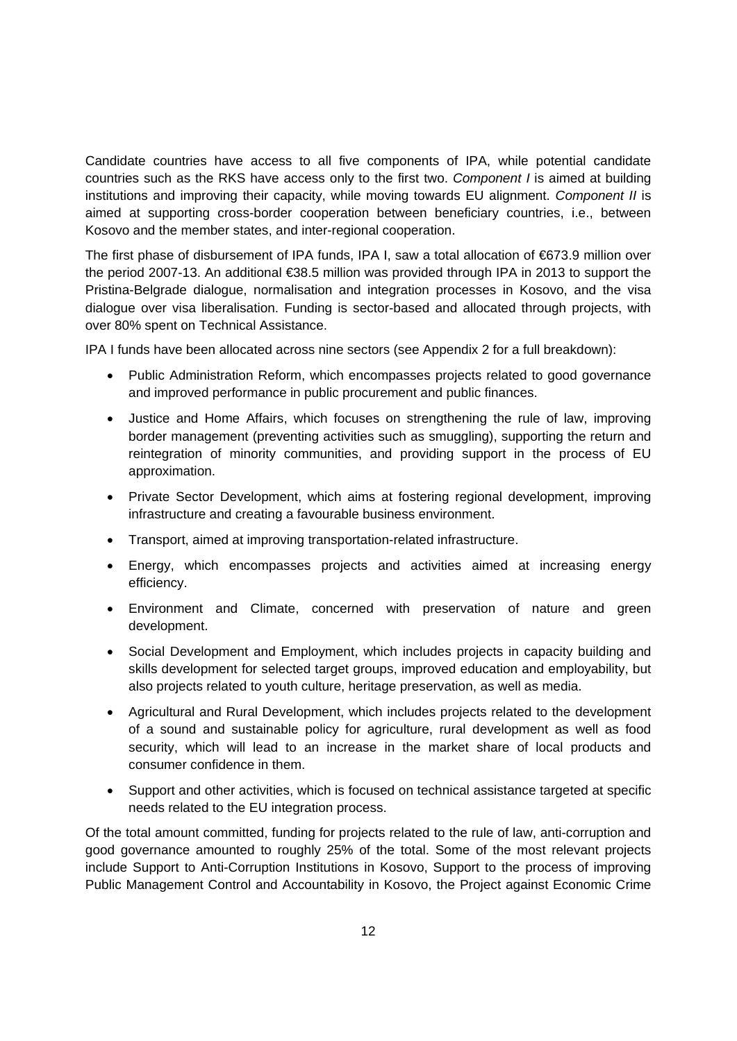Candidate countries have access to all five components of IPA, while potential candidate countries such as the RKS have access only to the first two. *Component I* is aimed at building institutions and improving their capacity, while moving towards EU alignment. *Component II* is aimed at supporting cross-border cooperation between beneficiary countries, i.e., between Kosovo and the member states, and inter-regional cooperation.

The first phase of disbursement of IPA funds, IPA I, saw a total allocation of €673.9 million over the period 2007-13. An additional €38.5 million was provided through IPA in 2013 to support the Pristina-Belgrade dialogue, normalisation and integration processes in Kosovo, and the visa dialogue over visa liberalisation. Funding is sector-based and allocated through projects, with over 80% spent on Technical Assistance.

IPA I funds have been allocated across nine sectors (see Appendix 2 for a full breakdown):

- Public Administration Reform, which encompasses projects related to good governance and improved performance in public procurement and public finances.
- Justice and Home Affairs, which focuses on strengthening the rule of law, improving border management (preventing activities such as smuggling), supporting the return and reintegration of minority communities, and providing support in the process of EU approximation.
- Private Sector Development, which aims at fostering regional development, improving infrastructure and creating a favourable business environment.
- Transport, aimed at improving transportation-related infrastructure.
- Energy, which encompasses projects and activities aimed at increasing energy efficiency.
- Environment and Climate, concerned with preservation of nature and green development.
- Social Development and Employment, which includes projects in capacity building and skills development for selected target groups, improved education and employability, but also projects related to youth culture, heritage preservation, as well as media.
- Agricultural and Rural Development, which includes projects related to the development of a sound and sustainable policy for agriculture, rural development as well as food security, which will lead to an increase in the market share of local products and consumer confidence in them.
- Support and other activities, which is focused on technical assistance targeted at specific needs related to the EU integration process.

Of the total amount committed, funding for projects related to the rule of law, anti-corruption and good governance amounted to roughly 25% of the total. Some of the most relevant projects include Support to Anti-Corruption Institutions in Kosovo, Support to the process of improving Public Management Control and Accountability in Kosovo, the Project against Economic Crime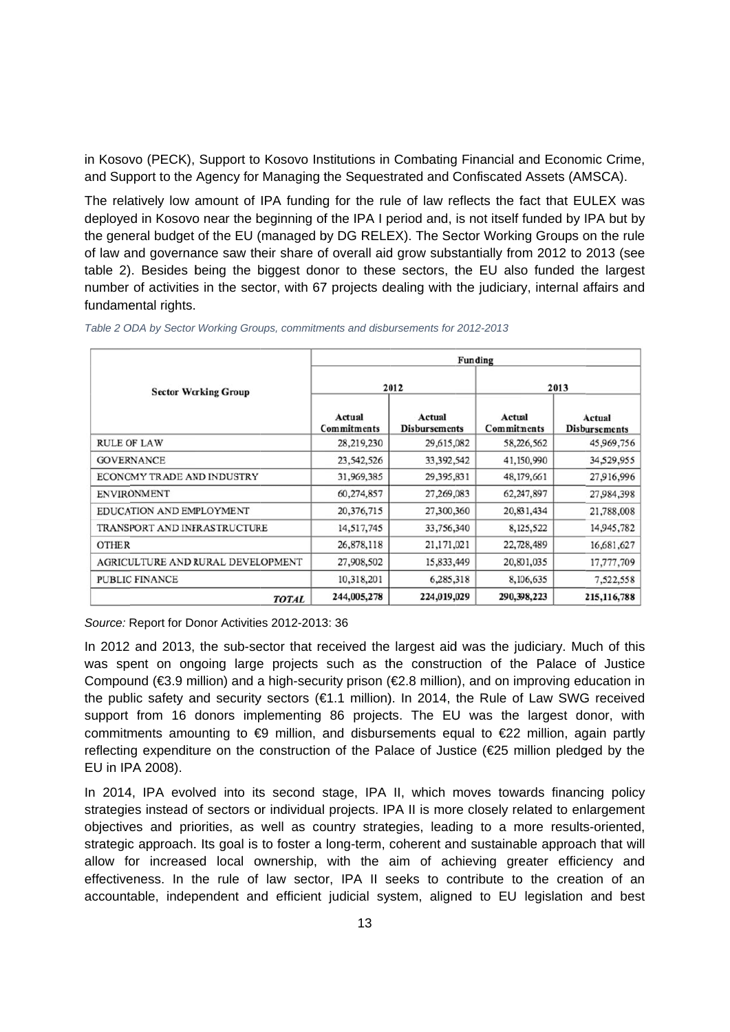in Kosovo (PECK), Support to Kosovo Institutions in Combating Financial and Economic Crime, and Support to the Agency for Managing the Sequestrated and Confiscated Assets (AMSCA).

The relatively low amount of IPA funding for the rule of law reflects the fact that EULEX was deployed in Kosovo near the beginning of the IPA I period and, is not itself funded by IPA but by the general budget of the EU (managed by DG RELEX). The Sector Working Groups on the rule of law and governance saw their share of overall aid grow substantially from 2012 to 2013 (see table 2). Besides being the biggest donor to these sectors, the EU also funded the largest number of activities in the sector, with 67 projects dealing with the judiciary, internal affairs and fundamental rights.

*Table 2 ODA by Sector Working Groups, commitments and disbursements for 2012-2013*

| Sector Working Group | Funding | | | |
|---|---|---|---|---|
| | 2012 | | 2013 | |
| | Actual Commitments | Actual Disbursements | Actual Commitments | Actual Disbursements |
| RULE OF LAW | 28,219,230 | 29,615,082 | 58,226,562 | 45,969,756 |
| GOVERNANCE | 23,542,526 | 33,392,542 | 41,150,990 | 34,529,955 |
| ECONOMY TRADE AND INDUSTRY | 31,969,385 | 29,395,831 | 48,179,661 | 27,916,996 |
| ENVIRONMENT | 60,274,857 | 27,269,083 | 62,247,897 | 27,984,398 |
| EDUCATION AND EMPLOYMENT | 20,376,715 | 27,300,360 | 20,831,434 | 21,788,008 |
| TRANSPORT AND INFRASTRUCTURE | 14,517,745 | 33,756,340 | 8,125,522 | 14,945,782 |
| OTHER | 26,878,118 | 21,171,021 | 22,728,489 | 16,681,627 |
| AGRICULTURE AND RURAL DEVELOPMENT | 27,908,502 | 15,833,449 | 20,801,035 | 17,777,709 |
| PUBLIC FINANCE | 10,318,201 | 6,285,318 | 8,106,635 | 7,522,558 |
| ***TOTAL*** | **244,005,278** | **224,019,029** | **290,398,223** | **215,116,788** |

*Source:* Report for Donor Activities 2012-2013: 36

In 2012 and 2013, the sub-sector that received the largest aid was the judiciary. Much of this was spent on ongoing large projects such as the construction of the Palace of Justice Compound (€3.9 million) and a high-security prison (€2.8 million), and on improving education in the public safety and security sectors (€1.1 million). In 2014, the Rule of Law SWG received support from 16 donors implementing 86 projects. The EU was the largest donor, with commitments amounting to €9 million, and disbursements equal to €22 million, again partly reflecting expenditure on the construction of the Palace of Justice (€25 million pledged by the EU in IPA 2008).

In 2014, IPA evolved into its second stage, IPA II, which moves towards financing policy strategies instead of sectors or individual projects. IPA II is more closely related to enlargement objectives and priorities, as well as country strategies, leading to a more results-oriented, strategic approach. Its goal is to foster a long-term, coherent and sustainable approach that will allow for increased local ownership, with the aim of achieving greater efficiency and effectiveness. In the rule of law sector, IPA II seeks to contribute to the creation of an accountable, independent and efficient judicial system, aligned to EU legislation and best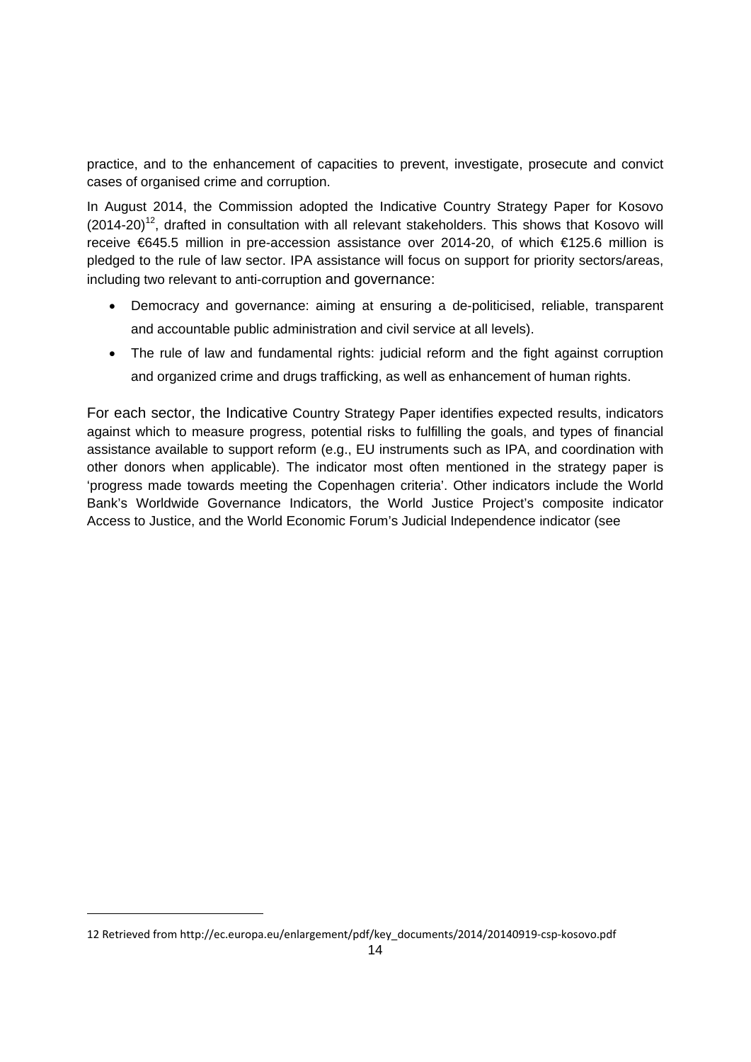practice, and to the enhancement of capacities to prevent, investigate, prosecute and convict cases of organised crime and corruption.

In August 2014, the Commission adopted the Indicative Country Strategy Paper for Kosovo (2014-20)[12], drafted in consultation with all relevant stakeholders. This shows that Kosovo will receive €645.5 million in pre-accession assistance over 2014-20, of which €125.6 million is pledged to the rule of law sector. IPA assistance will focus on support for priority sectors/areas, including two relevant to anti-corruption and governance:

- Democracy and governance: aiming at ensuring a de-politicised, reliable, transparent and accountable public administration and civil service at all levels).
- The rule of law and fundamental rights: judicial reform and the fight against corruption and organized crime and drugs trafficking, as well as enhancement of human rights.

For each sector, the Indicative Country Strategy Paper identifies expected results, indicators against which to measure progress, potential risks to fulfilling the goals, and types of financial assistance available to support reform (e.g., EU instruments such as IPA, and coordination with other donors when applicable). The indicator most often mentioned in the strategy paper is 'progress made towards meeting the Copenhagen criteria'. Other indicators include the World Bank's Worldwide Governance Indicators, the World Justice Project's composite indicator Access to Justice, and the World Economic Forum's Judicial Independence indicator (see

12 Retrieved from http://ec.europa.eu/enlargement/pdf/key_documents/2014/20140919-csp-kosovo.pdf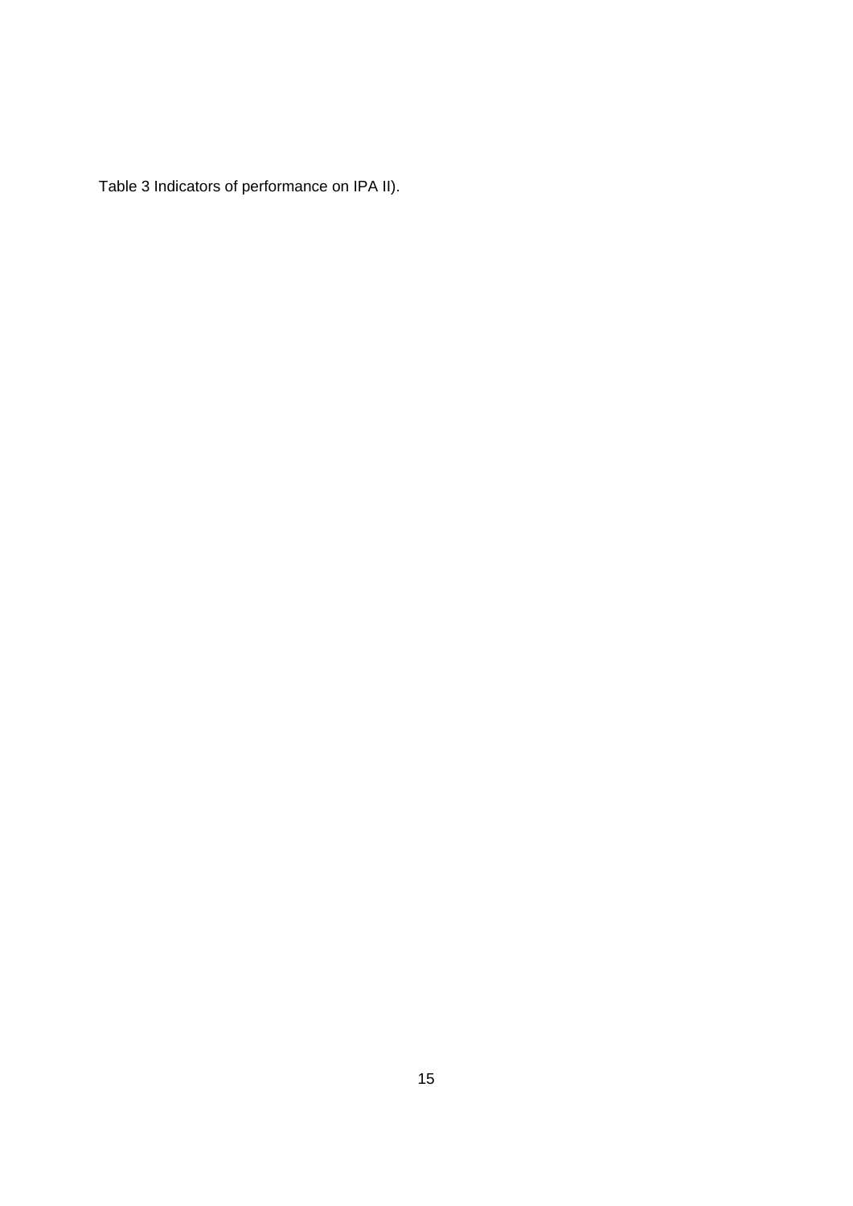Table 3 Indicators of performance on IPA II).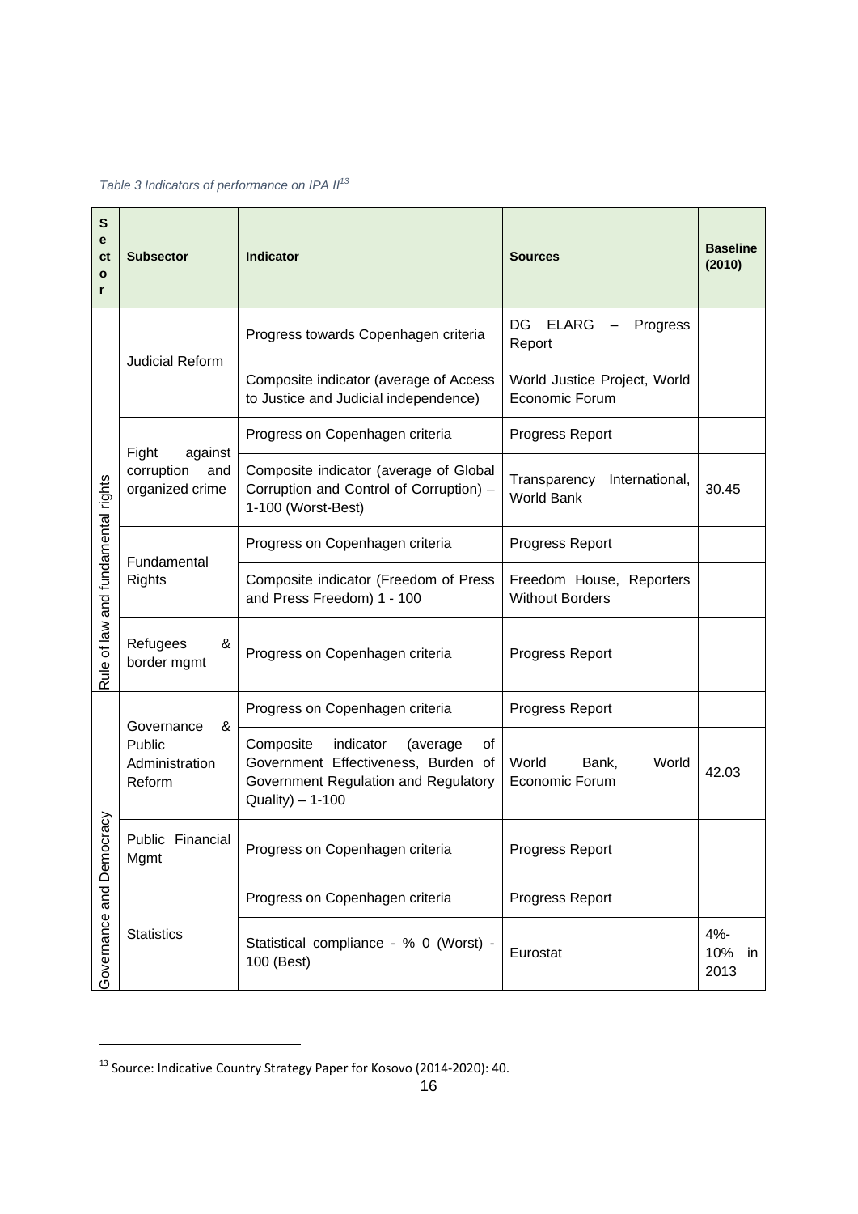*Table 3 Indicators of performance on IPA II*[13]

| Sector | Subsector | Indicator | Sources | Baseline (2010) |
| --- | --- | --- | --- | --- |
| Rule of law and fundamental rights | Judicial Reform | Progress towards Copenhagen criteria | DG ELARG – Progress Report | |
| | | Composite indicator (average of Access to Justice and Judicial independence) | World Justice Project, World Economic Forum | |
| | Fight against corruption and organized crime | Progress on Copenhagen criteria | Progress Report | |
| | | Composite indicator (average of Global Corruption and Control of Corruption) – 1-100 (Worst-Best) | Transparency International, World Bank | 30.45 |
| | Fundamental Rights | Progress on Copenhagen criteria | Progress Report | |
| | | Composite indicator (Freedom of Press and Press Freedom) 1 - 100 | Freedom House, Reporters Without Borders | |
| | Refugees & border mgmt | Progress on Copenhagen criteria | Progress Report | |
| Governance and Democracy | Governance & Public Administration Reform | Progress on Copenhagen criteria | Progress Report | |
| | | Composite indicator (average of Government Effectiveness, Burden of Government Regulation and Regulatory Quality) – 1-100 | World Bank, World Economic Forum | 42.03 |
| | Public Financial Mgmt | Progress on Copenhagen criteria | Progress Report | |
| | Statistics | Progress on Copenhagen criteria | Progress Report | |
| | | Statistical compliance - % 0 (Worst) - 100 (Best) | Eurostat | 4%-10% in 2013 |

[13] Source: Indicative Country Strategy Paper for Kosovo (2014-2020): 40.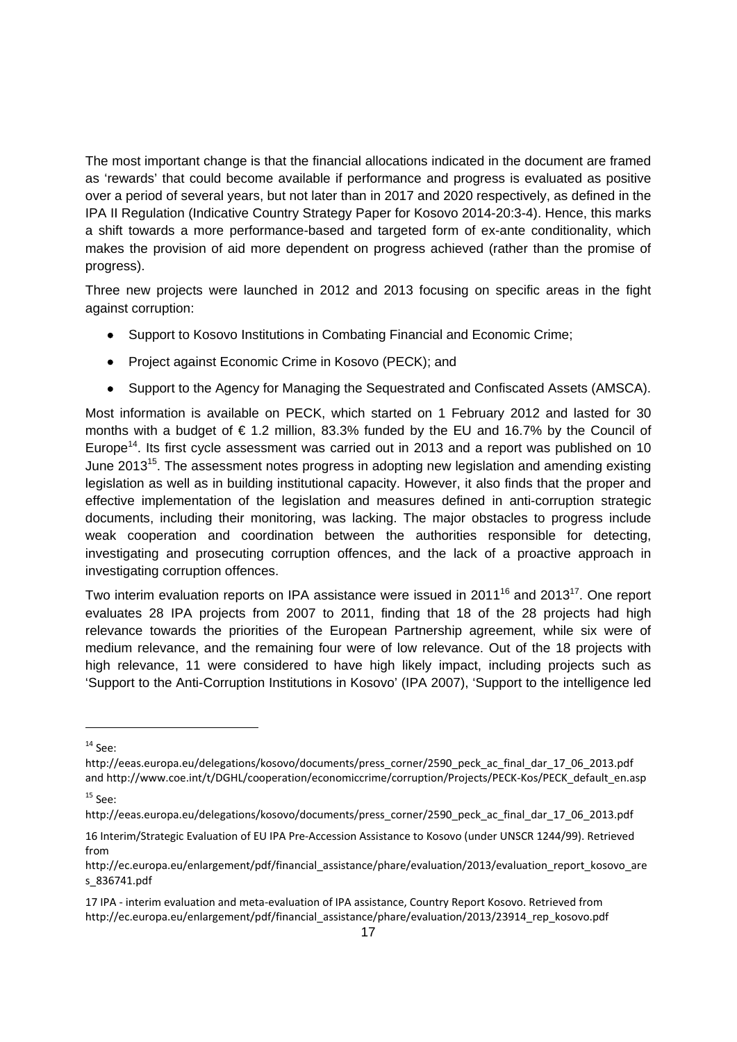The most important change is that the financial allocations indicated in the document are framed as 'rewards' that could become available if performance and progress is evaluated as positive over a period of several years, but not later than in 2017 and 2020 respectively, as defined in the IPA II Regulation (Indicative Country Strategy Paper for Kosovo 2014-20:3-4). Hence, this marks a shift towards a more performance-based and targeted form of ex-ante conditionality, which makes the provision of aid more dependent on progress achieved (rather than the promise of progress).

Three new projects were launched in 2012 and 2013 focusing on specific areas in the fight against corruption:

- Support to Kosovo Institutions in Combating Financial and Economic Crime;
- Project against Economic Crime in Kosovo (PECK); and
- Support to the Agency for Managing the Sequestrated and Confiscated Assets (AMSCA).

Most information is available on PECK, which started on 1 February 2012 and lasted for 30 months with a budget of € 1.2 million, 83.3% funded by the EU and 16.7% by the Council of Europe[14]. Its first cycle assessment was carried out in 2013 and a report was published on 10 June 2013[15]. The assessment notes progress in adopting new legislation and amending existing legislation as well as in building institutional capacity. However, it also finds that the proper and effective implementation of the legislation and measures defined in anti-corruption strategic documents, including their monitoring, was lacking. The major obstacles to progress include weak cooperation and coordination between the authorities responsible for detecting, investigating and prosecuting corruption offences, and the lack of a proactive approach in investigating corruption offences.

Two interim evaluation reports on IPA assistance were issued in 2011[16] and 2013[17]. One report evaluates 28 IPA projects from 2007 to 2011, finding that 18 of the 28 projects had high relevance towards the priorities of the European Partnership agreement, while six were of medium relevance, and the remaining four were of low relevance. Out of the 18 projects with high relevance, 11 were considered to have high likely impact, including projects such as 'Support to the Anti-Corruption Institutions in Kosovo' (IPA 2007), 'Support to the intelligence led

---

[14] See: http://eeas.europa.eu/delegations/kosovo/documents/press_corner/2590_peck_ac_final_dar_17_06_2013.pdf and http://www.coe.int/t/DGHL/cooperation/economiccrime/corruption/Projects/PECK-Kos/PECK_default_en.asp

[15] See: http://eeas.europa.eu/delegations/kosovo/documents/press_corner/2590_peck_ac_final_dar_17_06_2013.pdf

16 Interim/Strategic Evaluation of EU IPA Pre-Accession Assistance to Kosovo (under UNSCR 1244/99). Retrieved from http://ec.europa.eu/enlargement/pdf/financial_assistance/phare/evaluation/2013/evaluation_report_kosovo_ares_836741.pdf

17 IPA - interim evaluation and meta-evaluation of IPA assistance, Country Report Kosovo. Retrieved from http://ec.europa.eu/enlargement/pdf/financial_assistance/phare/evaluation/2013/23914_rep_kosovo.pdf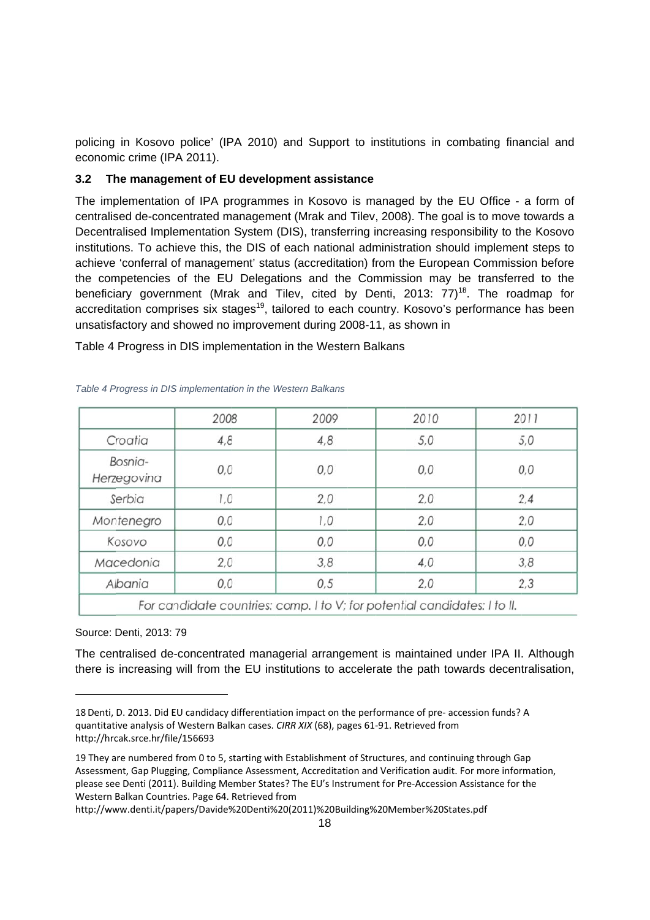policing in Kosovo police' (IPA 2010) and Support to institutions in combating financial and economic crime (IPA 2011).

### 3.2 The management of EU development assistance

The implementation of IPA programmes in Kosovo is managed by the EU Office - a form of centralised de-concentrated management (Mrak and Tilev, 2008). The goal is to move towards a Decentralised Implementation System (DIS), transferring increasing responsibility to the Kosovo institutions. To achieve this, the DIS of each national administration should implement steps to achieve 'conferral of management' status (accreditation) from the European Commission before the competencies of the EU Delegations and the Commission may be transferred to the beneficiary government (Mrak and Tilev, cited by Denti, 2013: 77)[18]. The roadmap for accreditation comprises six stages[19], tailored to each country. Kosovo's performance has been unsatisfactory and showed no improvement during 2008-11, as shown in

Table 4 Progress in DIS implementation in the Western Balkans

*Table 4 Progress in DIS implementation in the Western Balkans*

| | 2008 | 2009 | 2010 | 2011 |
|---|---|---|---|---|
| Croatia | 4,8 | 4,8 | 5,0 | 5,0 |
| Bosnia-Herzegovina | 0,0 | 0,0 | 0,0 | 0,0 |
| Serbia | 1,0 | 2,0 | 2,0 | 2,4 |
| Montenegro | 0,0 | 1,0 | 2,0 | 2,0 |
| Kosovo | 0,0 | 0,0 | 0,0 | 0,0 |
| Macedonia | 2,0 | 3,8 | 4,0 | 3,8 |
| Albania | 0,0 | 0,5 | 2,0 | 2,3 |
| For candidate countries: comp. I to V; for potential candidates: I to II. | | | | |

Source: Denti, 2013: 79

The centralised de-concentrated managerial arrangement is maintained under IPA II. Although there is increasing will from the EU institutions to accelerate the path towards decentralisation,

---

18 Denti, D. 2013. Did EU candidacy differentiation impact on the performance of pre- accession funds? A quantitative analysis of Western Balkan cases. *CIRR XIX* (68), pages 61-91. Retrieved from http://hrcak.srce.hr/file/156693

19 They are numbered from 0 to 5, starting with Establishment of Structures, and continuing through Gap Assessment, Gap Plugging, Compliance Assessment, Accreditation and Verification audit. For more information, please see Denti (2011). Building Member States? The EU's Instrument for Pre-Accession Assistance for the Western Balkan Countries. Page 64. Retrieved from http://www.denti.it/papers/Davide%20Denti%20(2011)%20Building%20Member%20States.pdf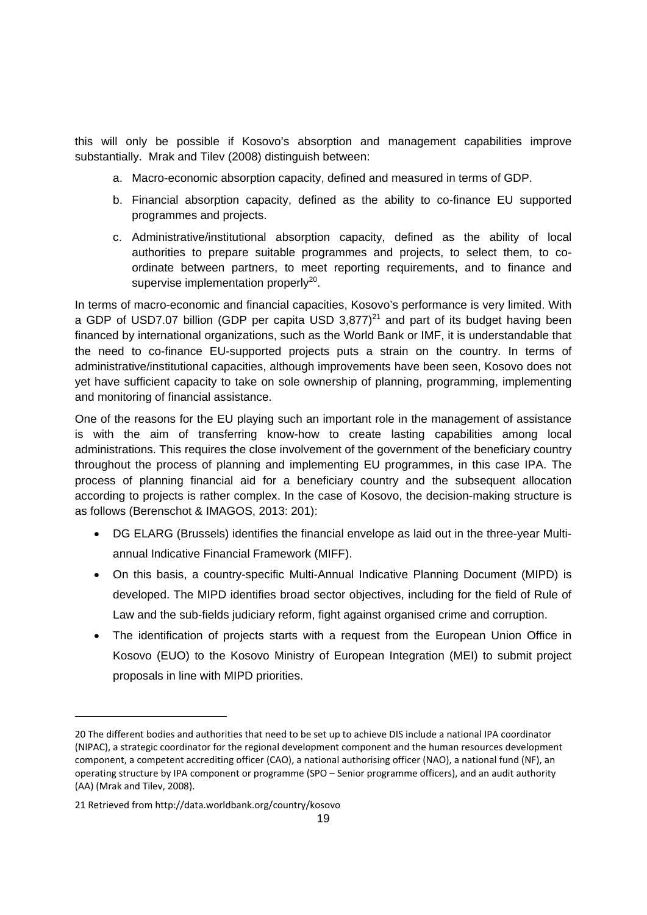this will only be possible if Kosovo's absorption and management capabilities improve substantially. Mrak and Tilev (2008) distinguish between:

a. Macro-economic absorption capacity, defined and measured in terms of GDP.

b. Financial absorption capacity, defined as the ability to co-finance EU supported programmes and projects.

c. Administrative/institutional absorption capacity, defined as the ability of local authorities to prepare suitable programmes and projects, to select them, to co-ordinate between partners, to meet reporting requirements, and to finance and supervise implementation properly[20].

In terms of macro-economic and financial capacities, Kosovo's performance is very limited. With a GDP of USD7.07 billion (GDP per capita USD 3,877)[21] and part of its budget having been financed by international organizations, such as the World Bank or IMF, it is understandable that the need to co-finance EU-supported projects puts a strain on the country. In terms of administrative/institutional capacities, although improvements have been seen, Kosovo does not yet have sufficient capacity to take on sole ownership of planning, programming, implementing and monitoring of financial assistance.

One of the reasons for the EU playing such an important role in the management of assistance is with the aim of transferring know-how to create lasting capabilities among local administrations. This requires the close involvement of the government of the beneficiary country throughout the process of planning and implementing EU programmes, in this case IPA. The process of planning financial aid for a beneficiary country and the subsequent allocation according to projects is rather complex. In the case of Kosovo, the decision-making structure is as follows (Berenschot & IMAGOS, 2013: 201):

- DG ELARG (Brussels) identifies the financial envelope as laid out in the three-year Multi-annual Indicative Financial Framework (MIFF).
- On this basis, a country-specific Multi-Annual Indicative Planning Document (MIPD) is developed. The MIPD identifies broad sector objectives, including for the field of Rule of Law and the sub-fields judiciary reform, fight against organised crime and corruption.
- The identification of projects starts with a request from the European Union Office in Kosovo (EUO) to the Kosovo Ministry of European Integration (MEI) to submit project proposals in line with MIPD priorities.

---

20 The different bodies and authorities that need to be set up to achieve DIS include a national IPA coordinator (NIPAC), a strategic coordinator for the regional development component and the human resources development component, a competent accrediting officer (CAO), a national authorising officer (NAO), a national fund (NF), an operating structure by IPA component or programme (SPO – Senior programme officers), and an audit authority (AA) (Mrak and Tilev, 2008).

21 Retrieved from http://data.worldbank.org/country/kosovo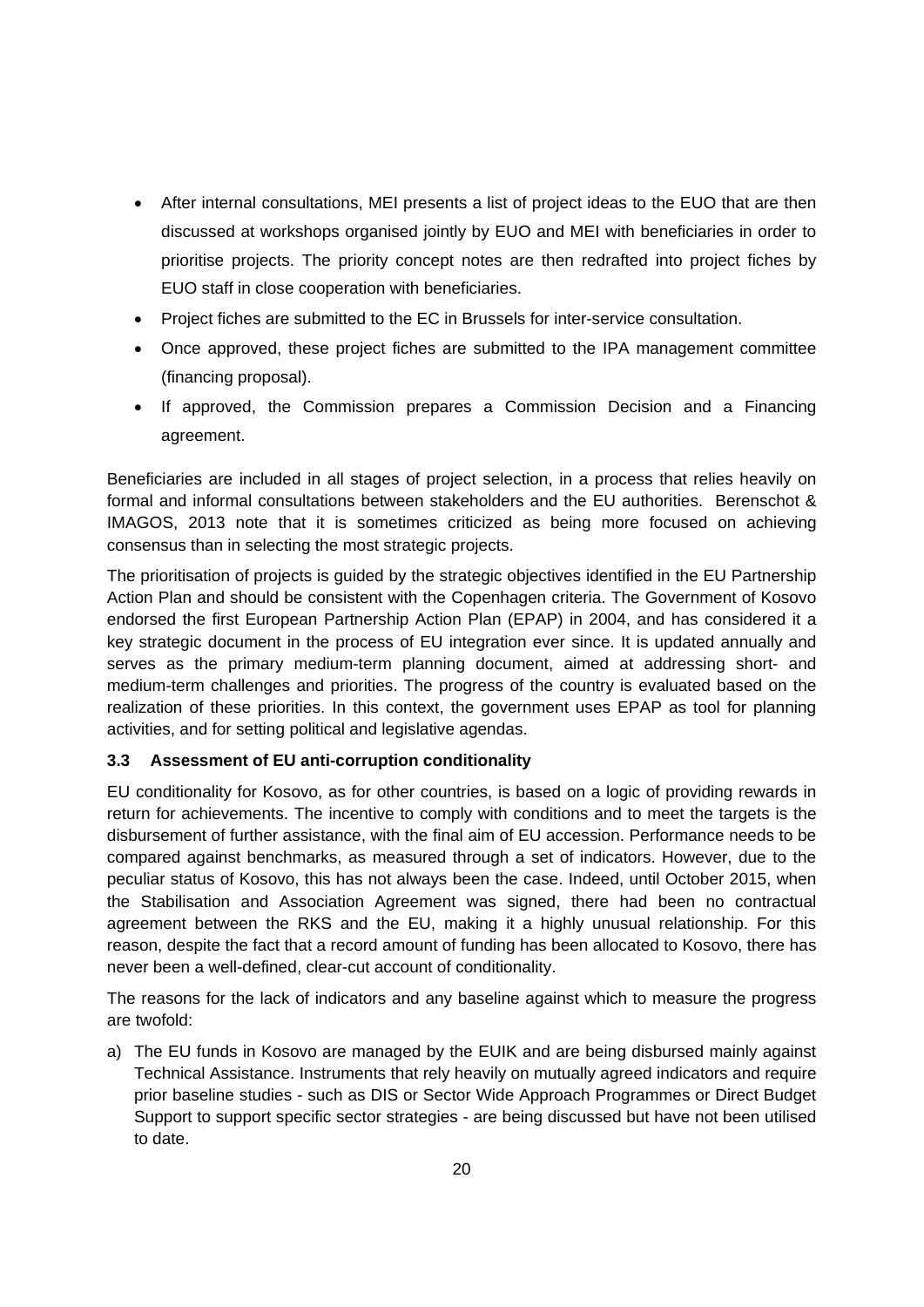- After internal consultations, MEI presents a list of project ideas to the EUO that are then discussed at workshops organised jointly by EUO and MEI with beneficiaries in order to prioritise projects. The priority concept notes are then redrafted into project fiches by EUO staff in close cooperation with beneficiaries.
- Project fiches are submitted to the EC in Brussels for inter-service consultation.
- Once approved, these project fiches are submitted to the IPA management committee (financing proposal).
- If approved, the Commission prepares a Commission Decision and a Financing agreement.

Beneficiaries are included in all stages of project selection, in a process that relies heavily on formal and informal consultations between stakeholders and the EU authorities. Berenschot & IMAGOS, 2013 note that it is sometimes criticized as being more focused on achieving consensus than in selecting the most strategic projects.

The prioritisation of projects is guided by the strategic objectives identified in the EU Partnership Action Plan and should be consistent with the Copenhagen criteria. The Government of Kosovo endorsed the first European Partnership Action Plan (EPAP) in 2004, and has considered it a key strategic document in the process of EU integration ever since. It is updated annually and serves as the primary medium-term planning document, aimed at addressing short- and medium-term challenges and priorities. The progress of the country is evaluated based on the realization of these priorities. In this context, the government uses EPAP as tool for planning activities, and for setting political and legislative agendas.

### 3.3 Assessment of EU anti-corruption conditionality

EU conditionality for Kosovo, as for other countries, is based on a logic of providing rewards in return for achievements. The incentive to comply with conditions and to meet the targets is the disbursement of further assistance, with the final aim of EU accession. Performance needs to be compared against benchmarks, as measured through a set of indicators. However, due to the peculiar status of Kosovo, this has not always been the case. Indeed, until October 2015, when the Stabilisation and Association Agreement was signed, there had been no contractual agreement between the RKS and the EU, making it a highly unusual relationship. For this reason, despite the fact that a record amount of funding has been allocated to Kosovo, there has never been a well-defined, clear-cut account of conditionality.

The reasons for the lack of indicators and any baseline against which to measure the progress are twofold:

a) The EU funds in Kosovo are managed by the EUIK and are being disbursed mainly against Technical Assistance. Instruments that rely heavily on mutually agreed indicators and require prior baseline studies - such as DIS or Sector Wide Approach Programmes or Direct Budget Support to support specific sector strategies - are being discussed but have not been utilised to date.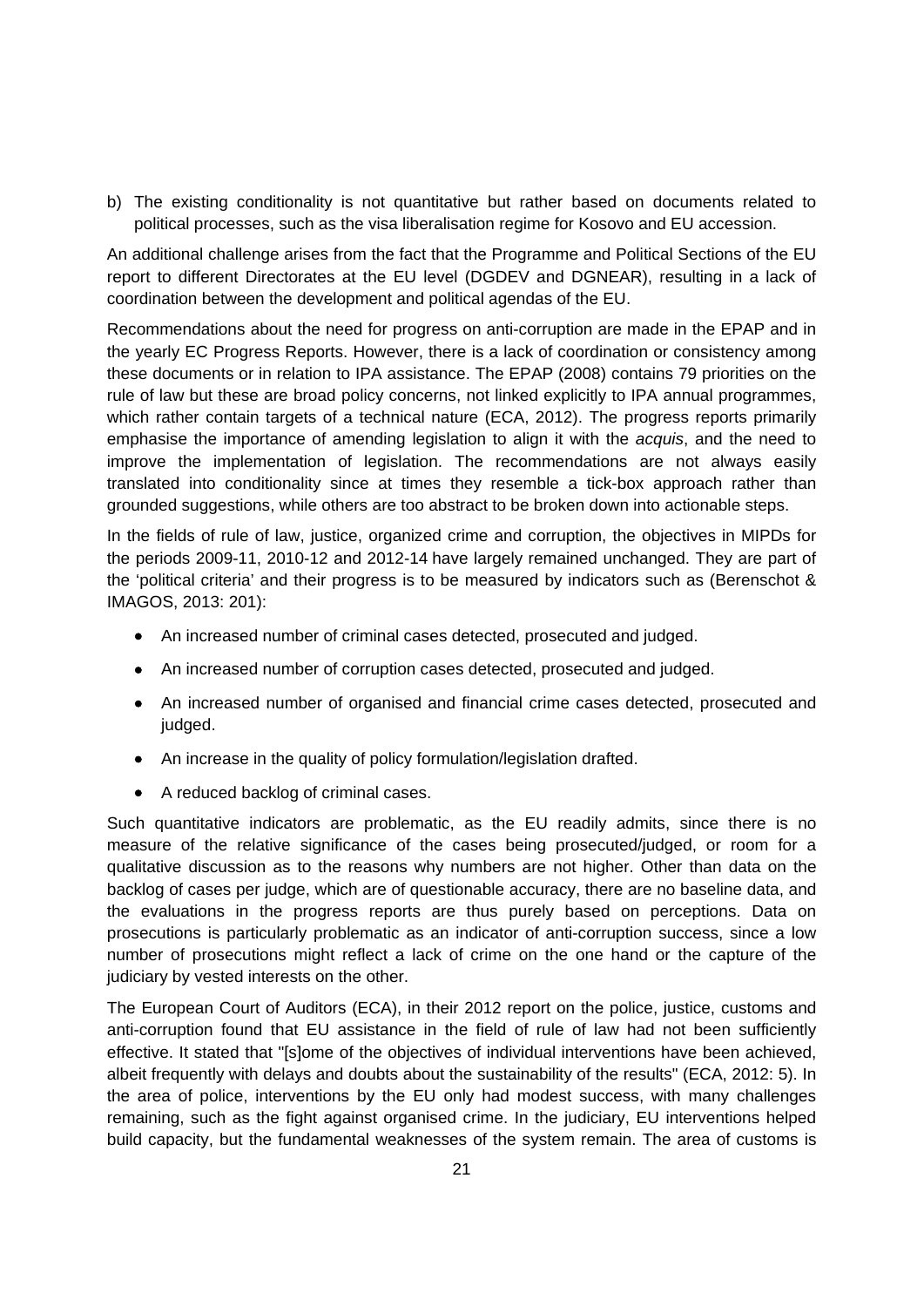b) The existing conditionality is not quantitative but rather based on documents related to political processes, such as the visa liberalisation regime for Kosovo and EU accession.

An additional challenge arises from the fact that the Programme and Political Sections of the EU report to different Directorates at the EU level (DGDEV and DGNEAR), resulting in a lack of coordination between the development and political agendas of the EU.

Recommendations about the need for progress on anti-corruption are made in the EPAP and in the yearly EC Progress Reports. However, there is a lack of coordination or consistency among these documents or in relation to IPA assistance. The EPAP (2008) contains 79 priorities on the rule of law but these are broad policy concerns, not linked explicitly to IPA annual programmes, which rather contain targets of a technical nature (ECA, 2012). The progress reports primarily emphasise the importance of amending legislation to align it with the *acquis*, and the need to improve the implementation of legislation. The recommendations are not always easily translated into conditionality since at times they resemble a tick-box approach rather than grounded suggestions, while others are too abstract to be broken down into actionable steps.

In the fields of rule of law, justice, organized crime and corruption, the objectives in MIPDs for the periods 2009-11, 2010-12 and 2012-14 have largely remained unchanged. They are part of the 'political criteria' and their progress is to be measured by indicators such as (Berenschot & IMAGOS, 2013: 201):

- An increased number of criminal cases detected, prosecuted and judged.
- An increased number of corruption cases detected, prosecuted and judged.
- An increased number of organised and financial crime cases detected, prosecuted and judged.
- An increase in the quality of policy formulation/legislation drafted.
- A reduced backlog of criminal cases.

Such quantitative indicators are problematic, as the EU readily admits, since there is no measure of the relative significance of the cases being prosecuted/judged, or room for a qualitative discussion as to the reasons why numbers are not higher. Other than data on the backlog of cases per judge, which are of questionable accuracy, there are no baseline data, and the evaluations in the progress reports are thus purely based on perceptions. Data on prosecutions is particularly problematic as an indicator of anti-corruption success, since a low number of prosecutions might reflect a lack of crime on the one hand or the capture of the judiciary by vested interests on the other.

The European Court of Auditors (ECA), in their 2012 report on the police, justice, customs and anti-corruption found that EU assistance in the field of rule of law had not been sufficiently effective. It stated that "[s]ome of the objectives of individual interventions have been achieved, albeit frequently with delays and doubts about the sustainability of the results" (ECA, 2012: 5). In the area of police, interventions by the EU only had modest success, with many challenges remaining, such as the fight against organised crime. In the judiciary, EU interventions helped build capacity, but the fundamental weaknesses of the system remain. The area of customs is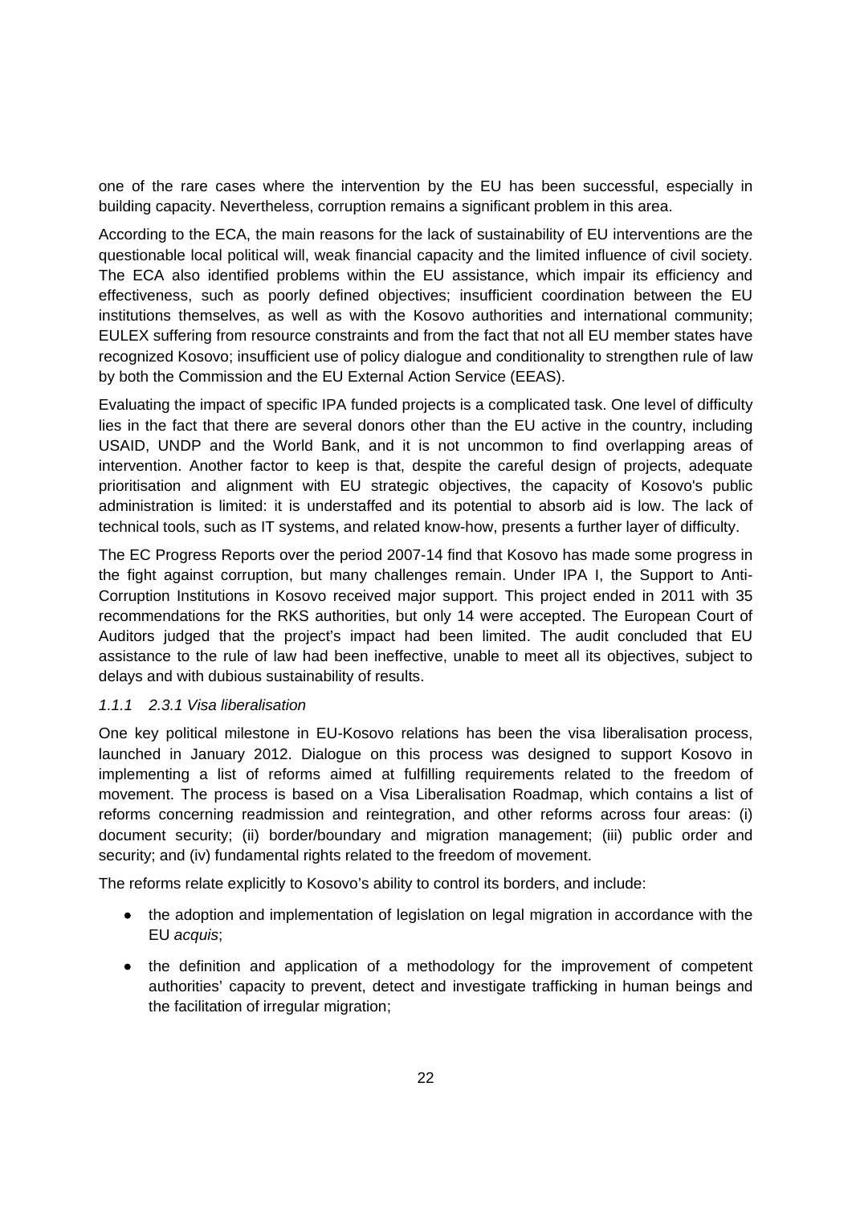one of the rare cases where the intervention by the EU has been successful, especially in building capacity. Nevertheless, corruption remains a significant problem in this area.

According to the ECA, the main reasons for the lack of sustainability of EU interventions are the questionable local political will, weak financial capacity and the limited influence of civil society. The ECA also identified problems within the EU assistance, which impair its efficiency and effectiveness, such as poorly defined objectives; insufficient coordination between the EU institutions themselves, as well as with the Kosovo authorities and international community; EULEX suffering from resource constraints and from the fact that not all EU member states have recognized Kosovo; insufficient use of policy dialogue and conditionality to strengthen rule of law by both the Commission and the EU External Action Service (EEAS).

Evaluating the impact of specific IPA funded projects is a complicated task. One level of difficulty lies in the fact that there are several donors other than the EU active in the country, including USAID, UNDP and the World Bank, and it is not uncommon to find overlapping areas of intervention. Another factor to keep is that, despite the careful design of projects, adequate prioritisation and alignment with EU strategic objectives, the capacity of Kosovo's public administration is limited: it is understaffed and its potential to absorb aid is low. The lack of technical tools, such as IT systems, and related know-how, presents a further layer of difficulty.

The EC Progress Reports over the period 2007-14 find that Kosovo has made some progress in the fight against corruption, but many challenges remain. Under IPA I, the Support to Anti-Corruption Institutions in Kosovo received major support. This project ended in 2011 with 35 recommendations for the RKS authorities, but only 14 were accepted. The European Court of Auditors judged that the project's impact had been limited. The audit concluded that EU assistance to the rule of law had been ineffective, unable to meet all its objectives, subject to delays and with dubious sustainability of results.

#### *1.1.1 2.3.1 Visa liberalisation*

One key political milestone in EU-Kosovo relations has been the visa liberalisation process, launched in January 2012. Dialogue on this process was designed to support Kosovo in implementing a list of reforms aimed at fulfilling requirements related to the freedom of movement. The process is based on a Visa Liberalisation Roadmap, which contains a list of reforms concerning readmission and reintegration, and other reforms across four areas: (i) document security; (ii) border/boundary and migration management; (iii) public order and security; and (iv) fundamental rights related to the freedom of movement.

The reforms relate explicitly to Kosovo's ability to control its borders, and include:

- the adoption and implementation of legislation on legal migration in accordance with the EU *acquis*;
- the definition and application of a methodology for the improvement of competent authorities' capacity to prevent, detect and investigate trafficking in human beings and the facilitation of irregular migration;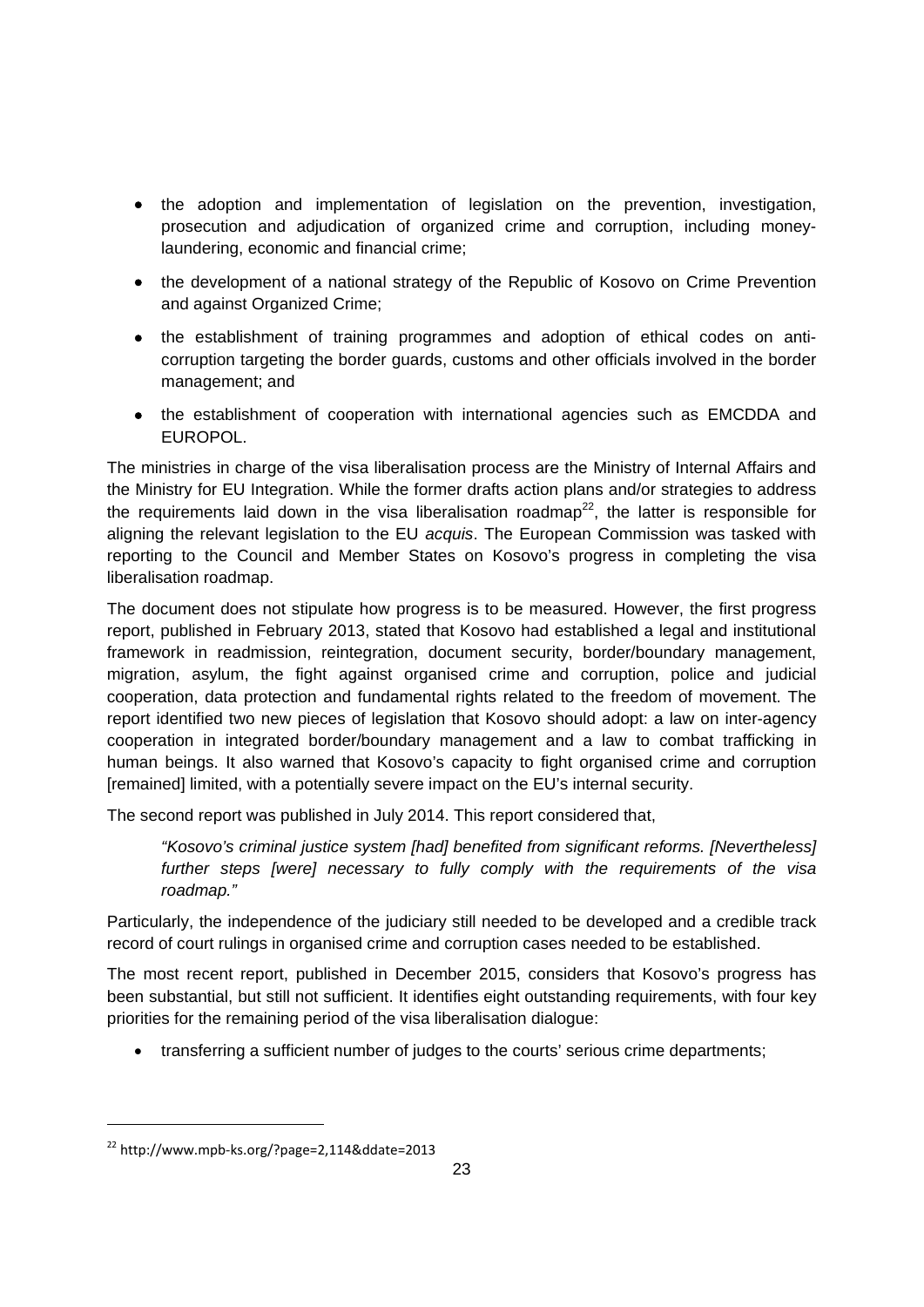- the adoption and implementation of legislation on the prevention, investigation, prosecution and adjudication of organized crime and corruption, including money-laundering, economic and financial crime;
- the development of a national strategy of the Republic of Kosovo on Crime Prevention and against Organized Crime;
- the establishment of training programmes and adoption of ethical codes on anti-corruption targeting the border guards, customs and other officials involved in the border management; and
- the establishment of cooperation with international agencies such as EMCDDA and EUROPOL.

The ministries in charge of the visa liberalisation process are the Ministry of Internal Affairs and the Ministry for EU Integration. While the former drafts action plans and/or strategies to address the requirements laid down in the visa liberalisation roadmap[22], the latter is responsible for aligning the relevant legislation to the EU *acquis*. The European Commission was tasked with reporting to the Council and Member States on Kosovo's progress in completing the visa liberalisation roadmap.

The document does not stipulate how progress is to be measured. However, the first progress report, published in February 2013, stated that Kosovo had established a legal and institutional framework in readmission, reintegration, document security, border/boundary management, migration, asylum, the fight against organised crime and corruption, police and judicial cooperation, data protection and fundamental rights related to the freedom of movement. The report identified two new pieces of legislation that Kosovo should adopt: a law on inter-agency cooperation in integrated border/boundary management and a law to combat trafficking in human beings. It also warned that Kosovo's capacity to fight organised crime and corruption [remained] limited, with a potentially severe impact on the EU's internal security.

The second report was published in July 2014. This report considered that,

> *"Kosovo's criminal justice system [had] benefited from significant reforms. [Nevertheless] further steps [were] necessary to fully comply with the requirements of the visa roadmap."*

Particularly, the independence of the judiciary still needed to be developed and a credible track record of court rulings in organised crime and corruption cases needed to be established.

The most recent report, published in December 2015, considers that Kosovo's progress has been substantial, but still not sufficient. It identifies eight outstanding requirements, with four key priorities for the remaining period of the visa liberalisation dialogue:

- transferring a sufficient number of judges to the courts' serious crime departments;

---

[22] http://www.mpb-ks.org/?page=2,114&ddate=2013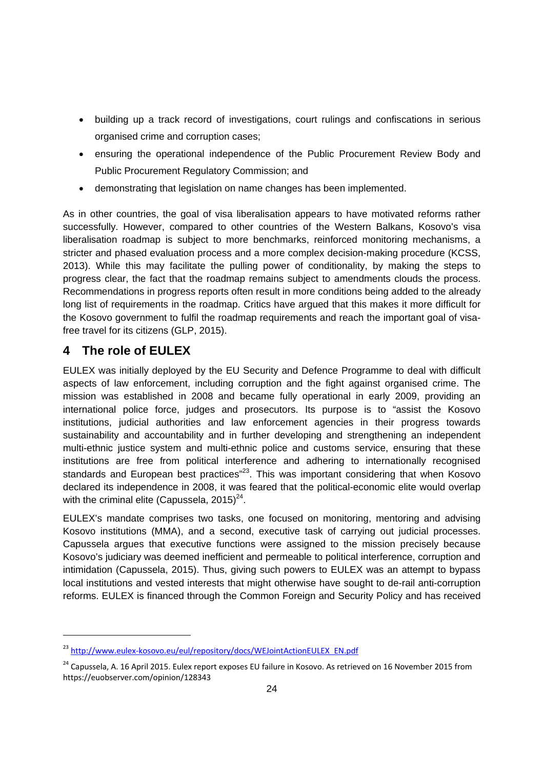- building up a track record of investigations, court rulings and confiscations in serious organised crime and corruption cases;
- ensuring the operational independence of the Public Procurement Review Body and Public Procurement Regulatory Commission; and
- demonstrating that legislation on name changes has been implemented.

As in other countries, the goal of visa liberalisation appears to have motivated reforms rather successfully. However, compared to other countries of the Western Balkans, Kosovo's visa liberalisation roadmap is subject to more benchmarks, reinforced monitoring mechanisms, a stricter and phased evaluation process and a more complex decision-making procedure (KCSS, 2013). While this may facilitate the pulling power of conditionality, by making the steps to progress clear, the fact that the roadmap remains subject to amendments clouds the process. Recommendations in progress reports often result in more conditions being added to the already long list of requirements in the roadmap. Critics have argued that this makes it more difficult for the Kosovo government to fulfil the roadmap requirements and reach the important goal of visa-free travel for its citizens (GLP, 2015).

# 4 The role of EULEX

EULEX was initially deployed by the EU Security and Defence Programme to deal with difficult aspects of law enforcement, including corruption and the fight against organised crime. The mission was established in 2008 and became fully operational in early 2009, providing an international police force, judges and prosecutors. Its purpose is to "assist the Kosovo institutions, judicial authorities and law enforcement agencies in their progress towards sustainability and accountability and in further developing and strengthening an independent multi-ethnic justice system and multi-ethnic police and customs service, ensuring that these institutions are free from political interference and adhering to internationally recognised standards and European best practices"[23]. This was important considering that when Kosovo declared its independence in 2008, it was feared that the political-economic elite would overlap with the criminal elite (Capussela, 2015)[24].

EULEX's mandate comprises two tasks, one focused on monitoring, mentoring and advising Kosovo institutions (MMA), and a second, executive task of carrying out judicial processes. Capussela argues that executive functions were assigned to the mission precisely because Kosovo's judiciary was deemed inefficient and permeable to political interference, corruption and intimidation (Capussela, 2015). Thus, giving such powers to EULEX was an attempt to bypass local institutions and vested interests that might otherwise have sought to de-rail anti-corruption reforms. EULEX is financed through the Common Foreign and Security Policy and has received

---

[23] http://www.eulex-kosovo.eu/eul/repository/docs/WEJointActionEULEX_EN.pdf

[24] Capussela, A. 16 April 2015. Eulex report exposes EU failure in Kosovo. As retrieved on 16 November 2015 from https://euobserver.com/opinion/128343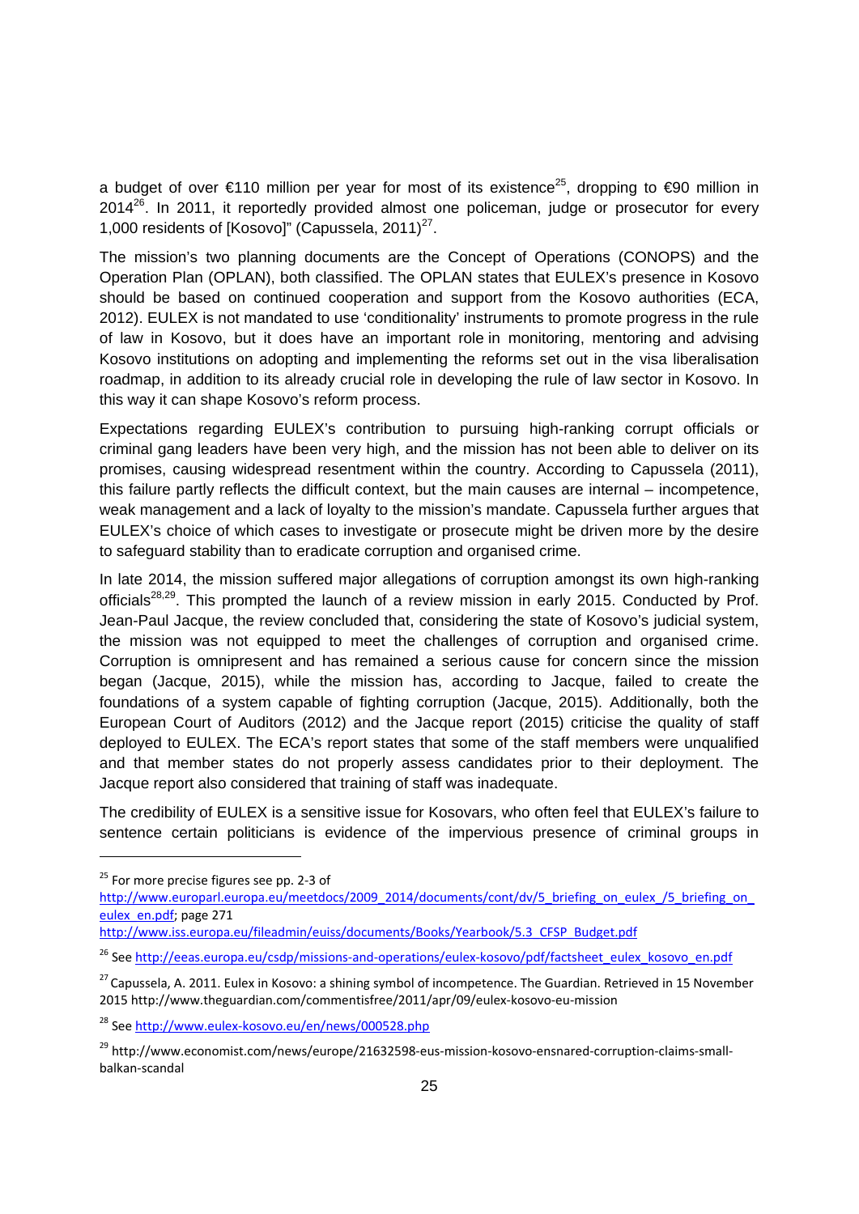a budget of over €110 million per year for most of its existence[25], dropping to €90 million in 2014[26]. In 2011, it reportedly provided almost one policeman, judge or prosecutor for every 1,000 residents of [Kosovo]" (Capussela, 2011)[27].

The mission's two planning documents are the Concept of Operations (CONOPS) and the Operation Plan (OPLAN), both classified. The OPLAN states that EULEX's presence in Kosovo should be based on continued cooperation and support from the Kosovo authorities (ECA, 2012). EULEX is not mandated to use 'conditionality' instruments to promote progress in the rule of law in Kosovo, but it does have an important role in monitoring, mentoring and advising Kosovo institutions on adopting and implementing the reforms set out in the visa liberalisation roadmap, in addition to its already crucial role in developing the rule of law sector in Kosovo. In this way it can shape Kosovo's reform process.

Expectations regarding EULEX's contribution to pursuing high-ranking corrupt officials or criminal gang leaders have been very high, and the mission has not been able to deliver on its promises, causing widespread resentment within the country. According to Capussela (2011), this failure partly reflects the difficult context, but the main causes are internal – incompetence, weak management and a lack of loyalty to the mission's mandate. Capussela further argues that EULEX's choice of which cases to investigate or prosecute might be driven more by the desire to safeguard stability than to eradicate corruption and organised crime.

In late 2014, the mission suffered major allegations of corruption amongst its own high-ranking officials[28,29]. This prompted the launch of a review mission in early 2015. Conducted by Prof. Jean-Paul Jacque, the review concluded that, considering the state of Kosovo's judicial system, the mission was not equipped to meet the challenges of corruption and organised crime. Corruption is omnipresent and has remained a serious cause for concern since the mission began (Jacque, 2015), while the mission has, according to Jacque, failed to create the foundations of a system capable of fighting corruption (Jacque, 2015). Additionally, both the European Court of Auditors (2012) and the Jacque report (2015) criticise the quality of staff deployed to EULEX. The ECA's report states that some of the staff members were unqualified and that member states do not properly assess candidates prior to their deployment. The Jacque report also considered that training of staff was inadequate.

The credibility of EULEX is a sensitive issue for Kosovars, who often feel that EULEX's failure to sentence certain politicians is evidence of the impervious presence of criminal groups in

---

[25] For more precise figures see pp. 2-3 of http://www.europarl.europa.eu/meetdocs/2009_2014/documents/cont/dv/5_briefing_on_eulex_/5_briefing_on_eulex_en.pdf; page 271 http://www.iss.europa.eu/fileadmin/euiss/documents/Books/Yearbook/5.3_CFSP_Budget.pdf

[26] See http://eeas.europa.eu/csdp/missions-and-operations/eulex-kosovo/pdf/factsheet_eulex_kosovo_en.pdf

[27] Capussela, A. 2011. Eulex in Kosovo: a shining symbol of incompetence. The Guardian. Retrieved in 15 November 2015 http://www.theguardian.com/commentisfree/2011/apr/09/eulex-kosovo-eu-mission

[28] See http://www.eulex-kosovo.eu/en/news/000528.php

[29] http://www.economist.com/news/europe/21632598-eus-mission-kosovo-ensnared-corruption-claims-small-balkan-scandal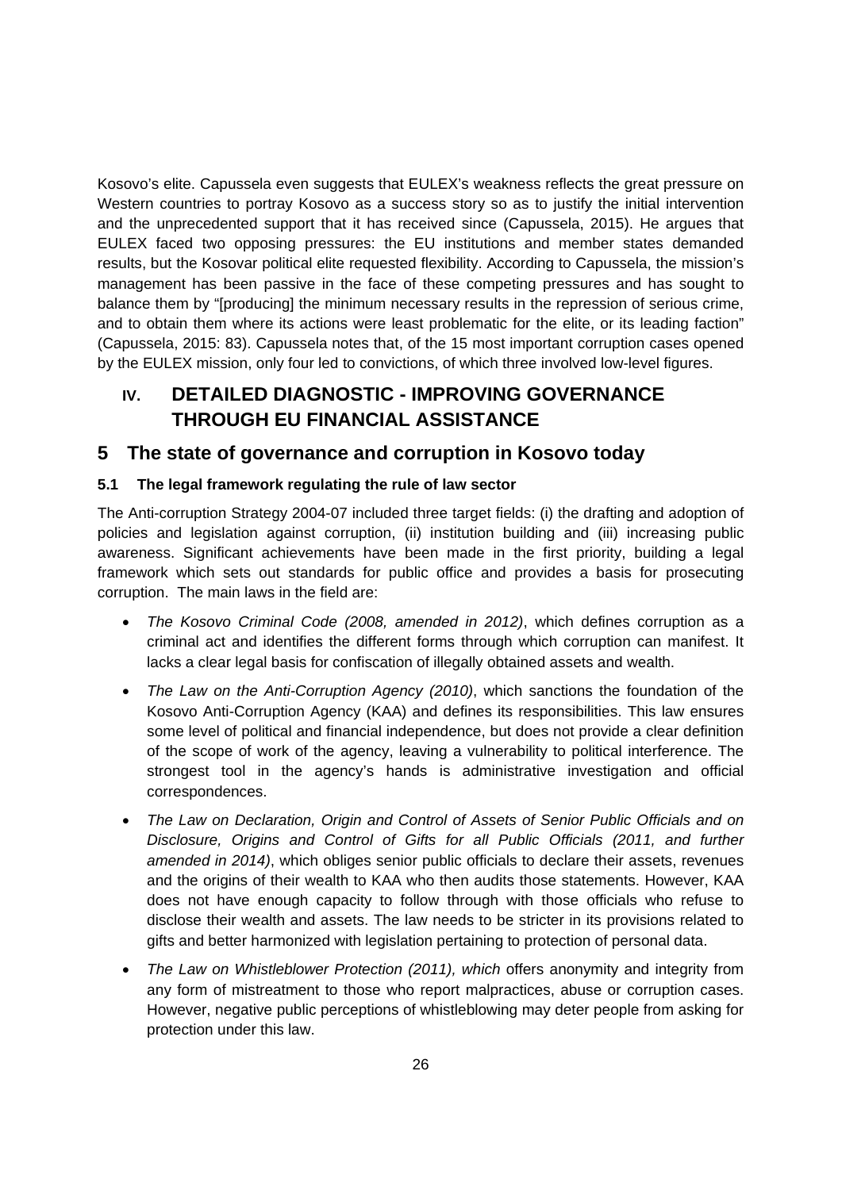Kosovo's elite. Capussela even suggests that EULEX's weakness reflects the great pressure on Western countries to portray Kosovo as a success story so as to justify the initial intervention and the unprecedented support that it has received since (Capussela, 2015). He argues that EULEX faced two opposing pressures: the EU institutions and member states demanded results, but the Kosovar political elite requested flexibility. According to Capussela, the mission's management has been passive in the face of these competing pressures and has sought to balance them by "[producing] the minimum necessary results in the repression of serious crime, and to obtain them where its actions were least problematic for the elite, or its leading faction" (Capussela, 2015: 83). Capussela notes that, of the 15 most important corruption cases opened by the EULEX mission, only four led to convictions, of which three involved low-level figures.

# IV. DETAILED DIAGNOSTIC - IMPROVING GOVERNANCE THROUGH EU FINANCIAL ASSISTANCE

## 5 The state of governance and corruption in Kosovo today

### 5.1 The legal framework regulating the rule of law sector

The Anti-corruption Strategy 2004-07 included three target fields: (i) the drafting and adoption of policies and legislation against corruption, (ii) institution building and (iii) increasing public awareness. Significant achievements have been made in the first priority, building a legal framework which sets out standards for public office and provides a basis for prosecuting corruption. The main laws in the field are:

- *The Kosovo Criminal Code (2008, amended in 2012)*, which defines corruption as a criminal act and identifies the different forms through which corruption can manifest. It lacks a clear legal basis for confiscation of illegally obtained assets and wealth.
- *The Law on the Anti-Corruption Agency (2010)*, which sanctions the foundation of the Kosovo Anti-Corruption Agency (KAA) and defines its responsibilities. This law ensures some level of political and financial independence, but does not provide a clear definition of the scope of work of the agency, leaving a vulnerability to political interference. The strongest tool in the agency's hands is administrative investigation and official correspondences.
- *The Law on Declaration, Origin and Control of Assets of Senior Public Officials and on Disclosure, Origins and Control of Gifts for all Public Officials (2011, and further amended in 2014)*, which obliges senior public officials to declare their assets, revenues and the origins of their wealth to KAA who then audits those statements. However, KAA does not have enough capacity to follow through with those officials who refuse to disclose their wealth and assets. The law needs to be stricter in its provisions related to gifts and better harmonized with legislation pertaining to protection of personal data.
- *The Law on Whistleblower Protection (2011), which* offers anonymity and integrity from any form of mistreatment to those who report malpractices, abuse or corruption cases. However, negative public perceptions of whistleblowing may deter people from asking for protection under this law.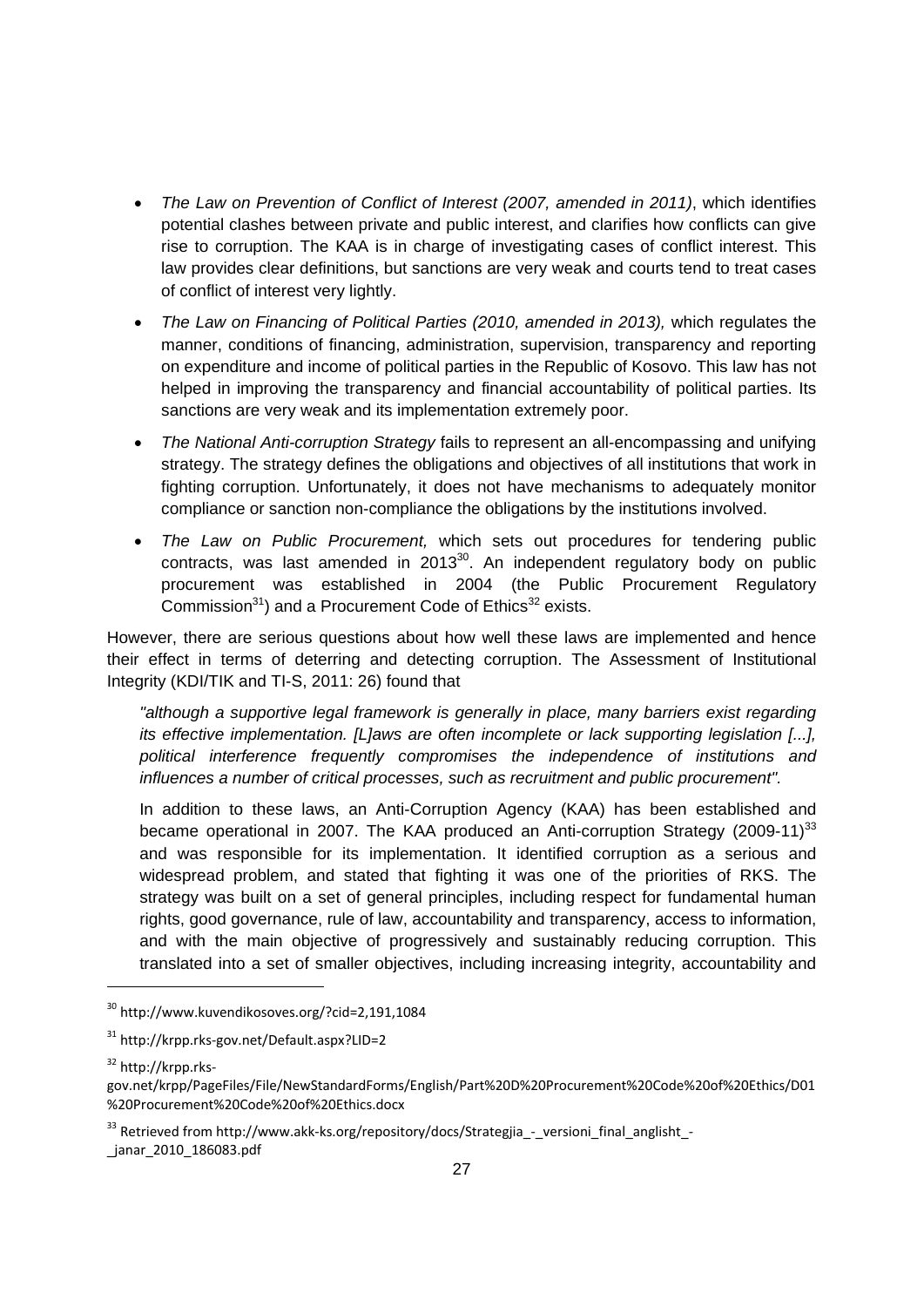- *The Law on Prevention of Conflict of Interest (2007, amended in 2011)*, which identifies potential clashes between private and public interest, and clarifies how conflicts can give rise to corruption. The KAA is in charge of investigating cases of conflict interest. This law provides clear definitions, but sanctions are very weak and courts tend to treat cases of conflict of interest very lightly.
- *The Law on Financing of Political Parties (2010, amended in 2013),* which regulates the manner, conditions of financing, administration, supervision, transparency and reporting on expenditure and income of political parties in the Republic of Kosovo. This law has not helped in improving the transparency and financial accountability of political parties. Its sanctions are very weak and its implementation extremely poor.
- *The National Anti-corruption Strategy* fails to represent an all-encompassing and unifying strategy. The strategy defines the obligations and objectives of all institutions that work in fighting corruption. Unfortunately, it does not have mechanisms to adequately monitor compliance or sanction non-compliance the obligations by the institutions involved.
- *The Law on Public Procurement,* which sets out procedures for tendering public contracts, was last amended in 2013[30]. An independent regulatory body on public procurement was established in 2004 (the Public Procurement Regulatory Commission[31]) and a Procurement Code of Ethics[32] exists.

However, there are serious questions about how well these laws are implemented and hence their effect in terms of deterring and detecting corruption. The Assessment of Institutional Integrity (KDI/TIK and TI-S, 2011: 26) found that

> *"although a supportive legal framework is generally in place, many barriers exist regarding its effective implementation. [L]aws are often incomplete or lack supporting legislation [...], political interference frequently compromises the independence of institutions and influences a number of critical processes, such as recruitment and public procurement".*

In addition to these laws, an Anti-Corruption Agency (KAA) has been established and became operational in 2007. The KAA produced an Anti-corruption Strategy (2009-11)[33] and was responsible for its implementation. It identified corruption as a serious and widespread problem, and stated that fighting it was one of the priorities of RKS. The strategy was built on a set of general principles, including respect for fundamental human rights, good governance, rule of law, accountability and transparency, access to information, and with the main objective of progressively and sustainably reducing corruption. This translated into a set of smaller objectives, including increasing integrity, accountability and

---

[30] http://www.kuvendikosoves.org/?cid=2,191,1084

[31] http://krpp.rks-gov.net/Default.aspx?LID=2

[32] http://krpp.rks-gov.net/krpp/PageFiles/File/NewStandardForms/English/Part%20D%20Procurement%20Code%20of%20Ethics/D01%20Procurement%20Code%20of%20Ethics.docx

[33] Retrieved from http://www.akk-ks.org/repository/docs/Strategjia_-_versioni_final_anglisht_-_janar_2010_186083.pdf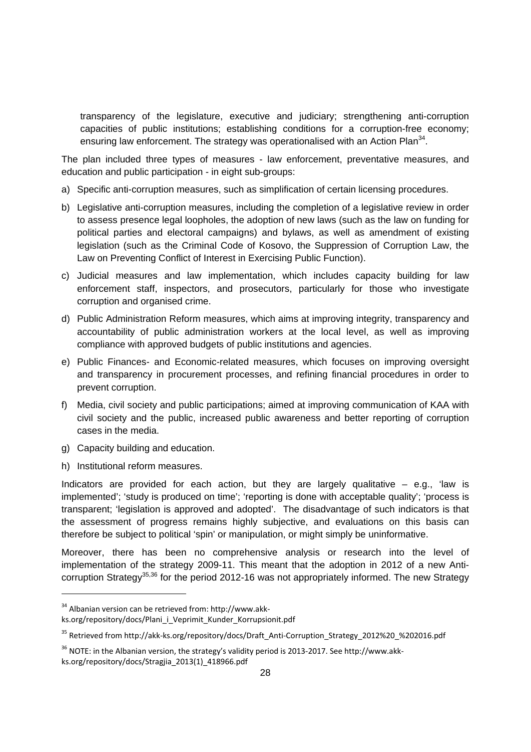transparency of the legislature, executive and judiciary; strengthening anti-corruption capacities of public institutions; establishing conditions for a corruption-free economy; ensuring law enforcement. The strategy was operationalised with an Action Plan[34].

The plan included three types of measures - law enforcement, preventative measures, and education and public participation - in eight sub-groups:

a) Specific anti-corruption measures, such as simplification of certain licensing procedures.

b) Legislative anti-corruption measures, including the completion of a legislative review in order to assess presence legal loopholes, the adoption of new laws (such as the law on funding for political parties and electoral campaigns) and bylaws, as well as amendment of existing legislation (such as the Criminal Code of Kosovo, the Suppression of Corruption Law, the Law on Preventing Conflict of Interest in Exercising Public Function).

c) Judicial measures and law implementation, which includes capacity building for law enforcement staff, inspectors, and prosecutors, particularly for those who investigate corruption and organised crime.

d) Public Administration Reform measures, which aims at improving integrity, transparency and accountability of public administration workers at the local level, as well as improving compliance with approved budgets of public institutions and agencies.

e) Public Finances- and Economic-related measures, which focuses on improving oversight and transparency in procurement processes, and refining financial procedures in order to prevent corruption.

f) Media, civil society and public participations; aimed at improving communication of KAA with civil society and the public, increased public awareness and better reporting of corruption cases in the media.

g) Capacity building and education.

h) Institutional reform measures.

Indicators are provided for each action, but they are largely qualitative – e.g., 'law is implemented'; 'study is produced on time'; 'reporting is done with acceptable quality'; 'process is transparent; 'legislation is approved and adopted'. The disadvantage of such indicators is that the assessment of progress remains highly subjective, and evaluations on this basis can therefore be subject to political 'spin' or manipulation, or might simply be uninformative.

Moreover, there has been no comprehensive analysis or research into the level of implementation of the strategy 2009-11. This meant that the adoption in 2012 of a new Anti-corruption Strategy[35,36] for the period 2012-16 was not appropriately informed. The new Strategy

---

[34] Albanian version can be retrieved from: http://www.akk-ks.org/repository/docs/Plani_i_Veprimit_Kunder_Korrupsionit.pdf

[35] Retrieved from http://akk-ks.org/repository/docs/Draft_Anti-Corruption_Strategy_2012%20_%202016.pdf

[36] NOTE: in the Albanian version, the strategy's validity period is 2013-2017. See http://www.akk-ks.org/repository/docs/Stragjia_2013(1)_418966.pdf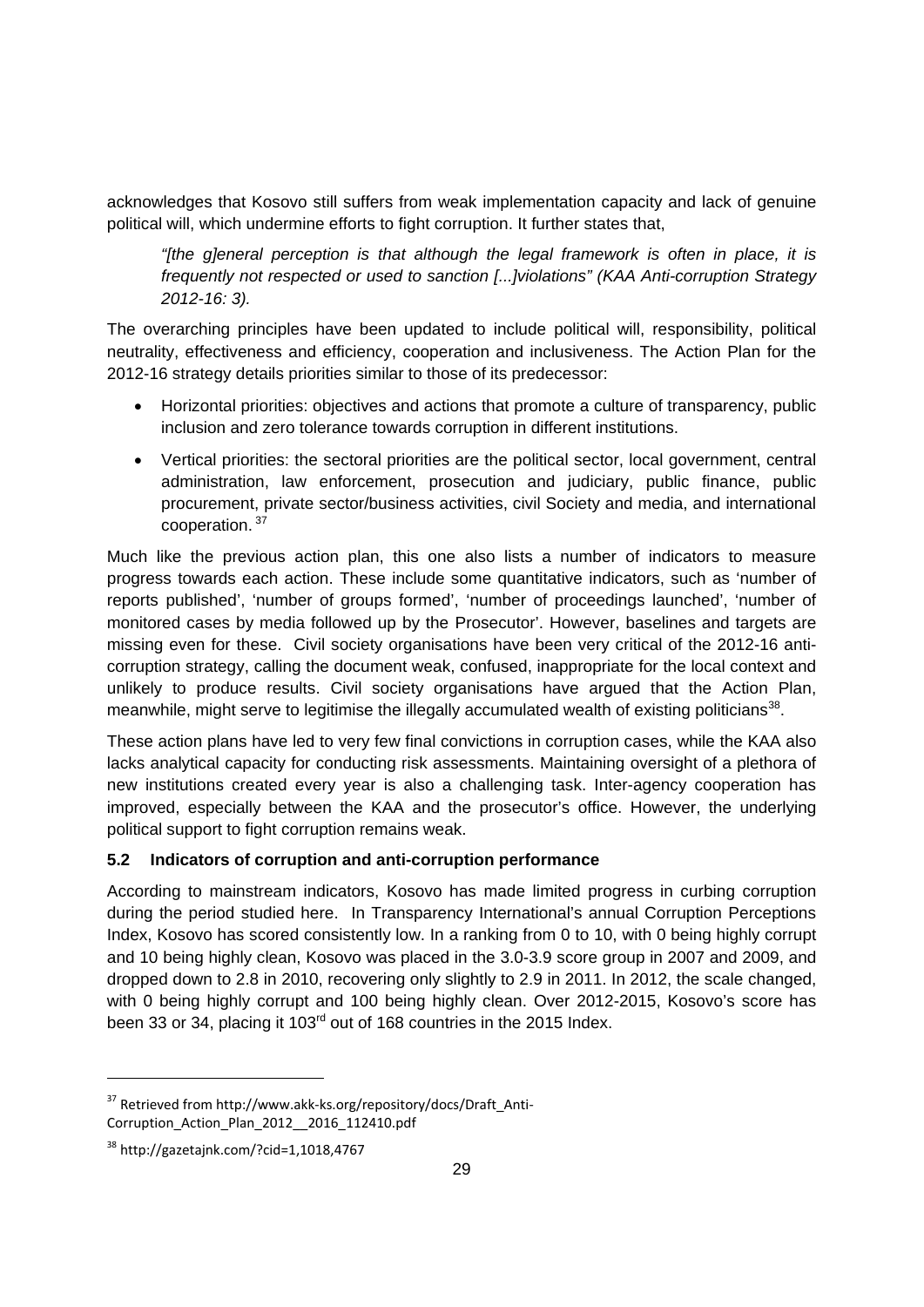acknowledges that Kosovo still suffers from weak implementation capacity and lack of genuine political will, which undermine efforts to fight corruption. It further states that,

> *"[the g]eneral perception is that although the legal framework is often in place, it is frequently not respected or used to sanction [...]violations" (KAA Anti-corruption Strategy 2012-16: 3).*

The overarching principles have been updated to include political will, responsibility, political neutrality, effectiveness and efficiency, cooperation and inclusiveness. The Action Plan for the 2012-16 strategy details priorities similar to those of its predecessor:

- Horizontal priorities: objectives and actions that promote a culture of transparency, public inclusion and zero tolerance towards corruption in different institutions.
- Vertical priorities: the sectoral priorities are the political sector, local government, central administration, law enforcement, prosecution and judiciary, public finance, public procurement, private sector/business activities, civil Society and media, and international cooperation. [37]

Much like the previous action plan, this one also lists a number of indicators to measure progress towards each action. These include some quantitative indicators, such as 'number of reports published', 'number of groups formed', 'number of proceedings launched', 'number of monitored cases by media followed up by the Prosecutor'. However, baselines and targets are missing even for these. Civil society organisations have been very critical of the 2012-16 anti-corruption strategy, calling the document weak, confused, inappropriate for the local context and unlikely to produce results. Civil society organisations have argued that the Action Plan, meanwhile, might serve to legitimise the illegally accumulated wealth of existing politicians[38].

These action plans have led to very few final convictions in corruption cases, while the KAA also lacks analytical capacity for conducting risk assessments. Maintaining oversight of a plethora of new institutions created every year is also a challenging task. Inter-agency cooperation has improved, especially between the KAA and the prosecutor's office. However, the underlying political support to fight corruption remains weak.

### 5.2 Indicators of corruption and anti-corruption performance

According to mainstream indicators, Kosovo has made limited progress in curbing corruption during the period studied here. In Transparency International's annual Corruption Perceptions Index, Kosovo has scored consistently low. In a ranking from 0 to 10, with 0 being highly corrupt and 10 being highly clean, Kosovo was placed in the 3.0-3.9 score group in 2007 and 2009, and dropped down to 2.8 in 2010, recovering only slightly to 2.9 in 2011. In 2012, the scale changed, with 0 being highly corrupt and 100 being highly clean. Over 2012-2015, Kosovo's score has been 33 or 34, placing it 103rd out of 168 countries in the 2015 Index.

---

[37] Retrieved from http://www.akk-ks.org/repository/docs/Draft_Anti-Corruption_Action_Plan_2012__2016_112410.pdf

[38] http://gazetajnk.com/?cid=1,1018,4767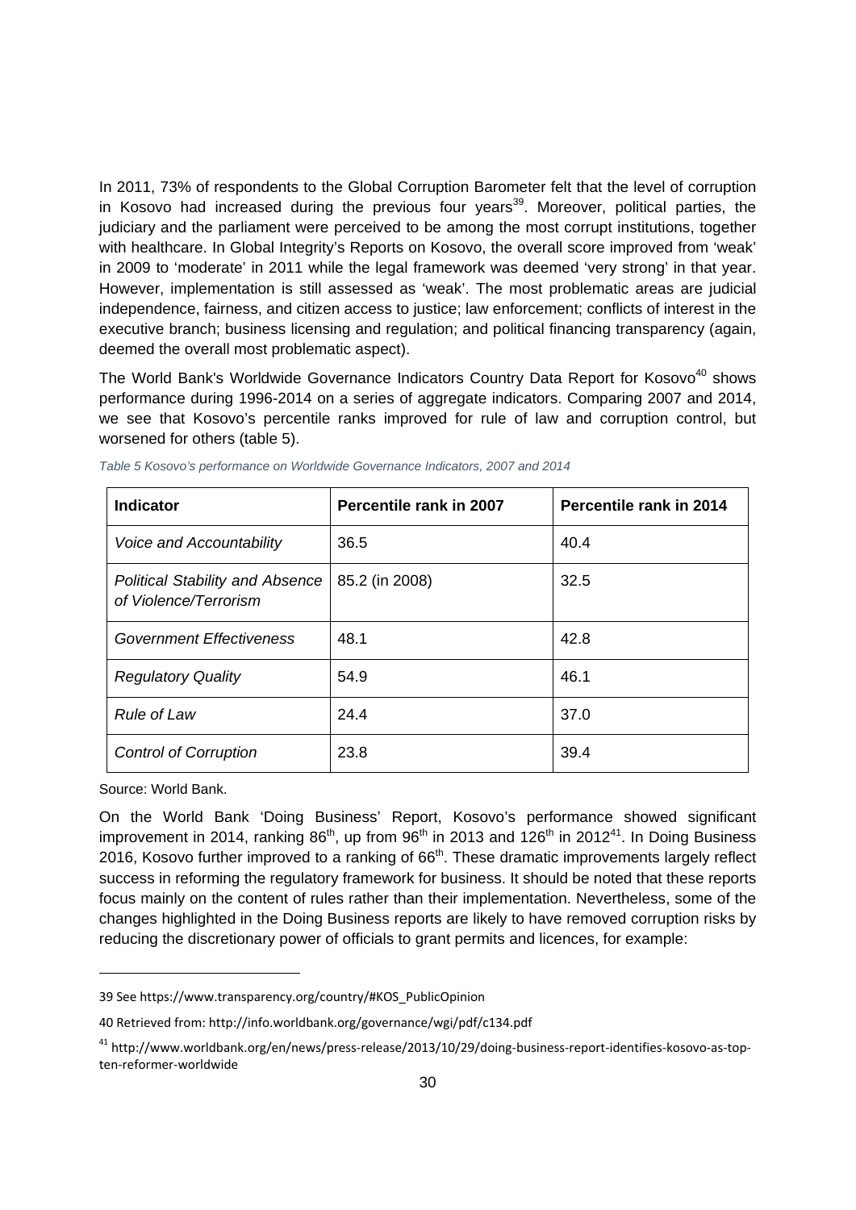In 2011, 73% of respondents to the Global Corruption Barometer felt that the level of corruption in Kosovo had increased during the previous four years[39]. Moreover, political parties, the judiciary and the parliament were perceived to be among the most corrupt institutions, together with healthcare. In Global Integrity's Reports on Kosovo, the overall score improved from 'weak' in 2009 to 'moderate' in 2011 while the legal framework was deemed 'very strong' in that year. However, implementation is still assessed as 'weak'. The most problematic areas are judicial independence, fairness, and citizen access to justice; law enforcement; conflicts of interest in the executive branch; business licensing and regulation; and political financing transparency (again, deemed the overall most problematic aspect).

The World Bank's Worldwide Governance Indicators Country Data Report for Kosovo[40] shows performance during 1996-2014 on a series of aggregate indicators. Comparing 2007 and 2014, we see that Kosovo's percentile ranks improved for rule of law and corruption control, but worsened for others (table 5).

*Table 5 Kosovo's performance on Worldwide Governance Indicators, 2007 and 2014*

| Indicator | Percentile rank in 2007 | Percentile rank in 2014 |
|---|---|---|
| *Voice and Accountability* | 36.5 | 40.4 |
| *Political Stability and Absence of Violence/Terrorism* | 85.2 (in 2008) | 32.5 |
| *Government Effectiveness* | 48.1 | 42.8 |
| *Regulatory Quality* | 54.9 | 46.1 |
| *Rule of Law* | 24.4 | 37.0 |
| *Control of Corruption* | 23.8 | 39.4 |

Source: World Bank.

On the World Bank 'Doing Business' Report, Kosovo's performance showed significant improvement in 2014, ranking 86th, up from 96th in 2013 and 126th in 2012[41]. In Doing Business 2016, Kosovo further improved to a ranking of 66th. These dramatic improvements largely reflect success in reforming the regulatory framework for business. It should be noted that these reports focus mainly on the content of rules rather than their implementation. Nevertheless, some of the changes highlighted in the Doing Business reports are likely to have removed corruption risks by reducing the discretionary power of officials to grant permits and licences, for example:

---

39 See https://www.transparency.org/country/#KOS_PublicOpinion

40 Retrieved from: http://info.worldbank.org/governance/wgi/pdf/c134.pdf

41 http://www.worldbank.org/en/news/press-release/2013/10/29/doing-business-report-identifies-kosovo-as-top-ten-reformer-worldwide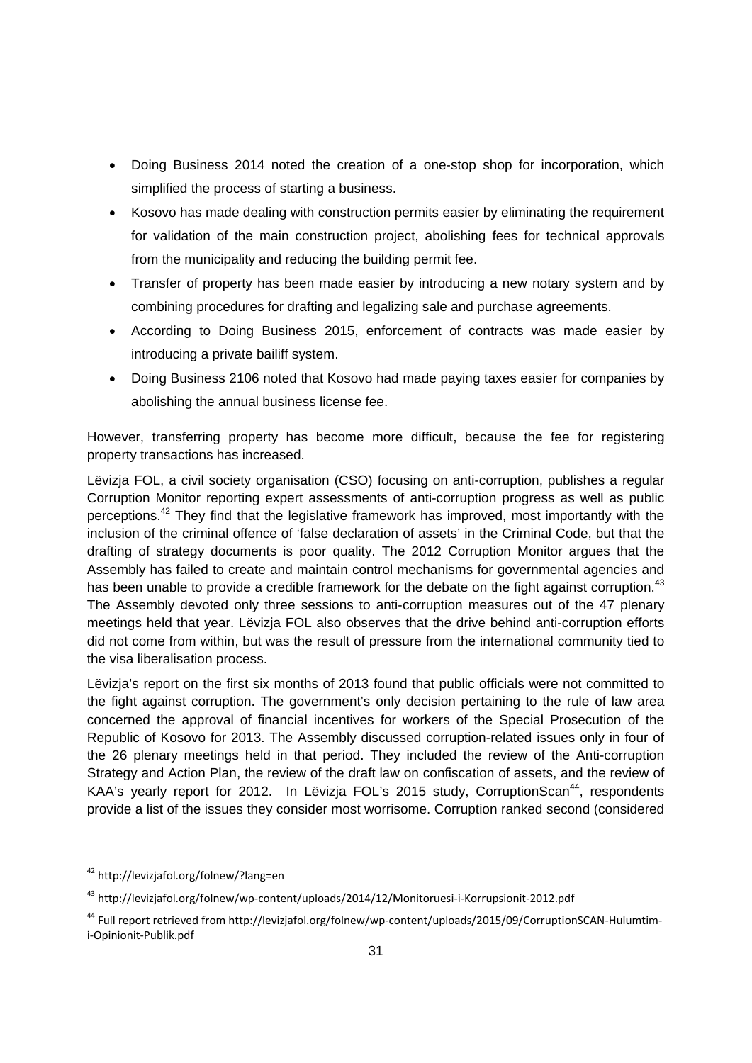- Doing Business 2014 noted the creation of a one-stop shop for incorporation, which simplified the process of starting a business.
- Kosovo has made dealing with construction permits easier by eliminating the requirement for validation of the main construction project, abolishing fees for technical approvals from the municipality and reducing the building permit fee.
- Transfer of property has been made easier by introducing a new notary system and by combining procedures for drafting and legalizing sale and purchase agreements.
- According to Doing Business 2015, enforcement of contracts was made easier by introducing a private bailiff system.
- Doing Business 2106 noted that Kosovo had made paying taxes easier for companies by abolishing the annual business license fee.

However, transferring property has become more difficult, because the fee for registering property transactions has increased.

Lëvizja FOL, a civil society organisation (CSO) focusing on anti-corruption, publishes a regular Corruption Monitor reporting expert assessments of anti-corruption progress as well as public perceptions.[42] They find that the legislative framework has improved, most importantly with the inclusion of the criminal offence of 'false declaration of assets' in the Criminal Code, but that the drafting of strategy documents is poor quality. The 2012 Corruption Monitor argues that the Assembly has failed to create and maintain control mechanisms for governmental agencies and has been unable to provide a credible framework for the debate on the fight against corruption.[43] The Assembly devoted only three sessions to anti-corruption measures out of the 47 plenary meetings held that year. Lëvizja FOL also observes that the drive behind anti-corruption efforts did not come from within, but was the result of pressure from the international community tied to the visa liberalisation process.

Lëvizja's report on the first six months of 2013 found that public officials were not committed to the fight against corruption. The government's only decision pertaining to the rule of law area concerned the approval of financial incentives for workers of the Special Prosecution of the Republic of Kosovo for 2013. The Assembly discussed corruption-related issues only in four of the 26 plenary meetings held in that period. They included the review of the Anti-corruption Strategy and Action Plan, the review of the draft law on confiscation of assets, and the review of KAA's yearly report for 2012. In Lëvizja FOL's 2015 study, CorruptionScan[44], respondents provide a list of the issues they consider most worrisome. Corruption ranked second (considered

---

[42] http://levizjafol.org/folnew/?lang=en

[43] http://levizjafol.org/folnew/wp-content/uploads/2014/12/Monitoruesi-i-Korrupsionit-2012.pdf

[44] Full report retrieved from http://levizjafol.org/folnew/wp-content/uploads/2015/09/CorruptionSCAN-Hulumtim-i-Opinionit-Publik.pdf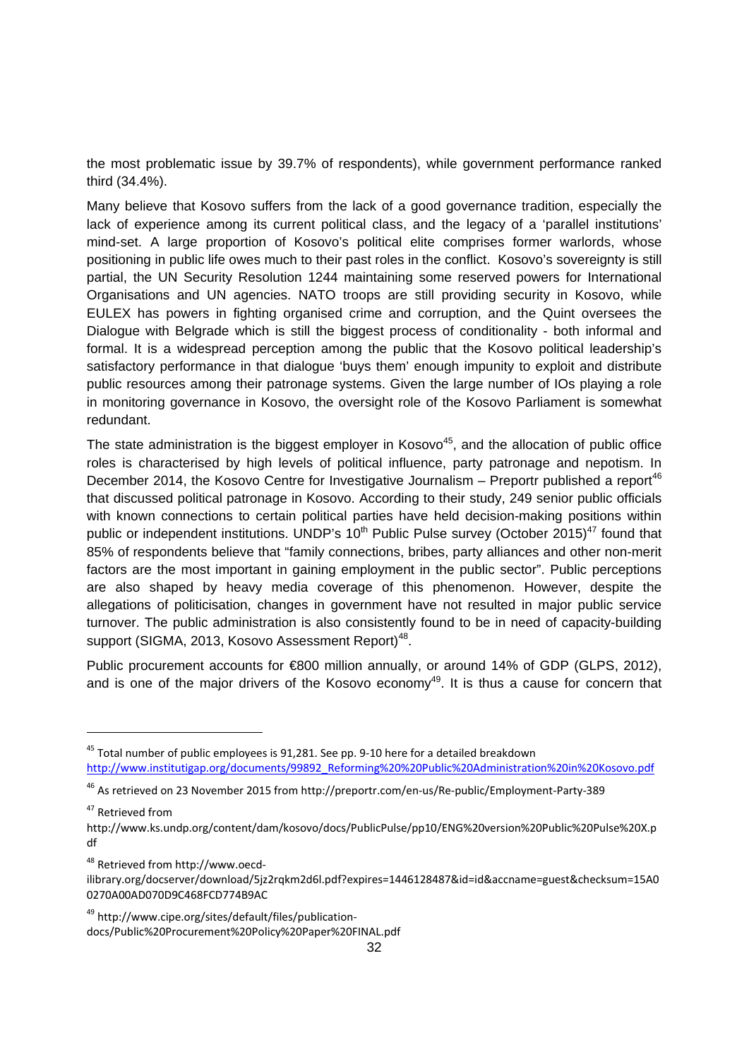the most problematic issue by 39.7% of respondents), while government performance ranked third (34.4%).

Many believe that Kosovo suffers from the lack of a good governance tradition, especially the lack of experience among its current political class, and the legacy of a 'parallel institutions' mind-set. A large proportion of Kosovo's political elite comprises former warlords, whose positioning in public life owes much to their past roles in the conflict. Kosovo's sovereignty is still partial, the UN Security Resolution 1244 maintaining some reserved powers for International Organisations and UN agencies. NATO troops are still providing security in Kosovo, while EULEX has powers in fighting organised crime and corruption, and the Quint oversees the Dialogue with Belgrade which is still the biggest process of conditionality - both informal and formal. It is a widespread perception among the public that the Kosovo political leadership's satisfactory performance in that dialogue 'buys them' enough impunity to exploit and distribute public resources among their patronage systems. Given the large number of IOs playing a role in monitoring governance in Kosovo, the oversight role of the Kosovo Parliament is somewhat redundant.

The state administration is the biggest employer in Kosovo[45], and the allocation of public office roles is characterised by high levels of political influence, party patronage and nepotism. In December 2014, the Kosovo Centre for Investigative Journalism – Preportr published a report[46] that discussed political patronage in Kosovo. According to their study, 249 senior public officials with known connections to certain political parties have held decision-making positions within public or independent institutions. UNDP's 10th Public Pulse survey (October 2015)[47] found that 85% of respondents believe that "family connections, bribes, party alliances and other non-merit factors are the most important in gaining employment in the public sector". Public perceptions are also shaped by heavy media coverage of this phenomenon. However, despite the allegations of politicisation, changes in government have not resulted in major public service turnover. The public administration is also consistently found to be in need of capacity-building support (SIGMA, 2013, Kosovo Assessment Report)[48].

Public procurement accounts for €800 million annually, or around 14% of GDP (GLPS, 2012), and is one of the major drivers of the Kosovo economy[49]. It is thus a cause for concern that

---

[45] Total number of public employees is 91,281. See pp. 9-10 here for a detailed breakdown http://www.institutigap.org/documents/99892_Reforming%20%20Public%20Administration%20in%20Kosovo.pdf

[46] As retrieved on 23 November 2015 from http://preportr.com/en-us/Re-public/Employment-Party-389

[47] Retrieved from http://www.ks.undp.org/content/dam/kosovo/docs/PublicPulse/pp10/ENG%20version%20Public%20Pulse%20X.pdf

[48] Retrieved from http://www.oecd-ilibrary.org/docserver/download/5jz2rqkm2d6l.pdf?expires=1446128487&id=id&accname=guest&checksum=15A00270A00AD070D9C468FCD774B9AC

[49] http://www.cipe.org/sites/default/files/publication-docs/Public%20Procurement%20Policy%20Paper%20FINAL.pdf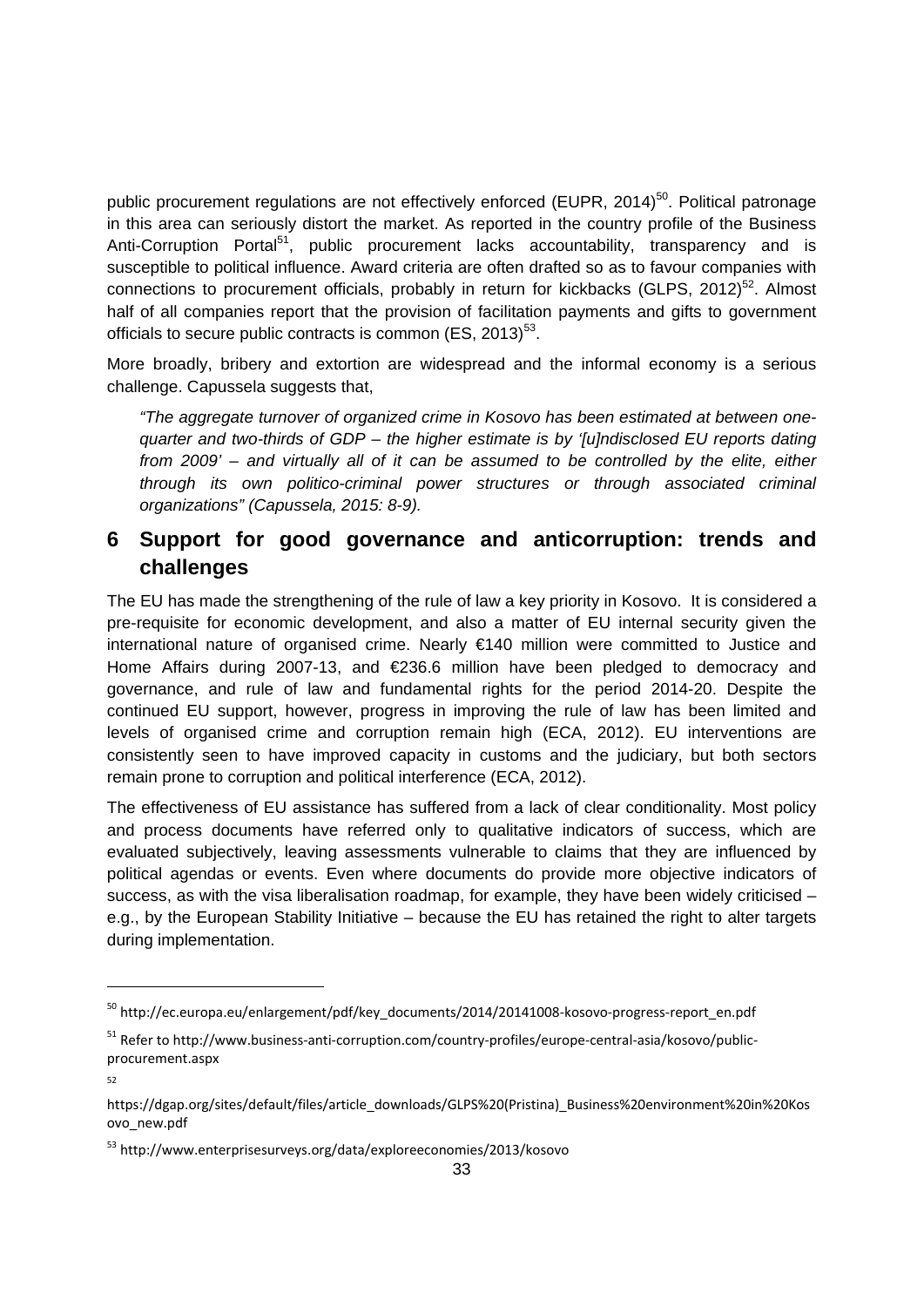public procurement regulations are not effectively enforced (EUPR, 2014)[50]. Political patronage in this area can seriously distort the market. As reported in the country profile of the Business Anti-Corruption Portal[51], public procurement lacks accountability, transparency and is susceptible to political influence. Award criteria are often drafted so as to favour companies with connections to procurement officials, probably in return for kickbacks (GLPS, 2012)[52]. Almost half of all companies report that the provision of facilitation payments and gifts to government officials to secure public contracts is common (ES, 2013)[53].

More broadly, bribery and extortion are widespread and the informal economy is a serious challenge. Capussela suggests that,

> *"The aggregate turnover of organized crime in Kosovo has been estimated at between one-quarter and two-thirds of GDP – the higher estimate is by '[u]ndisclosed EU reports dating from 2009' – and virtually all of it can be assumed to be controlled by the elite, either through its own politico-criminal power structures or through associated criminal organizations" (Capussela, 2015: 8-9).*

## 6 Support for good governance and anticorruption: trends and challenges

The EU has made the strengthening of the rule of law a key priority in Kosovo. It is considered a pre-requisite for economic development, and also a matter of EU internal security given the international nature of organised crime. Nearly €140 million were committed to Justice and Home Affairs during 2007-13, and €236.6 million have been pledged to democracy and governance, and rule of law and fundamental rights for the period 2014-20. Despite the continued EU support, however, progress in improving the rule of law has been limited and levels of organised crime and corruption remain high (ECA, 2012). EU interventions are consistently seen to have improved capacity in customs and the judiciary, but both sectors remain prone to corruption and political interference (ECA, 2012).

The effectiveness of EU assistance has suffered from a lack of clear conditionality. Most policy and process documents have referred only to qualitative indicators of success, which are evaluated subjectively, leaving assessments vulnerable to claims that they are influenced by political agendas or events. Even where documents do provide more objective indicators of success, as with the visa liberalisation roadmap, for example, they have been widely criticised – e.g., by the European Stability Initiative – because the EU has retained the right to alter targets during implementation.

---

[50] http://ec.europa.eu/enlargement/pdf/key_documents/2014/20141008-kosovo-progress-report_en.pdf

[51] Refer to http://www.business-anti-corruption.com/country-profiles/europe-central-asia/kosovo/public-procurement.aspx

[52] https://dgap.org/sites/default/files/article_downloads/GLPS%20(Pristina)_Business%20environment%20in%20Kosovo_new.pdf

[53] http://www.enterprisesurveys.org/data/exploreeconomies/2013/kosovo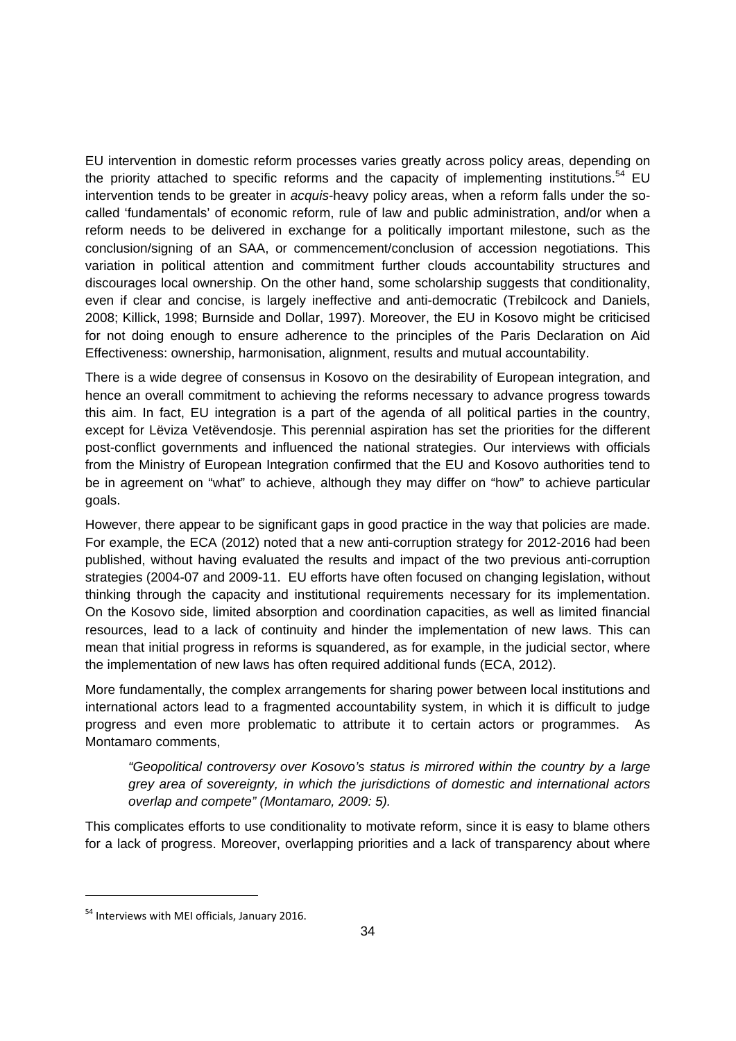EU intervention in domestic reform processes varies greatly across policy areas, depending on the priority attached to specific reforms and the capacity of implementing institutions.[54] EU intervention tends to be greater in *acquis*-heavy policy areas, when a reform falls under the so-called 'fundamentals' of economic reform, rule of law and public administration, and/or when a reform needs to be delivered in exchange for a politically important milestone, such as the conclusion/signing of an SAA, or commencement/conclusion of accession negotiations. This variation in political attention and commitment further clouds accountability structures and discourages local ownership. On the other hand, some scholarship suggests that conditionality, even if clear and concise, is largely ineffective and anti-democratic (Trebilcock and Daniels, 2008; Killick, 1998; Burnside and Dollar, 1997). Moreover, the EU in Kosovo might be criticised for not doing enough to ensure adherence to the principles of the Paris Declaration on Aid Effectiveness: ownership, harmonisation, alignment, results and mutual accountability.

There is a wide degree of consensus in Kosovo on the desirability of European integration, and hence an overall commitment to achieving the reforms necessary to advance progress towards this aim. In fact, EU integration is a part of the agenda of all political parties in the country, except for Lëviza Vetëvendosje. This perennial aspiration has set the priorities for the different post-conflict governments and influenced the national strategies. Our interviews with officials from the Ministry of European Integration confirmed that the EU and Kosovo authorities tend to be in agreement on "what" to achieve, although they may differ on "how" to achieve particular goals.

However, there appear to be significant gaps in good practice in the way that policies are made. For example, the ECA (2012) noted that a new anti-corruption strategy for 2012-2016 had been published, without having evaluated the results and impact of the two previous anti-corruption strategies (2004-07 and 2009-11. EU efforts have often focused on changing legislation, without thinking through the capacity and institutional requirements necessary for its implementation. On the Kosovo side, limited absorption and coordination capacities, as well as limited financial resources, lead to a lack of continuity and hinder the implementation of new laws. This can mean that initial progress in reforms is squandered, as for example, in the judicial sector, where the implementation of new laws has often required additional funds (ECA, 2012).

More fundamentally, the complex arrangements for sharing power between local institutions and international actors lead to a fragmented accountability system, in which it is difficult to judge progress and even more problematic to attribute it to certain actors or programmes. As Montamaro comments,

> *"Geopolitical controversy over Kosovo's status is mirrored within the country by a large grey area of sovereignty, in which the jurisdictions of domestic and international actors overlap and compete" (Montamaro, 2009: 5).*

This complicates efforts to use conditionality to motivate reform, since it is easy to blame others for a lack of progress. Moreover, overlapping priorities and a lack of transparency about where

[54] Interviews with MEI officials, January 2016.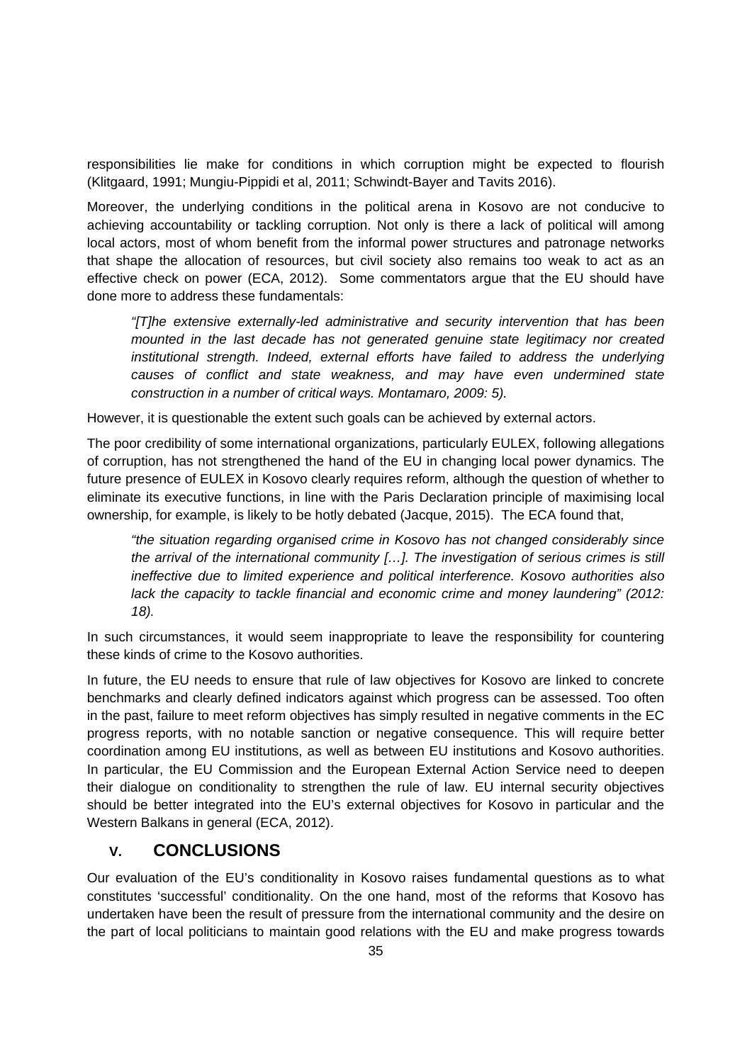responsibilities lie make for conditions in which corruption might be expected to flourish (Klitgaard, 1991; Mungiu-Pippidi et al, 2011; Schwindt-Bayer and Tavits 2016).

Moreover, the underlying conditions in the political arena in Kosovo are not conducive to achieving accountability or tackling corruption. Not only is there a lack of political will among local actors, most of whom benefit from the informal power structures and patronage networks that shape the allocation of resources, but civil society also remains too weak to act as an effective check on power (ECA, 2012). Some commentators argue that the EU should have done more to address these fundamentals:

> *"[T]he extensive externally-led administrative and security intervention that has been mounted in the last decade has not generated genuine state legitimacy nor created institutional strength. Indeed, external efforts have failed to address the underlying causes of conflict and state weakness, and may have even undermined state construction in a number of critical ways. Montamaro, 2009: 5).*

However, it is questionable the extent such goals can be achieved by external actors.

The poor credibility of some international organizations, particularly EULEX, following allegations of corruption, has not strengthened the hand of the EU in changing local power dynamics. The future presence of EULEX in Kosovo clearly requires reform, although the question of whether to eliminate its executive functions, in line with the Paris Declaration principle of maximising local ownership, for example, is likely to be hotly debated (Jacque, 2015). The ECA found that,

> *"the situation regarding organised crime in Kosovo has not changed considerably since the arrival of the international community […]. The investigation of serious crimes is still ineffective due to limited experience and political interference. Kosovo authorities also lack the capacity to tackle financial and economic crime and money laundering" (2012: 18).*

In such circumstances, it would seem inappropriate to leave the responsibility for countering these kinds of crime to the Kosovo authorities.

In future, the EU needs to ensure that rule of law objectives for Kosovo are linked to concrete benchmarks and clearly defined indicators against which progress can be assessed. Too often in the past, failure to meet reform objectives has simply resulted in negative comments in the EC progress reports, with no notable sanction or negative consequence. This will require better coordination among EU institutions, as well as between EU institutions and Kosovo authorities. In particular, the EU Commission and the European External Action Service need to deepen their dialogue on conditionality to strengthen the rule of law. EU internal security objectives should be better integrated into the EU's external objectives for Kosovo in particular and the Western Balkans in general (ECA, 2012).

## V. CONCLUSIONS

Our evaluation of the EU's conditionality in Kosovo raises fundamental questions as to what constitutes 'successful' conditionality. On the one hand, most of the reforms that Kosovo has undertaken have been the result of pressure from the international community and the desire on the part of local politicians to maintain good relations with the EU and make progress towards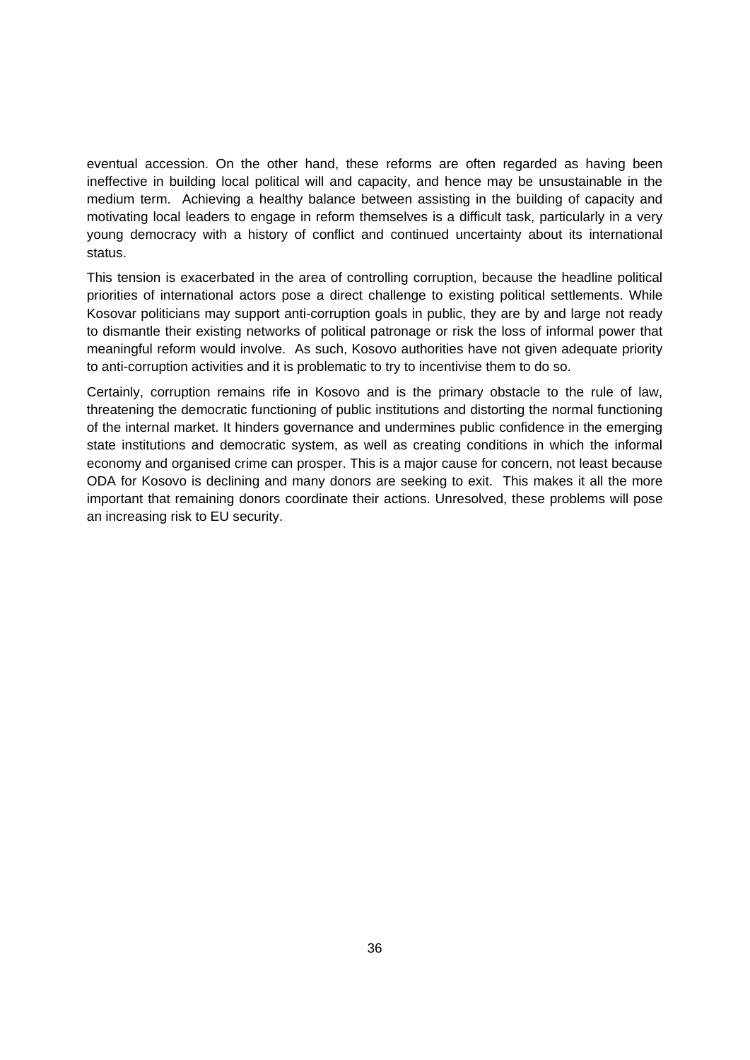eventual accession. On the other hand, these reforms are often regarded as having been ineffective in building local political will and capacity, and hence may be unsustainable in the medium term. Achieving a healthy balance between assisting in the building of capacity and motivating local leaders to engage in reform themselves is a difficult task, particularly in a very young democracy with a history of conflict and continued uncertainty about its international status.

This tension is exacerbated in the area of controlling corruption, because the headline political priorities of international actors pose a direct challenge to existing political settlements. While Kosovar politicians may support anti-corruption goals in public, they are by and large not ready to dismantle their existing networks of political patronage or risk the loss of informal power that meaningful reform would involve. As such, Kosovo authorities have not given adequate priority to anti-corruption activities and it is problematic to try to incentivise them to do so.

Certainly, corruption remains rife in Kosovo and is the primary obstacle to the rule of law, threatening the democratic functioning of public institutions and distorting the normal functioning of the internal market. It hinders governance and undermines public confidence in the emerging state institutions and democratic system, as well as creating conditions in which the informal economy and organised crime can prosper. This is a major cause for concern, not least because ODA for Kosovo is declining and many donors are seeking to exit. This makes it all the more important that remaining donors coordinate their actions. Unresolved, these problems will pose an increasing risk to EU security.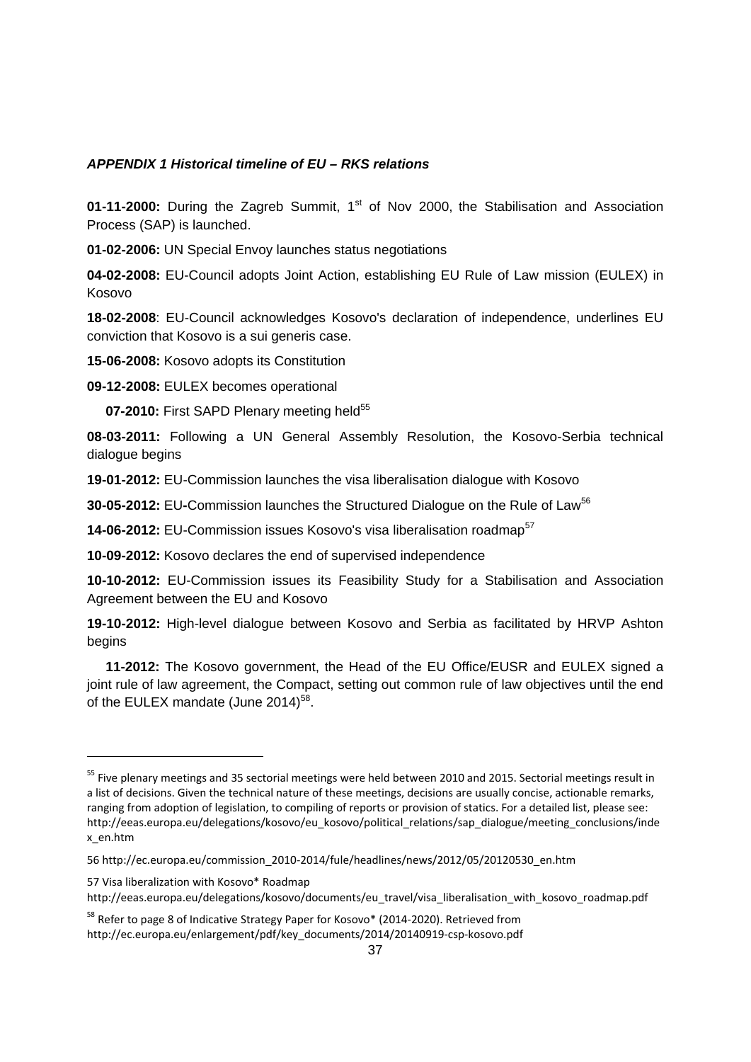***APPENDIX 1 Historical timeline of EU – RKS relations***

**01-11-2000:** During the Zagreb Summit, 1st of Nov 2000, the Stabilisation and Association Process (SAP) is launched.

**01-02-2006:** UN Special Envoy launches status negotiations

**04-02-2008:** EU-Council adopts Joint Action, establishing EU Rule of Law mission (EULEX) in Kosovo

**18-02-2008**: EU-Council acknowledges Kosovo's declaration of independence, underlines EU conviction that Kosovo is a sui generis case.

**15-06-2008:** Kosovo adopts its Constitution

**09-12-2008:** EULEX becomes operational

**07-2010:** First SAPD Plenary meeting held[55]

**08-03-2011:** Following a UN General Assembly Resolution, the Kosovo-Serbia technical dialogue begins

**19-01-2012:** EU-Commission launches the visa liberalisation dialogue with Kosovo

**30-05-2012:** EU-Commission launches the Structured Dialogue on the Rule of Law[56]

**14-06-2012:** EU-Commission issues Kosovo's visa liberalisation roadmap[57]

**10-09-2012:** Kosovo declares the end of supervised independence

**10-10-2012:** EU-Commission issues its Feasibility Study for a Stabilisation and Association Agreement between the EU and Kosovo

**19-10-2012:** High-level dialogue between Kosovo and Serbia as facilitated by HRVP Ashton begins

**11-2012:** The Kosovo government, the Head of the EU Office/EUSR and EULEX signed a joint rule of law agreement, the Compact, setting out common rule of law objectives until the end of the EULEX mandate (June 2014)[58].

---

[55] Five plenary meetings and 35 sectorial meetings were held between 2010 and 2015. Sectorial meetings result in a list of decisions. Given the technical nature of these meetings, decisions are usually concise, actionable remarks, ranging from adoption of legislation, to compiling of reports or provision of statics. For a detailed list, please see: http://eeas.europa.eu/delegations/kosovo/eu_kosovo/political_relations/sap_dialogue/meeting_conclusions/index_en.htm

56 http://ec.europa.eu/commission_2010-2014/fule/headlines/news/2012/05/20120530_en.htm

57 Visa liberalization with Kosovo* Roadmap http://eeas.europa.eu/delegations/kosovo/documents/eu_travel/visa_liberalisation_with_kosovo_roadmap.pdf

[58] Refer to page 8 of Indicative Strategy Paper for Kosovo* (2014-2020). Retrieved from http://ec.europa.eu/enlargement/pdf/key_documents/2014/20140919-csp-kosovo.pdf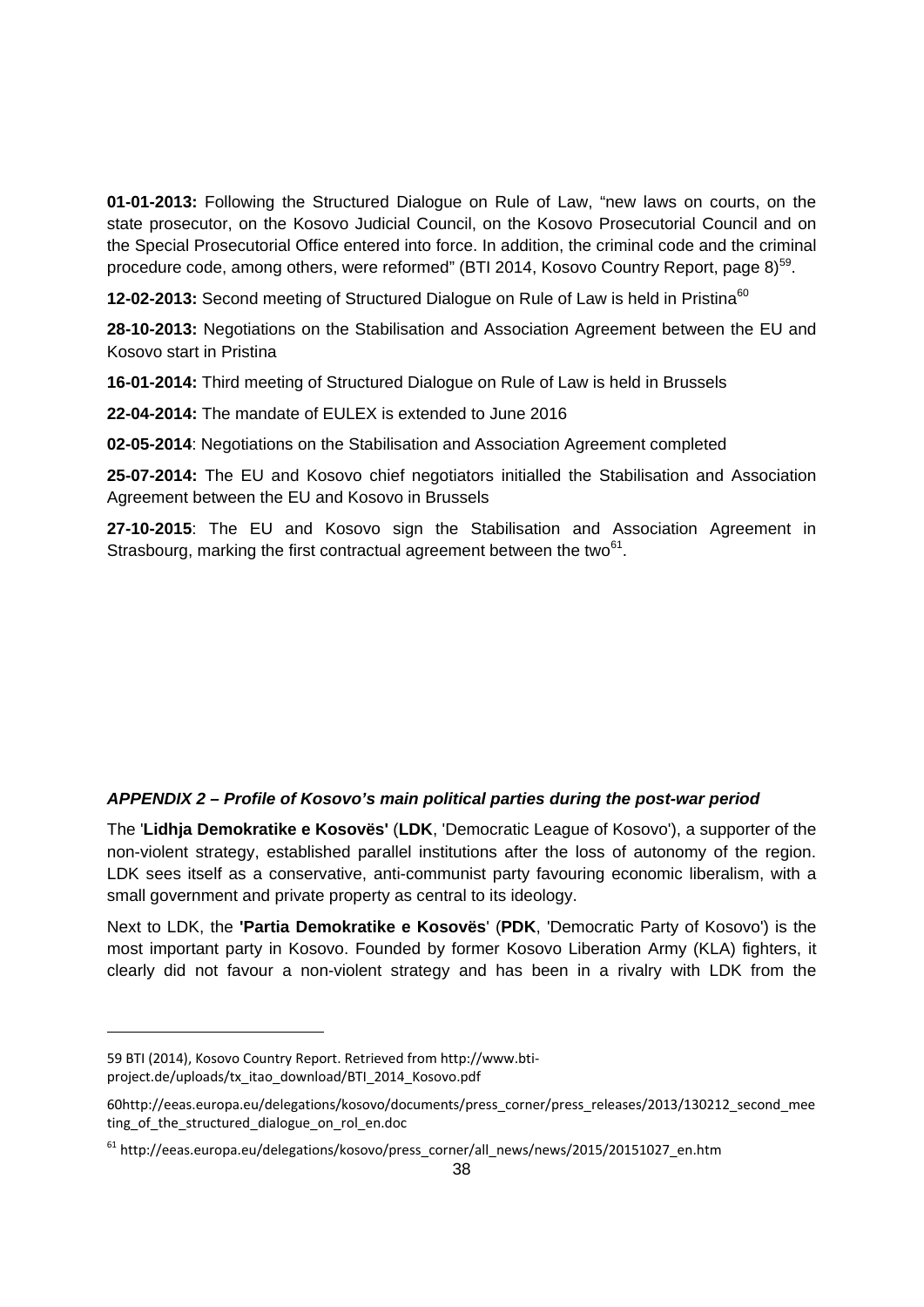**01-01-2013:** Following the Structured Dialogue on Rule of Law, "new laws on courts, on the state prosecutor, on the Kosovo Judicial Council, on the Kosovo Prosecutorial Council and on the Special Prosecutorial Office entered into force. In addition, the criminal code and the criminal procedure code, among others, were reformed" (BTI 2014, Kosovo Country Report, page 8)[59].

**12-02-2013:** Second meeting of Structured Dialogue on Rule of Law is held in Pristina[60]

**28-10-2013:** Negotiations on the Stabilisation and Association Agreement between the EU and Kosovo start in Pristina

**16-01-2014:** Third meeting of Structured Dialogue on Rule of Law is held in Brussels

**22-04-2014:** The mandate of EULEX is extended to June 2016

**02-05-2014**: Negotiations on the Stabilisation and Association Agreement completed

**25-07-2014:** The EU and Kosovo chief negotiators initialled the Stabilisation and Association Agreement between the EU and Kosovo in Brussels

**27-10-2015**: The EU and Kosovo sign the Stabilisation and Association Agreement in Strasbourg, marking the first contractual agreement between the two[61].

### *APPENDIX 2 – Profile of Kosovo's main political parties during the post-war period*

The '**Lidhja Demokratike e Kosovës'** (**LDK**, 'Democratic League of Kosovo'), a supporter of the non-violent strategy, established parallel institutions after the loss of autonomy of the region. LDK sees itself as a conservative, anti-communist party favouring economic liberalism, with a small government and private property as central to its ideology.

Next to LDK, the **'Partia Demokratike e Kosovës**' (**PDK**, 'Democratic Party of Kosovo') is the most important party in Kosovo. Founded by former Kosovo Liberation Army (KLA) fighters, it clearly did not favour a non-violent strategy and has been in a rivalry with LDK from the

---

59 BTI (2014), Kosovo Country Report. Retrieved from http://www.bti-project.de/uploads/tx_itao_download/BTI_2014_Kosovo.pdf

60http://eeas.europa.eu/delegations/kosovo/documents/press_corner/press_releases/2013/130212_second_meeting_of_the_structured_dialogue_on_rol_en.doc

61 http://eeas.europa.eu/delegations/kosovo/press_corner/all_news/news/2015/20151027_en.htm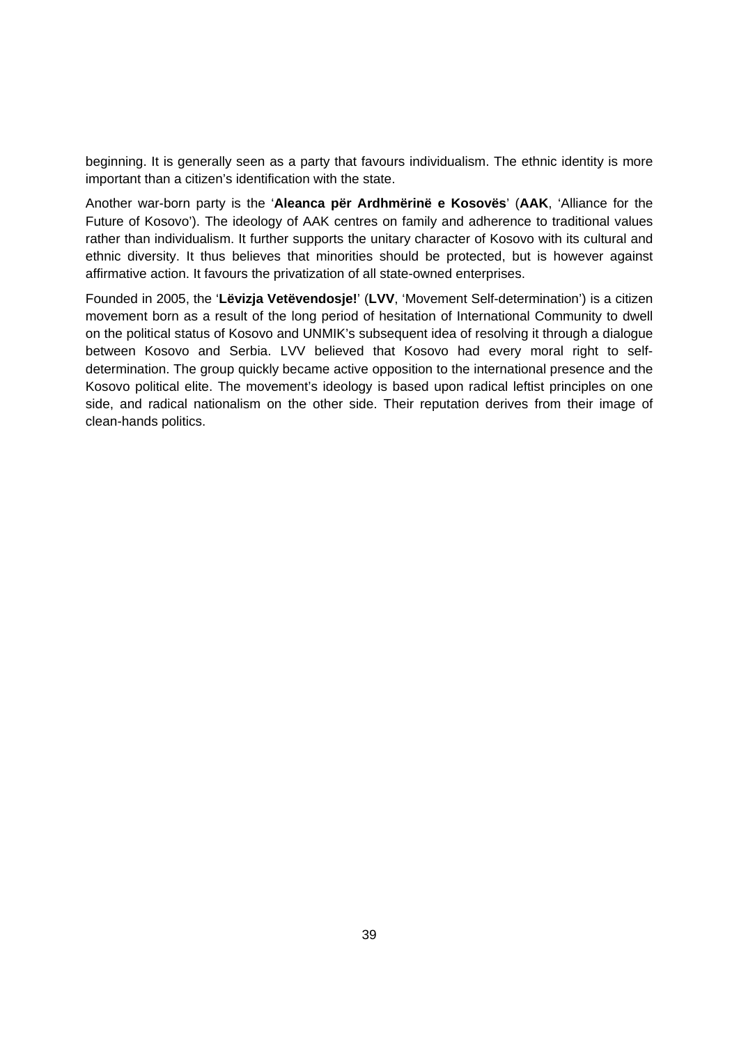beginning. It is generally seen as a party that favours individualism. The ethnic identity is more important than a citizen's identification with the state.

Another war-born party is the '**Aleanca për Ardhmërinë e Kosovës**' (**AAK**, 'Alliance for the Future of Kosovo'). The ideology of AAK centres on family and adherence to traditional values rather than individualism. It further supports the unitary character of Kosovo with its cultural and ethnic diversity. It thus believes that minorities should be protected, but is however against affirmative action. It favours the privatization of all state-owned enterprises.

Founded in 2005, the '**Lëvizja Vetëvendosje!**' (**LVV**, 'Movement Self-determination') is a citizen movement born as a result of the long period of hesitation of International Community to dwell on the political status of Kosovo and UNMIK's subsequent idea of resolving it through a dialogue between Kosovo and Serbia. LVV believed that Kosovo had every moral right to self-determination. The group quickly became active opposition to the international presence and the Kosovo political elite. The movement's ideology is based upon radical leftist principles on one side, and radical nationalism on the other side. Their reputation derives from their image of clean-hands politics.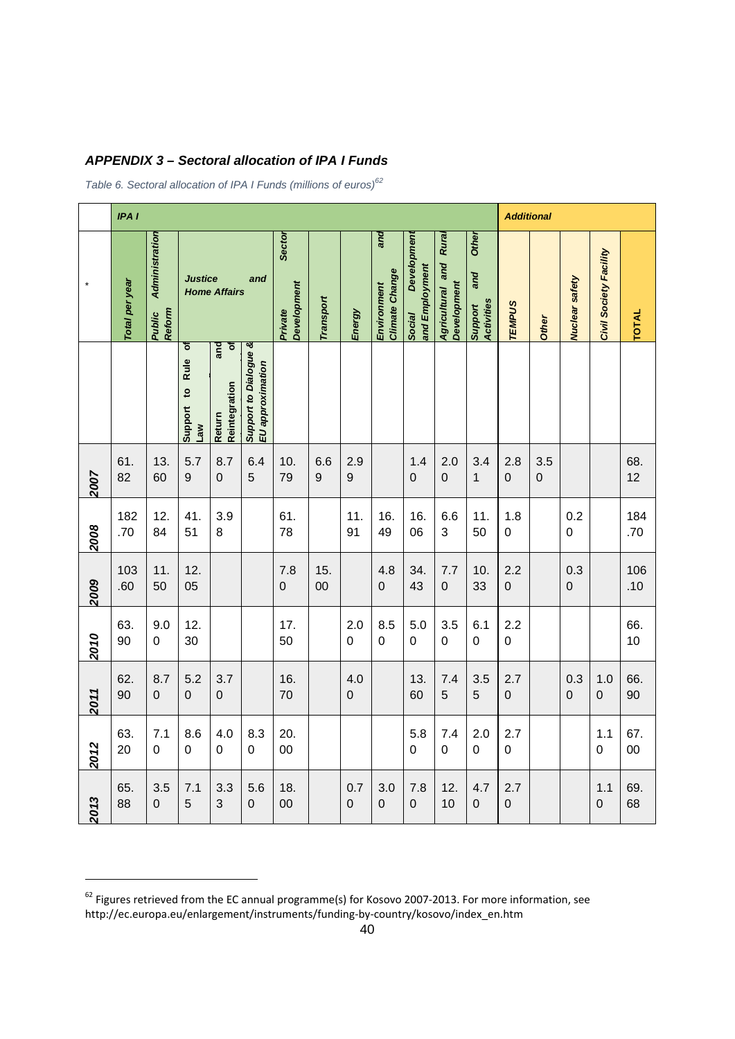## *APPENDIX 3 – Sectoral allocation of IPA I Funds*

*Table 6. Sectoral allocation of IPA I Funds (millions of euros)*[62]

| | ***IPA I*** | | | | | | | | | | | | ***Additional*** | | | | |
|---|---|---|---|---|---|---|---|---|---|---|---|---|---|---|---|---|---|
| * | ***Total per year*** | ***Public Administration Reform*** | ***Justice and Home Affairs*** | | | ***Private Sector Development*** | ***Transport*** | ***Energy*** | ***Environment and Climate Change*** | ***Social Development and Employment*** | ***Agricultural and Rural Development*** | ***Other Support and Activities*** | ***TEMPUS*** | ***Other*** | ***Nuclear safety*** | ***Civil Society Facility*** | ***TOTAL*** |
| | | | **Support to Rule of Law** | **Return and of Reintegration** | ***Support to Dialogue & EU approximation*** | | | | | | | | | | | | |
| ***2007*** | 61.82 | 13.60 | 5.79 | 8.70 | 6.45 | 10.79 | 6.69 | 2.99 | | 1.40 | 2.00 | 3.41 | 2.80 | 3.50 | | | 68.12 |
| ***2008*** | 182.70 | 12.84 | 41.51 | 3.98 | | 61.78 | | 11.91 | 16.49 | 16.06 | 6.63 | 11.50 | 1.80 | | 0.20 | | 184.70 |
| ***2009*** | 103.60 | 11.50 | 12.05 | | | 7.80 | 15.00 | | 4.80 | 34.43 | 7.70 | 10.33 | 2.20 | | 0.30 | | 106.10 |
| ***2010*** | 63.90 | 9.00 | 12.30 | | | 17.50 | | 2.00 | 8.50 | 5.00 | 3.50 | 6.10 | 2.20 | | | | 66.10 |
| ***2011*** | 62.90 | 8.70 | 5.20 | 3.70 | | 16.70 | | 4.00 | | 13.60 | 7.45 | 3.55 | 2.70 | | 0.30 | 1.00 | 66.90 |
| ***2012*** | 63.20 | 7.10 | 8.60 | 4.00 | 8.30 | 20.00 | | | | 5.80 | 7.40 | 2.00 | 2.70 | | | 1.10 | 67.00 |
| ***2013*** | 65.88 | 3.50 | 7.15 | 3.33 | 5.60 | 18.00 | | 0.70 | 3.00 | 7.80 | 12.10 | 4.70 | 2.70 | | | 1.10 | 69.68 |

[62] Figures retrieved from the EC annual programme(s) for Kosovo 2007-2013. For more information, see http://ec.europa.eu/enlargement/instruments/funding-by-country/kosovo/index_en.htm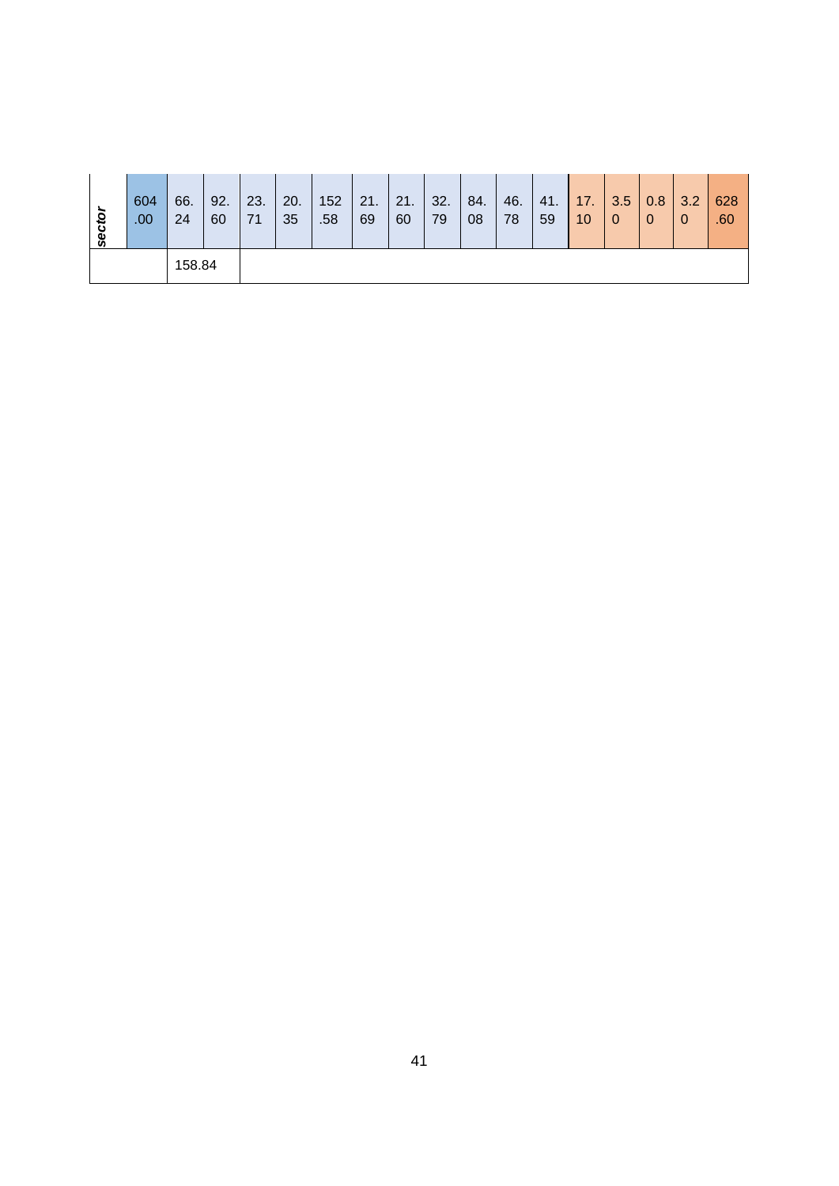| *sector* | 604.00 | 66.24 | 92.60 | 23.71 | 20.35 | 152.58 | 21.69 | 21.60 | 32.79 | 84.08 | 46.78 | 41.59 | 17.10 | 3.50 | 0.80 | 3.20 | 628.60 |
|---|---|---|---|---|---|---|---|---|---|---|---|---|---|---|---|---|---|
| | | 158.84 | | | | | | | | | | | | | | | |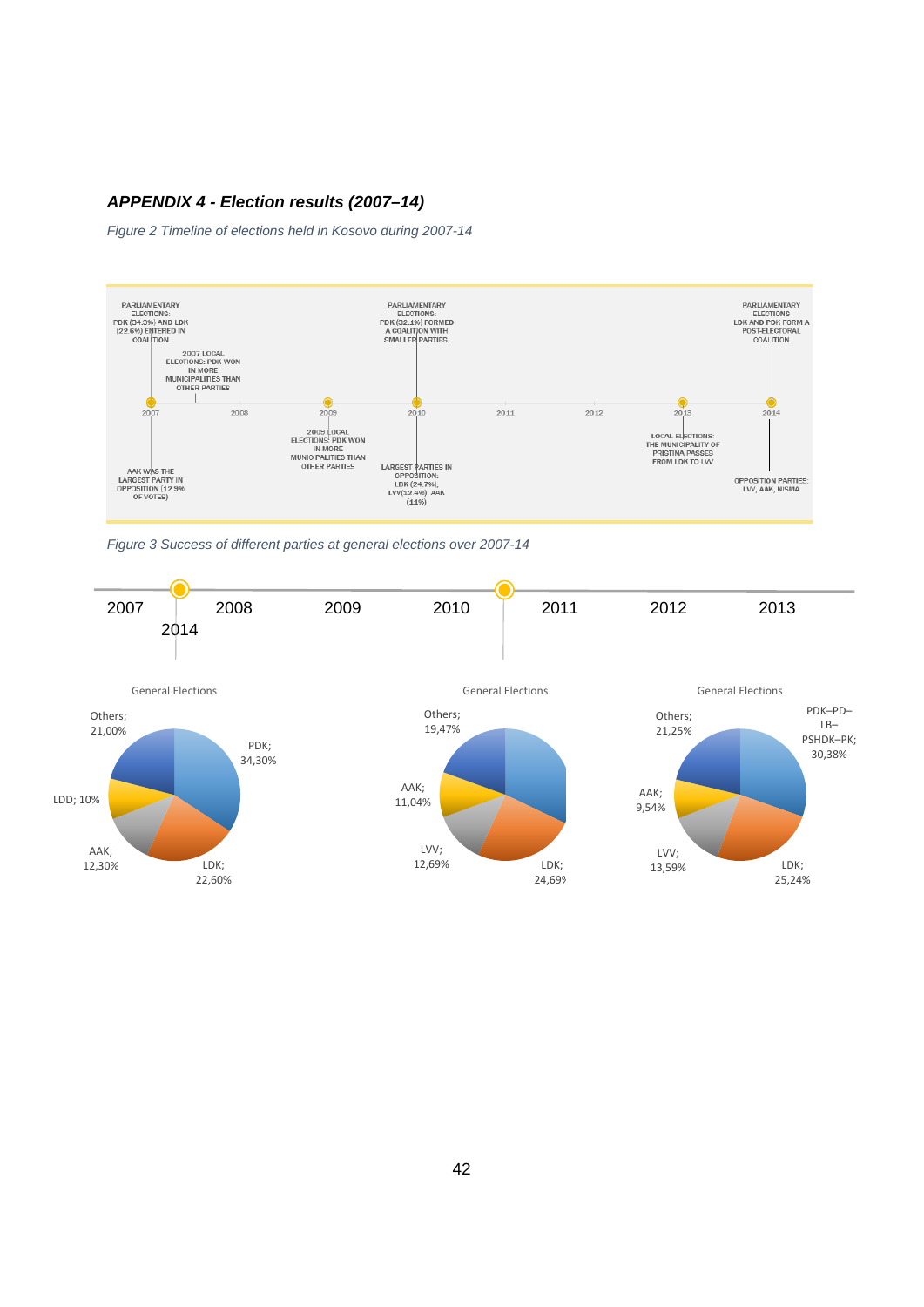## *APPENDIX 4 - Election results (2007–14)*

*Figure 2 Timeline of elections held in Kosovo during 2007-14*

PARLIAMENTARY ELECTIONS: PDK (34.3%) AND LDK (22.6%) ENTERED IN COALITION

2007 LOCAL ELECTIONS: PDK WON IN MORE MUNICIPALITIES THAN OTHER PARTIES

AAK WAS THE LARGEST PARTY IN OPPOSITION (12.9% OF VOTES)

2009 LOCAL ELECTIONS: PDK WON IN MORE MUNICIPALITIES THAN OTHER PARTIES

PARLIAMENTARY ELECTIONS: PDK (32.1%) FORMED A COALITION WITH SMALLER PARTIES.

LARGEST PARTIES IN OPPOSITION: LDK (24.7%), LVV(12.4%), AAK (11%)

LOCAL ELECTIONS: THE MUNICIPALITY OF PRISTINA PASSES FROM LDK TO LVV

PARLIAMENTARY ELECTIONS LDK AND PDK FORM A POST-ELECTORAL COALITION

OPPOSITION PARTIES: LVV, AAK, NISMA

2007 2008 2009 2010 2011 2012 2013 2014

*Figure 3 Success of different parties at general elections over 2007-14*

2007 2008 2009 2010 2011 2012 2013 2014

General Elections (2007): PDK; 34,30% · LDK; 22,60% · AAK; 12,30% · LDD; 10% · Others; 21,00%

General Elections (2010): LDK; 24,69% · LVV; 12,69% · AAK; 11,04% · Others; 19,47%

General Elections (2014): PDK–PD–LB–PSHDK–PK; 30,38% · LDK; 25,24% · LVV; 13,59% · AAK; 9,54% · Others; 21,25%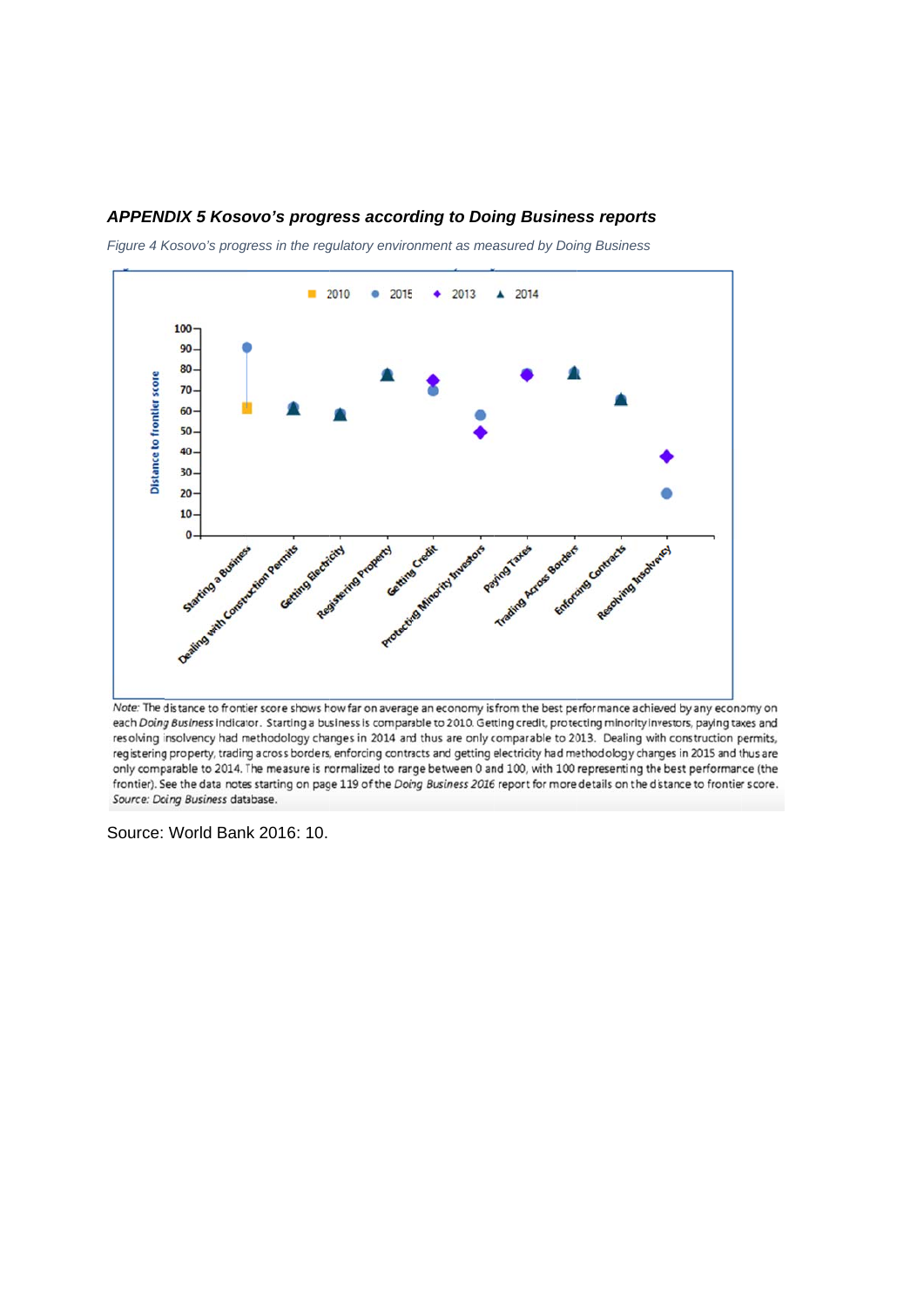### *APPENDIX 5 Kosovo's progress according to Doing Business reports*

*Figure 4 Kosovo's progress in the regulatory environment as measured by Doing Business*

*Note:* The distance to frontier score shows how far on average an economy is from the best performance achieved by any economy on each *Doing Business* indicator. Starting a business is comparable to 2010. Getting credit, protecting minority investors, paying taxes and resolving insolvency had methodology changes in 2014 and thus are only comparable to 2013. Dealing with construction permits, registering property, trading across borders, enforcing contracts and getting electricity had methodology changes in 2015 and thus are only comparable to 2014. The measure is normalized to range between 0 and 100, with 100 representing the best performance (the frontier). See the data notes starting on page 119 of the *Doing Business 2016* report for more details on the distance to frontier score.
*Source: Doing Business database.*

Source: World Bank 2016: 10.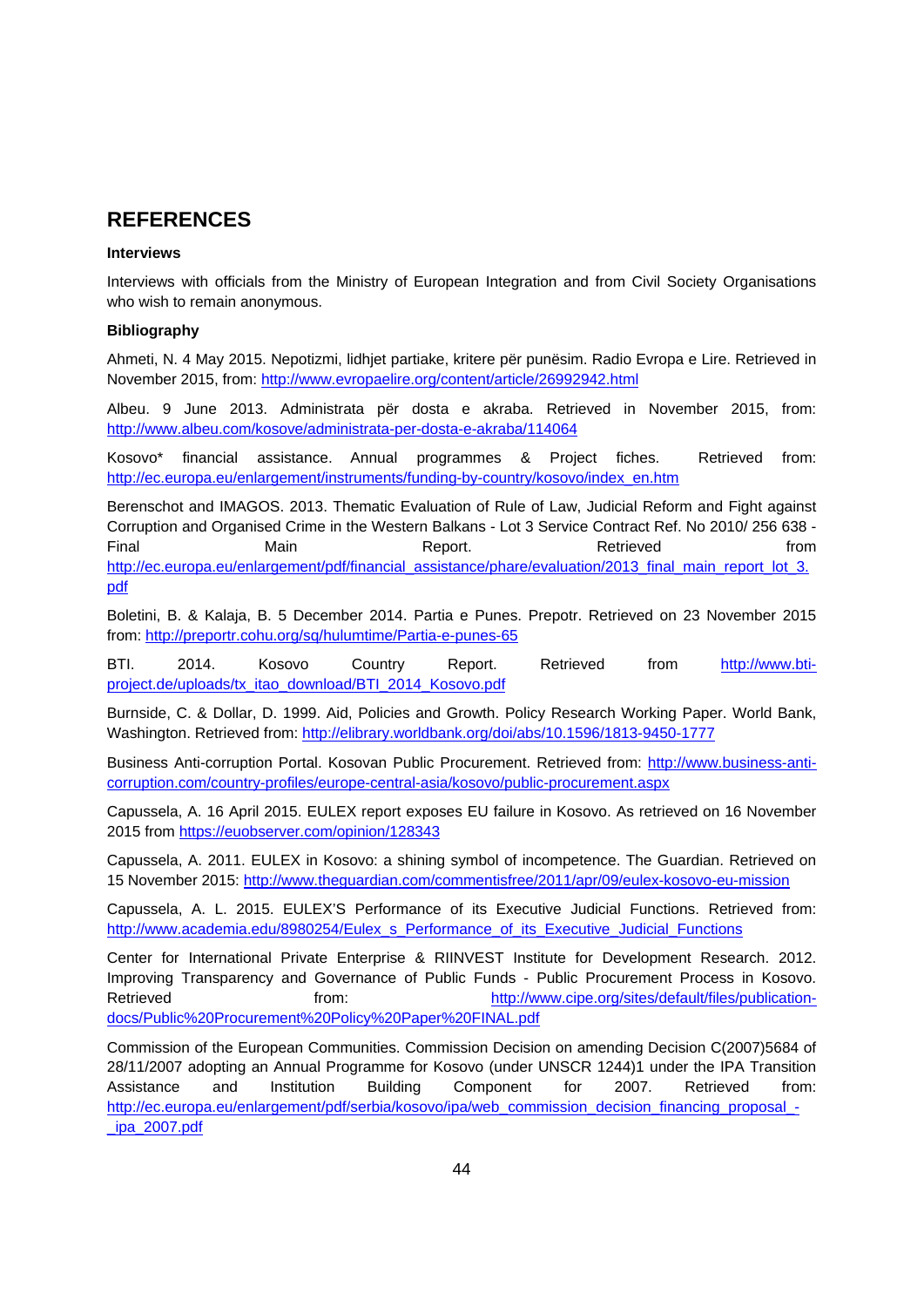# REFERENCES

**Interviews**

Interviews with officials from the Ministry of European Integration and from Civil Society Organisations who wish to remain anonymous.

**Bibliography**

Ahmeti, N. 4 May 2015. Nepotizmi, lidhjet partiake, kritere për punësim. Radio Evropa e Lire. Retrieved in November 2015, from: http://www.evropaelire.org/content/article/26992942.html

Albeu. 9 June 2013. Administrata për dosta e akraba. Retrieved in November 2015, from: http://www.albeu.com/kosove/administrata-per-dosta-e-akraba/114064

Kosovo* financial assistance. Annual programmes & Project fiches. Retrieved from: http://ec.europa.eu/enlargement/instruments/funding-by-country/kosovo/index_en.htm

Berenschot and IMAGOS. 2013. Thematic Evaluation of Rule of Law, Judicial Reform and Fight against Corruption and Organised Crime in the Western Balkans - Lot 3 Service Contract Ref. No 2010/ 256 638 - Final Main Report. Retrieved from http://ec.europa.eu/enlargement/pdf/financial_assistance/phare/evaluation/2013_final_main_report_lot_3.pdf

Boletini, B. & Kalaja, B. 5 December 2014. Partia e Punes. Prepotr. Retrieved on 23 November 2015 from: http://preportr.cohu.org/sq/hulumtime/Partia-e-punes-65

BTI. 2014. Kosovo Country Report. Retrieved from http://www.bti-project.de/uploads/tx_itao_download/BTI_2014_Kosovo.pdf

Burnside, C. & Dollar, D. 1999. Aid, Policies and Growth. Policy Research Working Paper. World Bank, Washington. Retrieved from: http://elibrary.worldbank.org/doi/abs/10.1596/1813-9450-1777

Business Anti-corruption Portal. Kosovan Public Procurement. Retrieved from: http://www.business-anti-corruption.com/country-profiles/europe-central-asia/kosovo/public-procurement.aspx

Capussela, A. 16 April 2015. EULEX report exposes EU failure in Kosovo. As retrieved on 16 November 2015 from https://euobserver.com/opinion/128343

Capussela, A. 2011. EULEX in Kosovo: a shining symbol of incompetence. The Guardian. Retrieved on 15 November 2015: http://www.theguardian.com/commentisfree/2011/apr/09/eulex-kosovo-eu-mission

Capussela, A. L. 2015. EULEX'S Performance of its Executive Judicial Functions. Retrieved from: http://www.academia.edu/8980254/Eulex_s_Performance_of_its_Executive_Judicial_Functions

Center for International Private Enterprise & RIINVEST Institute for Development Research. 2012. Improving Transparency and Governance of Public Funds - Public Procurement Process in Kosovo. Retrieved from: http://www.cipe.org/sites/default/files/publication-docs/Public%20Procurement%20Policy%20Paper%20FINAL.pdf

Commission of the European Communities. Commission Decision on amending Decision C(2007)5684 of 28/11/2007 adopting an Annual Programme for Kosovo (under UNSCR 1244)1 under the IPA Transition Assistance and Institution Building Component for 2007. Retrieved from: http://ec.europa.eu/enlargement/pdf/serbia/kosovo/ipa/web_commission_decision_financing_proposal_-_ipa_2007.pdf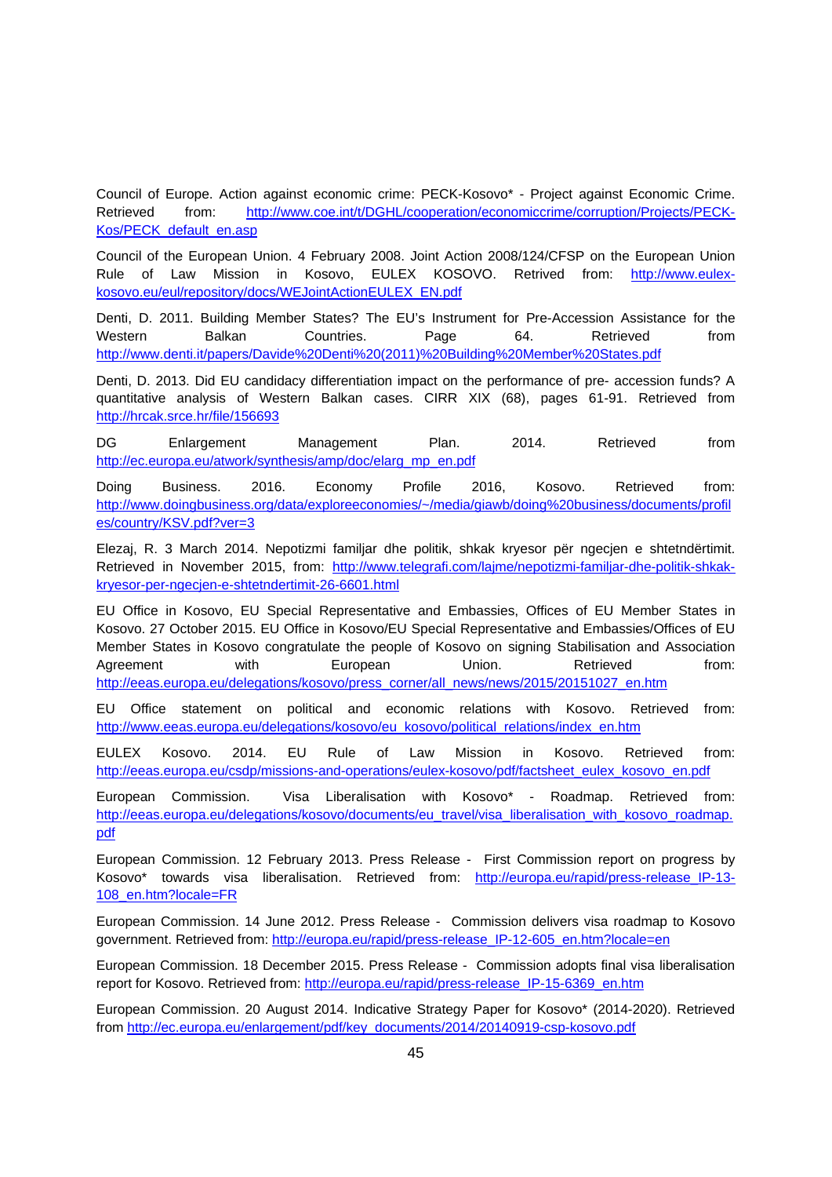Council of Europe. Action against economic crime: PECK-Kosovo* - Project against Economic Crime. Retrieved from: http://www.coe.int/t/DGHL/cooperation/economiccrime/corruption/Projects/PECK-Kos/PECK_default_en.asp

Council of the European Union. 4 February 2008. Joint Action 2008/124/CFSP on the European Union Rule of Law Mission in Kosovo, EULEX KOSOVO. Retrived from: http://www.eulex-kosovo.eu/eul/repository/docs/WEJointActionEULEX_EN.pdf

Denti, D. 2011. Building Member States? The EU's Instrument for Pre-Accession Assistance for the Western Balkan Countries. Page 64. Retrieved from http://www.denti.it/papers/Davide%20Denti%20(2011)%20Building%20Member%20States.pdf

Denti, D. 2013. Did EU candidacy differentiation impact on the performance of pre- accession funds? A quantitative analysis of Western Balkan cases. CIRR XIX (68), pages 61-91. Retrieved from http://hrcak.srce.hr/file/156693

DG Enlargement Management Plan. 2014. Retrieved from http://ec.europa.eu/atwork/synthesis/amp/doc/elarg_mp_en.pdf

Doing Business. 2016. Economy Profile 2016, Kosovo. Retrieved from: http://www.doingbusiness.org/data/exploreeconomies/~/media/giawb/doing%20business/documents/profiles/country/KSV.pdf?ver=3

Elezaj, R. 3 March 2014. Nepotizmi familjar dhe politik, shkak kryesor për ngecjen e shtetndërtimit. Retrieved in November 2015, from: http://www.telegrafi.com/lajme/nepotizmi-familjar-dhe-politik-shkak-kryesor-per-ngecjen-e-shtetndertimit-26-6601.html

EU Office in Kosovo, EU Special Representative and Embassies, Offices of EU Member States in Kosovo. 27 October 2015. EU Office in Kosovo/EU Special Representative and Embassies/Offices of EU Member States in Kosovo congratulate the people of Kosovo on signing Stabilisation and Association Agreement with European Union. Retrieved from: http://eeas.europa.eu/delegations/kosovo/press_corner/all_news/news/2015/20151027_en.htm

EU Office statement on political and economic relations with Kosovo. Retrieved from: http://www.eeas.europa.eu/delegations/kosovo/eu_kosovo/political_relations/index_en.htm

EULEX Kosovo. 2014. EU Rule of Law Mission in Kosovo. Retrieved from: http://eeas.europa.eu/csdp/missions-and-operations/eulex-kosovo/pdf/factsheet_eulex_kosovo_en.pdf

European Commission. Visa Liberalisation with Kosovo* - Roadmap. Retrieved from: http://eeas.europa.eu/delegations/kosovo/documents/eu_travel/visa_liberalisation_with_kosovo_roadmap.pdf

European Commission. 12 February 2013. Press Release - First Commission report on progress by Kosovo* towards visa liberalisation. Retrieved from: http://europa.eu/rapid/press-release_IP-13-108_en.htm?locale=FR

European Commission. 14 June 2012. Press Release - Commission delivers visa roadmap to Kosovo government. Retrieved from: http://europa.eu/rapid/press-release_IP-12-605_en.htm?locale=en

European Commission. 18 December 2015. Press Release - Commission adopts final visa liberalisation report for Kosovo. Retrieved from: http://europa.eu/rapid/press-release_IP-15-6369_en.htm

European Commission. 20 August 2014. Indicative Strategy Paper for Kosovo* (2014-2020). Retrieved from http://ec.europa.eu/enlargement/pdf/key_documents/2014/20140919-csp-kosovo.pdf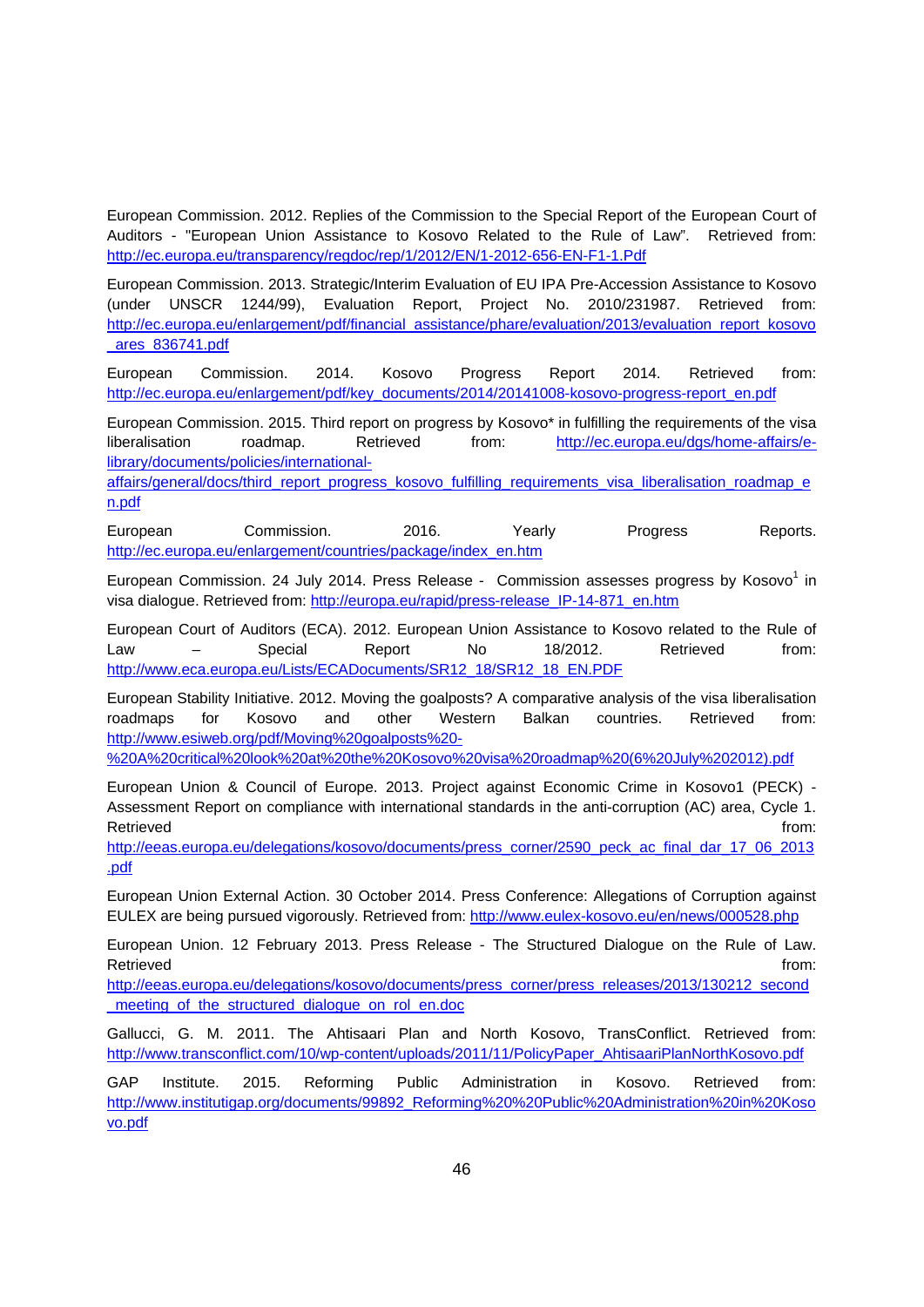European Commission. 2012. Replies of the Commission to the Special Report of the European Court of Auditors - "European Union Assistance to Kosovo Related to the Rule of Law". Retrieved from: http://ec.europa.eu/transparency/regdoc/rep/1/2012/EN/1-2012-656-EN-F1-1.Pdf

European Commission. 2013. Strategic/Interim Evaluation of EU IPA Pre-Accession Assistance to Kosovo (under UNSCR 1244/99), Evaluation Report, Project No. 2010/231987. Retrieved from: http://ec.europa.eu/enlargement/pdf/financial_assistance/phare/evaluation/2013/evaluation_report_kosovo_ares_836741.pdf

European Commission. 2014. Kosovo Progress Report 2014. Retrieved from: http://ec.europa.eu/enlargement/pdf/key_documents/2014/20141008-kosovo-progress-report_en.pdf

European Commission. 2015. Third report on progress by Kosovo* in fulfilling the requirements of the visa liberalisation roadmap. Retrieved from: http://ec.europa.eu/dgs/home-affairs/e-library/documents/policies/international-affairs/general/docs/third_report_progress_kosovo_fulfilling_requirements_visa_liberalisation_roadmap_en.pdf

European Commission. 2016. Yearly Progress Reports. http://ec.europa.eu/enlargement/countries/package/index_en.htm

European Commission. 24 July 2014. Press Release - Commission assesses progress by Kosovo[1] in visa dialogue. Retrieved from: http://europa.eu/rapid/press-release_IP-14-871_en.htm

European Court of Auditors (ECA). 2012. European Union Assistance to Kosovo related to the Rule of Law – Special Report No 18/2012. Retrieved from: http://www.eca.europa.eu/Lists/ECADocuments/SR12_18/SR12_18_EN.PDF

European Stability Initiative. 2012. Moving the goalposts? A comparative analysis of the visa liberalisation roadmaps for Kosovo and other Western Balkan countries. Retrieved from: http://www.esiweb.org/pdf/Moving%20goalposts%20-%20A%20critical%20look%20at%20the%20Kosovo%20visa%20roadmap%20(6%20July%202012).pdf

European Union & Council of Europe. 2013. Project against Economic Crime in Kosovo1 (PECK) - Assessment Report on compliance with international standards in the anti-corruption (AC) area, Cycle 1. Retrieved from: http://eeas.europa.eu/delegations/kosovo/documents/press_corner/2590_peck_ac_final_dar_17_06_2013.pdf

European Union External Action. 30 October 2014. Press Conference: Allegations of Corruption against EULEX are being pursued vigorously. Retrieved from: http://www.eulex-kosovo.eu/en/news/000528.php

European Union. 12 February 2013. Press Release - The Structured Dialogue on the Rule of Law. Retrieved from: http://eeas.europa.eu/delegations/kosovo/documents/press_corner/press_releases/2013/130212_second_meeting_of_the_structured_dialogue_on_rol_en.doc

Gallucci, G. M. 2011. The Ahtisaari Plan and North Kosovo, TransConflict. Retrieved from: http://www.transconflict.com/10/wp-content/uploads/2011/11/PolicyPaper_AhtisaariPlanNorthKosovo.pdf

GAP Institute. 2015. Reforming Public Administration in Kosovo. Retrieved from: http://www.institutigap.org/documents/99892_Reforming%20%20Public%20Administration%20in%20Kosovo.pdf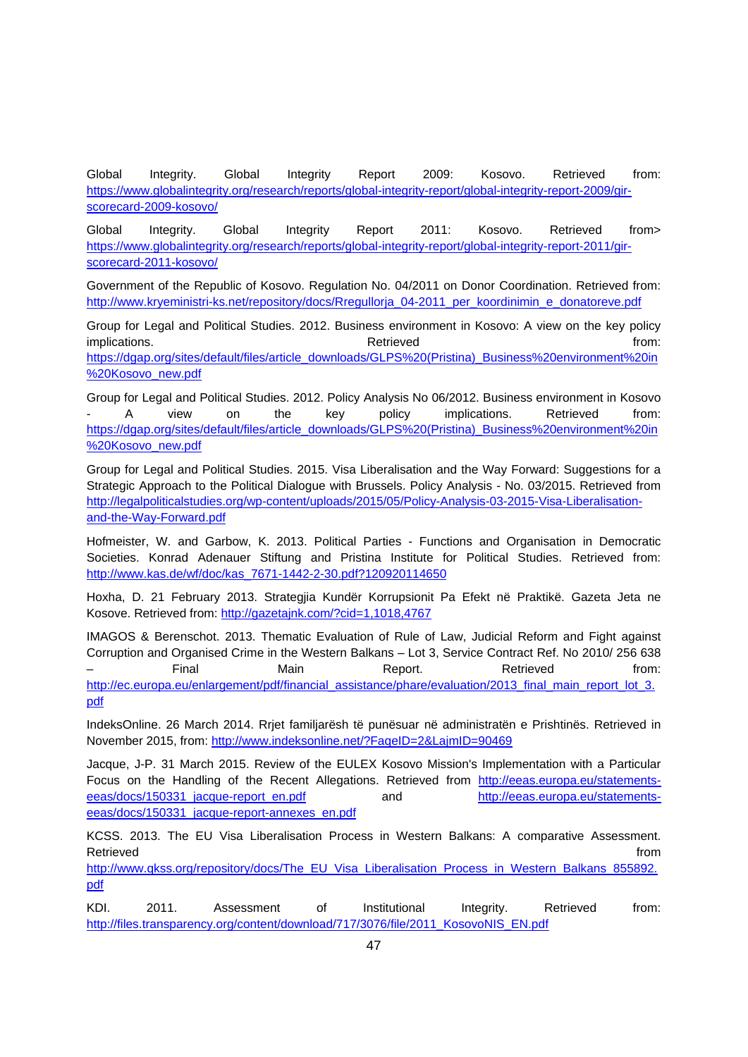Global Integrity. Global Integrity Report 2009: Kosovo. Retrieved from: https://www.globalintegrity.org/research/reports/global-integrity-report/global-integrity-report-2009/gir-scorecard-2009-kosovo/

Global Integrity. Global Integrity Report 2011: Kosovo. Retrieved from> https://www.globalintegrity.org/research/reports/global-integrity-report/global-integrity-report-2011/gir-scorecard-2011-kosovo/

Government of the Republic of Kosovo. Regulation No. 04/2011 on Donor Coordination. Retrieved from: http://www.kryeministri-ks.net/repository/docs/Rregullorja_04-2011_per_koordinimin_e_donatoreve.pdf

Group for Legal and Political Studies. 2012. Business environment in Kosovo: A view on the key policy implications. Retrieved from: https://dgap.org/sites/default/files/article_downloads/GLPS%20(Pristina)_Business%20environment%20in%20Kosovo_new.pdf

Group for Legal and Political Studies. 2012. Policy Analysis No 06/2012. Business environment in Kosovo - A view on the key policy implications. Retrieved from: https://dgap.org/sites/default/files/article_downloads/GLPS%20(Pristina)_Business%20environment%20in%20Kosovo_new.pdf

Group for Legal and Political Studies. 2015. Visa Liberalisation and the Way Forward: Suggestions for a Strategic Approach to the Political Dialogue with Brussels. Policy Analysis - No. 03/2015. Retrieved from http://legalpoliticalstudies.org/wp-content/uploads/2015/05/Policy-Analysis-03-2015-Visa-Liberalisation-and-the-Way-Forward.pdf

Hofmeister, W. and Garbow, K. 2013. Political Parties - Functions and Organisation in Democratic Societies. Konrad Adenauer Stiftung and Pristina Institute for Political Studies. Retrieved from: http://www.kas.de/wf/doc/kas_7671-1442-2-30.pdf?120920114650

Hoxha, D. 21 February 2013. Strategjia Kundër Korrupsionit Pa Efekt në Praktikë. Gazeta Jeta ne Kosove. Retrieved from: http://gazetajnk.com/?cid=1,1018,4767

IMAGOS & Berenschot. 2013. Thematic Evaluation of Rule of Law, Judicial Reform and Fight against Corruption and Organised Crime in the Western Balkans – Lot 3, Service Contract Ref. No 2010/ 256 638 – Final Main Report. Retrieved from: http://ec.europa.eu/enlargement/pdf/financial_assistance/phare/evaluation/2013_final_main_report_lot_3.pdf

IndeksOnline. 26 March 2014. Rrjet familjarësh të punësuar në administratën e Prishtinës. Retrieved in November 2015, from: http://www.indeksonline.net/?FaqeID=2&LajmID=90469

Jacque, J-P. 31 March 2015. Review of the EULEX Kosovo Mission's Implementation with a Particular Focus on the Handling of the Recent Allegations. Retrieved from http://eeas.europa.eu/statements-eeas/docs/150331_jacque-report_en.pdf and http://eeas.europa.eu/statements-eeas/docs/150331_jacque-report-annexes_en.pdf

KCSS. 2013. The EU Visa Liberalisation Process in Western Balkans: A comparative Assessment. Retrieved from http://www.qkss.org/repository/docs/The_EU_Visa_Liberalisation_Process_in_Western_Balkans_855892.pdf

KDI. 2011. Assessment of Institutional Integrity. Retrieved from: http://files.transparency.org/content/download/717/3076/file/2011_KosovoNIS_EN.pdf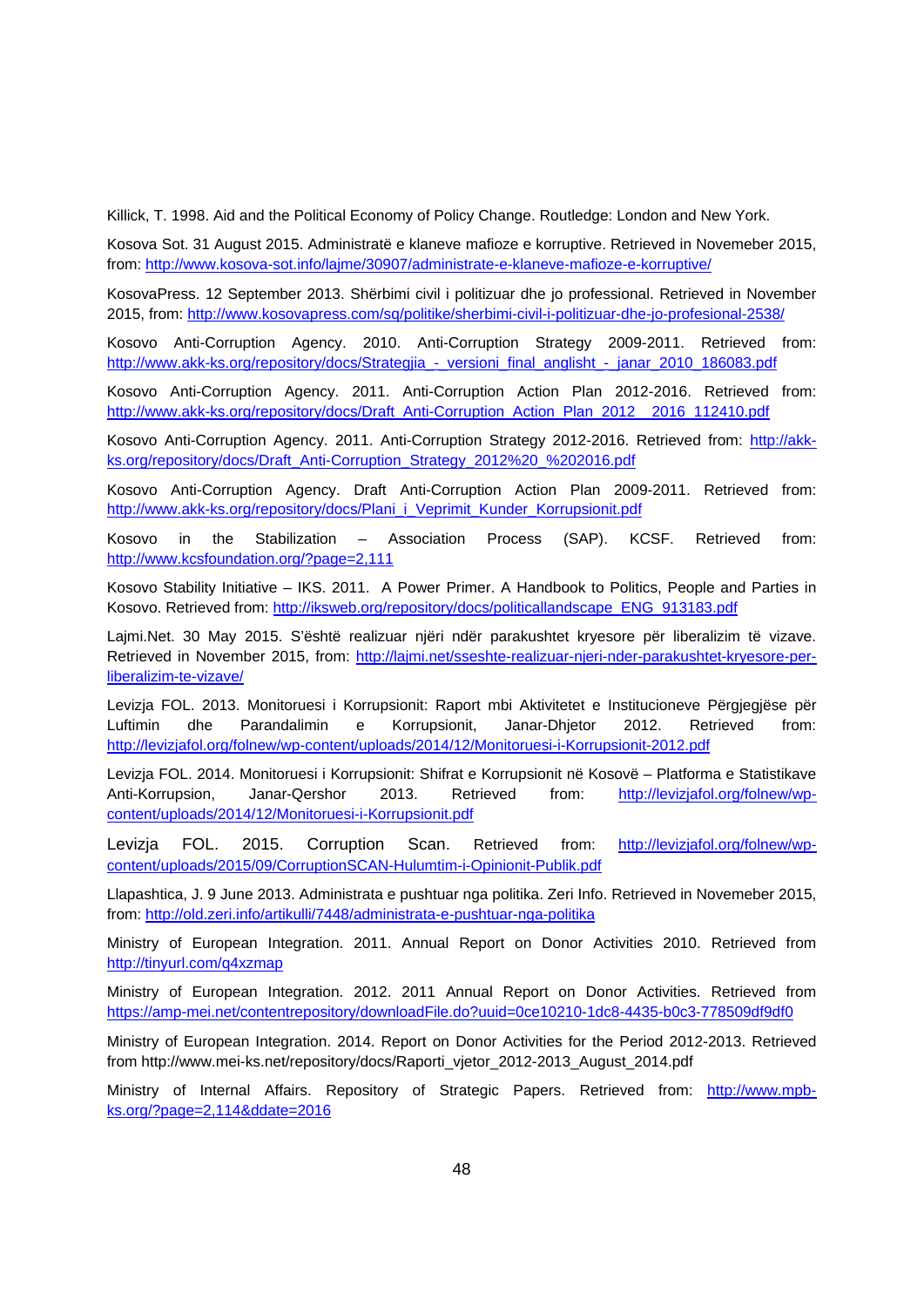Killick, T. 1998. Aid and the Political Economy of Policy Change. Routledge: London and New York.

Kosova Sot. 31 August 2015. Administratë e klaneve mafioze e korruptive. Retrieved in Novemeber 2015, from: http://www.kosova-sot.info/lajme/30907/administrate-e-klaneve-mafioze-e-korruptive/

KosovaPress. 12 September 2013. Shërbimi civil i politizuar dhe jo professional. Retrieved in November 2015, from: http://www.kosovapress.com/sq/politike/sherbimi-civil-i-politizuar-dhe-jo-profesional-2538/

Kosovo Anti-Corruption Agency. 2010. Anti-Corruption Strategy 2009-2011. Retrieved from: http://www.akk-ks.org/repository/docs/Strategjia_-_versioni_final_anglisht_-_janar_2010_186083.pdf

Kosovo Anti-Corruption Agency. 2011. Anti-Corruption Action Plan 2012-2016. Retrieved from: http://www.akk-ks.org/repository/docs/Draft_Anti-Corruption_Action_Plan_2012__2016_112410.pdf

Kosovo Anti-Corruption Agency. 2011. Anti-Corruption Strategy 2012-2016. Retrieved from: http://akk-ks.org/repository/docs/Draft_Anti-Corruption_Strategy_2012%20_%202016.pdf

Kosovo Anti-Corruption Agency. Draft Anti-Corruption Action Plan 2009-2011. Retrieved from: http://www.akk-ks.org/repository/docs/Plani_i_Veprimit_Kunder_Korrupsionit.pdf

Kosovo in the Stabilization – Association Process (SAP). KCSF. Retrieved from: http://www.kcsfoundation.org/?page=2,111

Kosovo Stability Initiative – IKS. 2011. A Power Primer. A Handbook to Politics, People and Parties in Kosovo. Retrieved from: http://iksweb.org/repository/docs/politicallandscape_ENG_913183.pdf

Lajmi.Net. 30 May 2015. S'është realizuar njëri ndër parakushtet kryesore për liberalizim të vizave. Retrieved in November 2015, from: http://lajmi.net/sseshte-realizuar-njeri-nder-parakushtet-kryesore-per-liberalizim-te-vizave/

Levizja FOL. 2013. Monitoruesi i Korrupsionit: Raport mbi Aktivitetet e Institucioneve Përgjegjëse për Luftimin dhe Parandalimin e Korrupsionit, Janar-Dhjetor 2012. Retrieved from: http://levizjafol.org/folnew/wp-content/uploads/2014/12/Monitoruesi-i-Korrupsionit-2012.pdf

Levizja FOL. 2014. Monitoruesi i Korrupsionit: Shifrat e Korrupsionit në Kosovë – Platforma e Statistikave Anti-Korrupsion, Janar-Qershor 2013. Retrieved from: http://levizjafol.org/folnew/wp-content/uploads/2014/12/Monitoruesi-i-Korrupsionit.pdf

Levizja FOL. 2015. Corruption Scan. Retrieved from: http://levizjafol.org/folnew/wp-content/uploads/2015/09/CorruptionSCAN-Hulumtim-i-Opinionit-Publik.pdf

Llapashtica, J. 9 June 2013. Administrata e pushtuar nga politika. Zeri Info. Retrieved in Novemeber 2015, from: http://old.zeri.info/artikulli/7448/administrata-e-pushtuar-nga-politika

Ministry of European Integration. 2011. Annual Report on Donor Activities 2010. Retrieved from http://tinyurl.com/q4xzmap

Ministry of European Integration. 2012. 2011 Annual Report on Donor Activities. Retrieved from https://amp-mei.net/contentrepository/downloadFile.do?uuid=0ce10210-1dc8-4435-b0c3-778509df9df0

Ministry of European Integration. 2014. Report on Donor Activities for the Period 2012-2013. Retrieved from http://www.mei-ks.net/repository/docs/Raporti_vjetor_2012-2013_August_2014.pdf

Ministry of Internal Affairs. Repository of Strategic Papers. Retrieved from: http://www.mpb-ks.org/?page=2,114&ddate=2016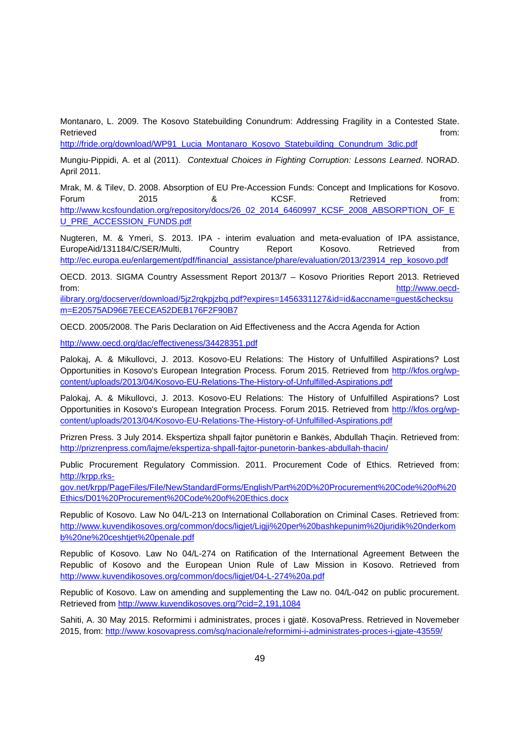Montanaro, L. 2009. The Kosovo Statebuilding Conundrum: Addressing Fragility in a Contested State. Retrieved from: http://fride.org/download/WP91_Lucia_Montanaro_Kosovo_Statebuilding_Conundrum_3dic.pdf

Mungiu-Pippidi, A. et al (2011). *Contextual Choices in Fighting Corruption: Lessons Learned*. NORAD. April 2011.

Mrak, M. & Tilev, D. 2008. Absorption of EU Pre-Accession Funds: Concept and Implications for Kosovo. Forum 2015 & KCSF. Retrieved from: http://www.kcsfoundation.org/repository/docs/26_02_2014_6460997_KCSF_2008_ABSORPTION_OF_EU_PRE_ACCESSION_FUNDS.pdf

Nugteren, M. & Ymeri, S. 2013. IPA - interim evaluation and meta-evaluation of IPA assistance, EuropeAid/131184/C/SER/Multi, Country Report Kosovo. Retrieved from http://ec.europa.eu/enlargement/pdf/financial_assistance/phare/evaluation/2013/23914_rep_kosovo.pdf

OECD. 2013. SIGMA Country Assessment Report 2013/7 – Kosovo Priorities Report 2013. Retrieved from: http://www.oecd-ilibrary.org/docserver/download/5jz2rqkpjzbq.pdf?expires=1456331127&id=id&accname=guest&checksum=E20575AD96E7EECEA52DEB176F2F90B7

OECD. 2005/2008. The Paris Declaration on Aid Effectiveness and the Accra Agenda for Action

http://www.oecd.org/dac/effectiveness/34428351.pdf

Palokaj, A. & Mikullovci, J. 2013. Kosovo-EU Relations: The History of Unfulfilled Aspirations? Lost Opportunities in Kosovo's European Integration Process. Forum 2015. Retrieved from http://kfos.org/wp-content/uploads/2013/04/Kosovo-EU-Relations-The-History-of-Unfulfilled-Aspirations.pdf

Palokaj, A. & Mikullovci, J. 2013. Kosovo-EU Relations: The History of Unfulfilled Aspirations? Lost Opportunities in Kosovo's European Integration Process. Forum 2015. Retrieved from http://kfos.org/wp-content/uploads/2013/04/Kosovo-EU-Relations-The-History-of-Unfulfilled-Aspirations.pdf

Prizren Press. 3 July 2014. Ekspertiza shpall fajtor punëtorin e Bankës, Abdullah Thaçin. Retrieved from: http://prizrenpress.com/lajme/ekspertiza-shpall-fajtor-punetorin-bankes-abdullah-thacin/

Public Procurement Regulatory Commission. 2011. Procurement Code of Ethics. Retrieved from: http://krpp.rks-gov.net/krpp/PageFiles/File/NewStandardForms/English/Part%20D%20Procurement%20Code%20of%20Ethics/D01%20Procurement%20Code%20of%20Ethics.docx

Republic of Kosovo. Law No 04/L-213 on International Collaboration on Criminal Cases. Retrieved from: http://www.kuvendikosoves.org/common/docs/ligjet/Ligji%20per%20bashkepunim%20juridik%20nderkomb%20ne%20ceshtjet%20penale.pdf

Republic of Kosovo. Law No 04/L-274 on Ratification of the International Agreement Between the Republic of Kosovo and the European Union Rule of Law Mission in Kosovo. Retrieved from http://www.kuvendikosoves.org/common/docs/ligjet/04-L-274%20a.pdf

Republic of Kosovo. Law on amending and supplementing the Law no. 04/L-042 on public procurement. Retrieved from http://www.kuvendikosoves.org/?cid=2,191,1084

Sahiti, A. 30 May 2015. Reformimi i administrates, proces i gjatë. KosovaPress. Retrieved in Novemeber 2015, from: http://www.kosovapress.com/sq/nacionale/reformimi-i-administrates-proces-i-gjate-43559/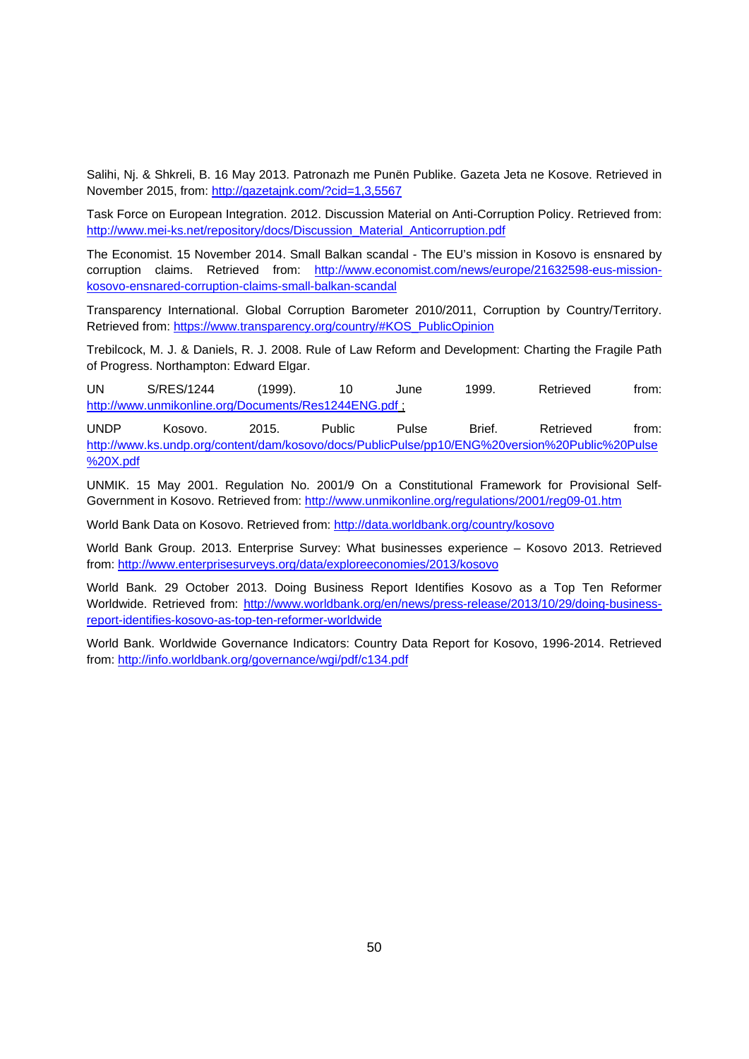Salihi, Nj. & Shkreli, B. 16 May 2013. Patronazh me Punën Publike. Gazeta Jeta ne Kosove. Retrieved in November 2015, from: http://gazetajnk.com/?cid=1,3,5567

Task Force on European Integration. 2012. Discussion Material on Anti-Corruption Policy. Retrieved from: http://www.mei-ks.net/repository/docs/Discussion_Material_Anticorruption.pdf

The Economist. 15 November 2014. Small Balkan scandal - The EU's mission in Kosovo is ensnared by corruption claims. Retrieved from: http://www.economist.com/news/europe/21632598-eus-mission-kosovo-ensnared-corruption-claims-small-balkan-scandal

Transparency International. Global Corruption Barometer 2010/2011, Corruption by Country/Territory. Retrieved from: https://www.transparency.org/country/#KOS_PublicOpinion

Trebilcock, M. J. & Daniels, R. J. 2008. Rule of Law Reform and Development: Charting the Fragile Path of Progress. Northampton: Edward Elgar.

UN S/RES/1244 (1999). 10 June 1999. Retrieved from: http://www.unmikonline.org/Documents/Res1244ENG.pdf ;

UNDP Kosovo. 2015. Public Pulse Brief. Retrieved from: http://www.ks.undp.org/content/dam/kosovo/docs/PublicPulse/pp10/ENG%20version%20Public%20Pulse%20X.pdf

UNMIK. 15 May 2001. Regulation No. 2001/9 On a Constitutional Framework for Provisional Self-Government in Kosovo. Retrieved from: http://www.unmikonline.org/regulations/2001/reg09-01.htm

World Bank Data on Kosovo. Retrieved from: http://data.worldbank.org/country/kosovo

World Bank Group. 2013. Enterprise Survey: What businesses experience – Kosovo 2013. Retrieved from: http://www.enterprisesurveys.org/data/exploreeconomies/2013/kosovo

World Bank. 29 October 2013. Doing Business Report Identifies Kosovo as a Top Ten Reformer Worldwide. Retrieved from: http://www.worldbank.org/en/news/press-release/2013/10/29/doing-business-report-identifies-kosovo-as-top-ten-reformer-worldwide

World Bank. Worldwide Governance Indicators: Country Data Report for Kosovo, 1996-2014. Retrieved from: http://info.worldbank.org/governance/wgi/pdf/c134.pdf